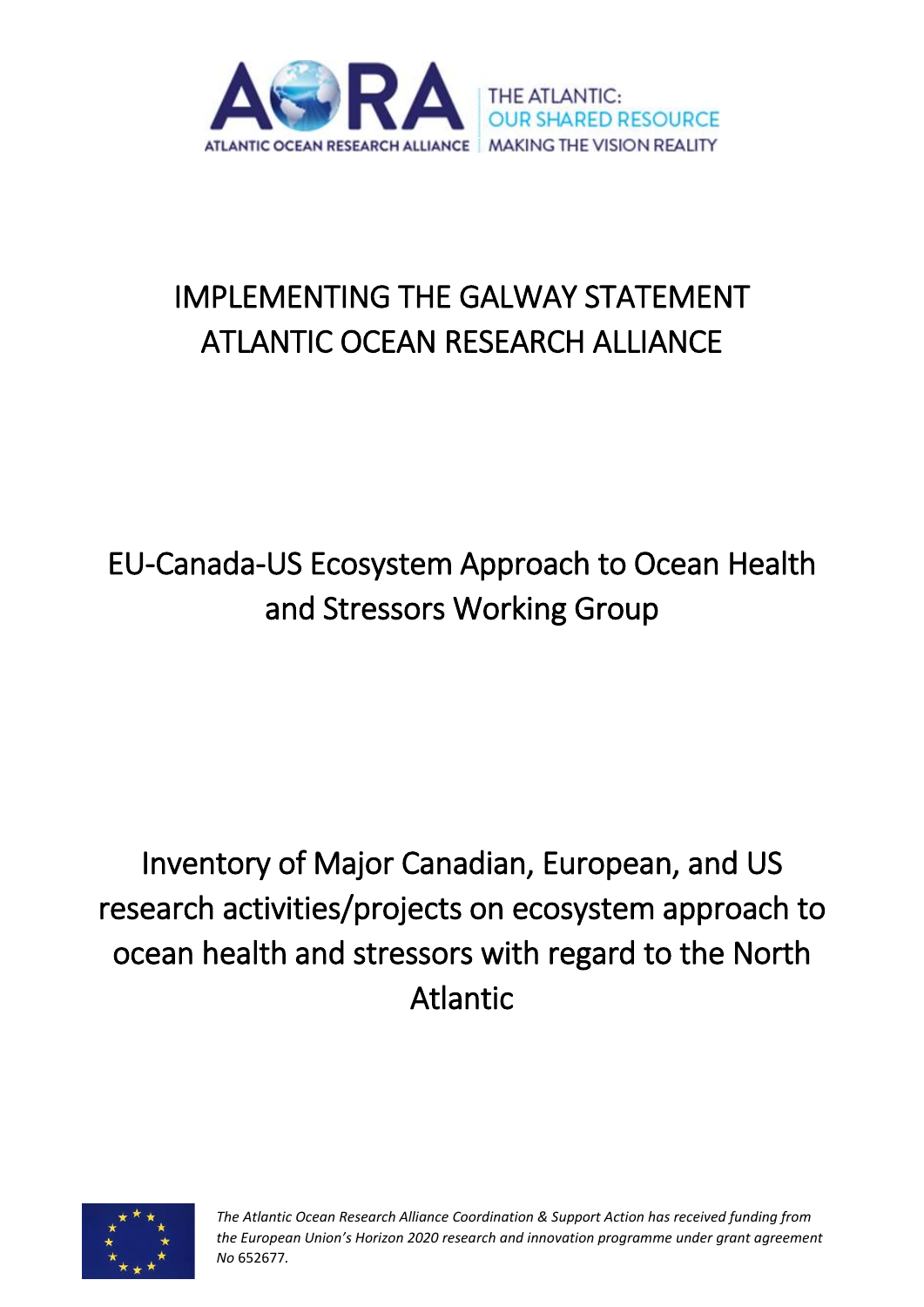AORA
ATLANTIC OCEAN RESEARCH ALLIANCE

THE ATLANTIC: OUR SHARED RESOURCE
MAKING THE VISION REALITY

# IMPLEMENTING THE GALWAY STATEMENT ATLANTIC OCEAN RESEARCH ALLIANCE

## EU-Canada-US Ecosystem Approach to Ocean Health and Stressors Working Group

## Inventory of Major Canadian, European, and US research activities/projects on ecosystem approach to ocean health and stressors with regard to the North Atlantic

*The Atlantic Ocean Research Alliance Coordination & Support Action has received funding from the European Union's Horizon 2020 research and innovation programme under grant agreement No* 652677.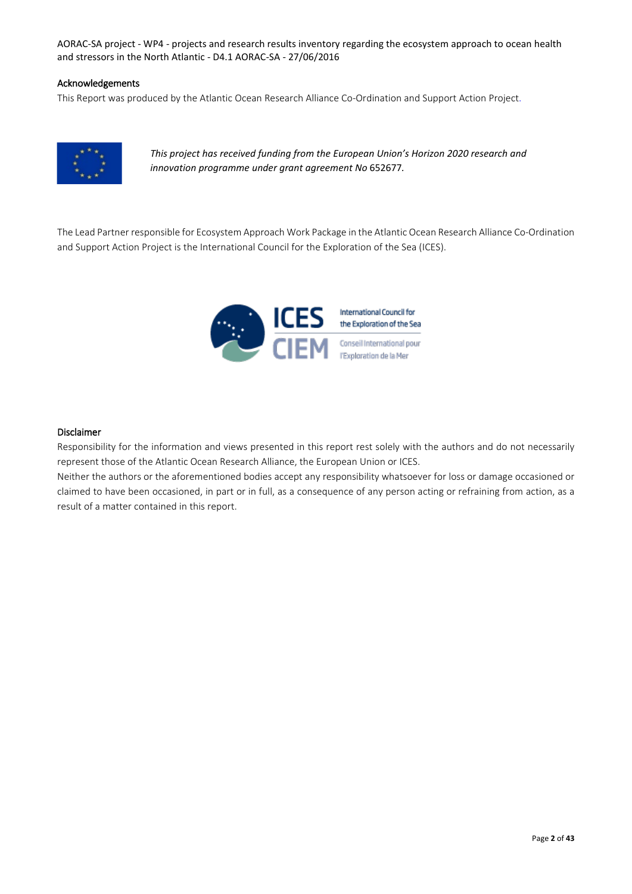## Acknowledgements

This Report was produced by the Atlantic Ocean Research Alliance Co-Ordination and Support Action Project.

*This project has received funding from the European Union's Horizon 2020 research and innovation programme under grant agreement No* 652677.

The Lead Partner responsible for Ecosystem Approach Work Package in the Atlantic Ocean Research Alliance Co-Ordination and Support Action Project is the International Council for the Exploration of the Sea (ICES).

## Disclaimer

Responsibility for the information and views presented in this report rest solely with the authors and do not necessarily represent those of the Atlantic Ocean Research Alliance, the European Union or ICES.

Neither the authors or the aforementioned bodies accept any responsibility whatsoever for loss or damage occasioned or claimed to have been occasioned, in part or in full, as a consequence of any person acting or refraining from action, as a result of a matter contained in this report.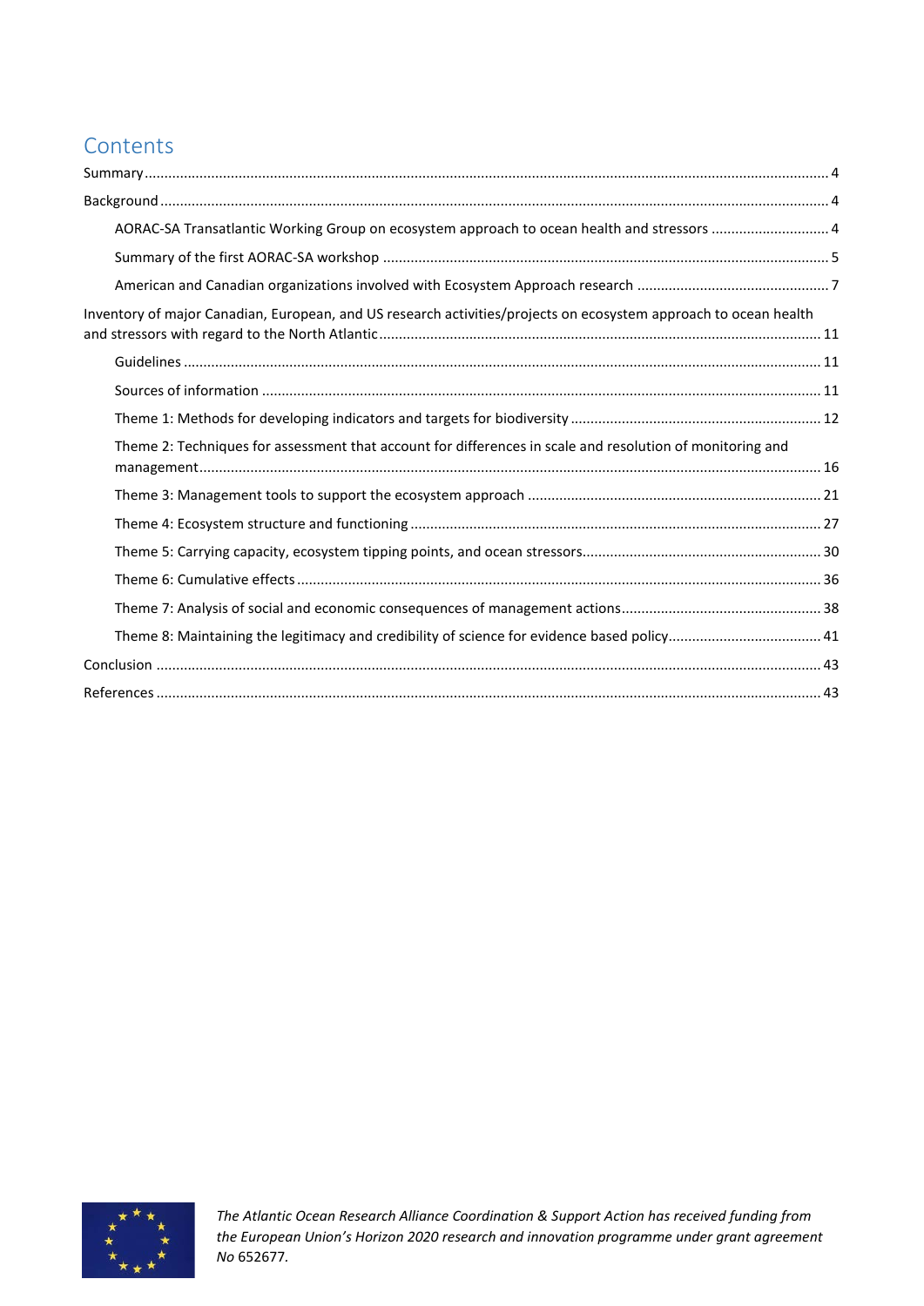# Contents

- Summary ..... 4
- Background ..... 4
  - AORAC-SA Transatlantic Working Group on ecosystem approach to ocean health and stressors ..... 4
  - Summary of the first AORAC-SA workshop ..... 5
  - American and Canadian organizations involved with Ecosystem Approach research ..... 7
- Inventory of major Canadian, European, and US research activities/projects on ecosystem approach to ocean health and stressors with regard to the North Atlantic ..... 11
  - Guidelines ..... 11
  - Sources of information ..... 11
  - Theme 1: Methods for developing indicators and targets for biodiversity ..... 12
  - Theme 2: Techniques for assessment that account for differences in scale and resolution of monitoring and management ..... 16
  - Theme 3: Management tools to support the ecosystem approach ..... 21
  - Theme 4: Ecosystem structure and functioning ..... 27
  - Theme 5: Carrying capacity, ecosystem tipping points, and ocean stressors ..... 30
  - Theme 6: Cumulative effects ..... 36
  - Theme 7: Analysis of social and economic consequences of management actions ..... 38
  - Theme 8: Maintaining the legitimacy and credibility of science for evidence based policy ..... 41
- Conclusion ..... 43
- References ..... 43

*The Atlantic Ocean Research Alliance Coordination & Support Action has received funding from the European Union's Horizon 2020 research and innovation programme under grant agreement No* 652677.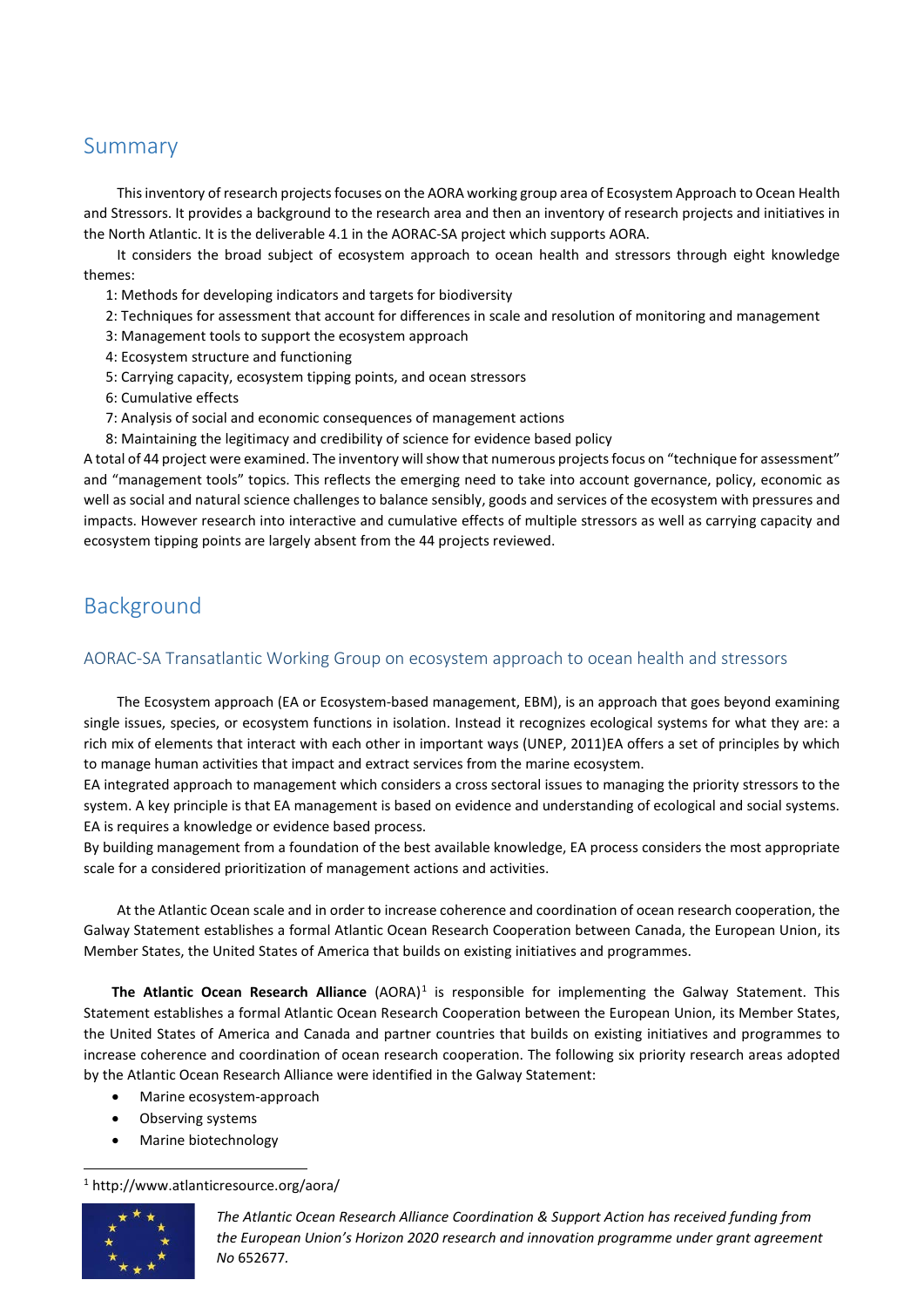## Summary

This inventory of research projects focuses on the AORA working group area of Ecosystem Approach to Ocean Health and Stressors. It provides a background to the research area and then an inventory of research projects and initiatives in the North Atlantic. It is the deliverable 4.1 in the AORAC-SA project which supports AORA.

It considers the broad subject of ecosystem approach to ocean health and stressors through eight knowledge themes:

1: Methods for developing indicators and targets for biodiversity
2: Techniques for assessment that account for differences in scale and resolution of monitoring and management
3: Management tools to support the ecosystem approach
4: Ecosystem structure and functioning
5: Carrying capacity, ecosystem tipping points, and ocean stressors
6: Cumulative effects
7: Analysis of social and economic consequences of management actions
8: Maintaining the legitimacy and credibility of science for evidence based policy

A total of 44 project were examined. The inventory will show that numerous projects focus on "technique for assessment" and "management tools" topics. This reflects the emerging need to take into account governance, policy, economic as well as social and natural science challenges to balance sensibly, goods and services of the ecosystem with pressures and impacts. However research into interactive and cumulative effects of multiple stressors as well as carrying capacity and ecosystem tipping points are largely absent from the 44 projects reviewed.

## Background

### AORAC-SA Transatlantic Working Group on ecosystem approach to ocean health and stressors

The Ecosystem approach (EA or Ecosystem-based management, EBM), is an approach that goes beyond examining single issues, species, or ecosystem functions in isolation. Instead it recognizes ecological systems for what they are: a rich mix of elements that interact with each other in important ways (UNEP, 2011)EA offers a set of principles by which to manage human activities that impact and extract services from the marine ecosystem.

EA integrated approach to management which considers a cross sectoral issues to managing the priority stressors to the system. A key principle is that EA management is based on evidence and understanding of ecological and social systems. EA is requires a knowledge or evidence based process.

By building management from a foundation of the best available knowledge, EA process considers the most appropriate scale for a considered prioritization of management actions and activities.

At the Atlantic Ocean scale and in order to increase coherence and coordination of ocean research cooperation, the Galway Statement establishes a formal Atlantic Ocean Research Cooperation between Canada, the European Union, its Member States, the United States of America that builds on existing initiatives and programmes.

**The Atlantic Ocean Research Alliance** (AORA)[1] is responsible for implementing the Galway Statement. This Statement establishes a formal Atlantic Ocean Research Cooperation between the European Union, its Member States, the United States of America and Canada and partner countries that builds on existing initiatives and programmes to increase coherence and coordination of ocean research cooperation. The following six priority research areas adopted by the Atlantic Ocean Research Alliance were identified in the Galway Statement:

- Marine ecosystem-approach
- Observing systems
- Marine biotechnology

[1] http://www.atlanticresource.org/aora/

*The Atlantic Ocean Research Alliance Coordination & Support Action has received funding from the European Union's Horizon 2020 research and innovation programme under grant agreement No* 652677.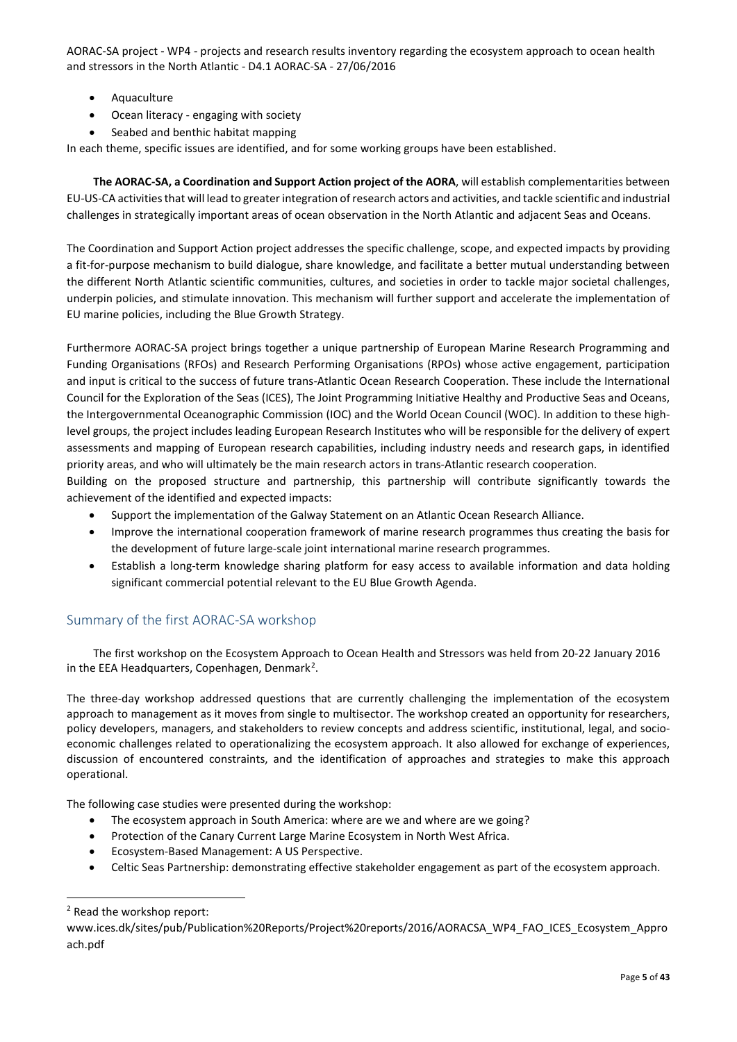- Aquaculture
- Ocean literacy - engaging with society
- Seabed and benthic habitat mapping

In each theme, specific issues are identified, and for some working groups have been established.

**The AORAC-SA, a Coordination and Support Action project of the AORA**, will establish complementarities between EU-US-CA activities that will lead to greater integration of research actors and activities, and tackle scientific and industrial challenges in strategically important areas of ocean observation in the North Atlantic and adjacent Seas and Oceans.

The Coordination and Support Action project addresses the specific challenge, scope, and expected impacts by providing a fit-for-purpose mechanism to build dialogue, share knowledge, and facilitate a better mutual understanding between the different North Atlantic scientific communities, cultures, and societies in order to tackle major societal challenges, underpin policies, and stimulate innovation. This mechanism will further support and accelerate the implementation of EU marine policies, including the Blue Growth Strategy.

Furthermore AORAC-SA project brings together a unique partnership of European Marine Research Programming and Funding Organisations (RFOs) and Research Performing Organisations (RPOs) whose active engagement, participation and input is critical to the success of future trans-Atlantic Ocean Research Cooperation. These include the International Council for the Exploration of the Seas (ICES), The Joint Programming Initiative Healthy and Productive Seas and Oceans, the Intergovernmental Oceanographic Commission (IOC) and the World Ocean Council (WOC). In addition to these high-level groups, the project includes leading European Research Institutes who will be responsible for the delivery of expert assessments and mapping of European research capabilities, including industry needs and research gaps, in identified priority areas, and who will ultimately be the main research actors in trans-Atlantic research cooperation.

Building on the proposed structure and partnership, this partnership will contribute significantly towards the achievement of the identified and expected impacts:

- Support the implementation of the Galway Statement on an Atlantic Ocean Research Alliance.
- Improve the international cooperation framework of marine research programmes thus creating the basis for the development of future large-scale joint international marine research programmes.
- Establish a long-term knowledge sharing platform for easy access to available information and data holding significant commercial potential relevant to the EU Blue Growth Agenda.

## Summary of the first AORAC-SA workshop

The first workshop on the Ecosystem Approach to Ocean Health and Stressors was held from 20-22 January 2016 in the EEA Headquarters, Copenhagen, Denmark[2].

The three-day workshop addressed questions that are currently challenging the implementation of the ecosystem approach to management as it moves from single to multisector. The workshop created an opportunity for researchers, policy developers, managers, and stakeholders to review concepts and address scientific, institutional, legal, and socio-economic challenges related to operationalizing the ecosystem approach. It also allowed for exchange of experiences, discussion of encountered constraints, and the identification of approaches and strategies to make this approach operational.

The following case studies were presented during the workshop:

- The ecosystem approach in South America: where are we and where are we going?
- Protection of the Canary Current Large Marine Ecosystem in North West Africa.
- Ecosystem-Based Management: A US Perspective.
- Celtic Seas Partnership: demonstrating effective stakeholder engagement as part of the ecosystem approach.

---

[2] Read the workshop report: www.ices.dk/sites/pub/Publication%20Reports/Project%20reports/2016/AORACSA_WP4_FAO_ICES_Ecosystem_Approach.pdf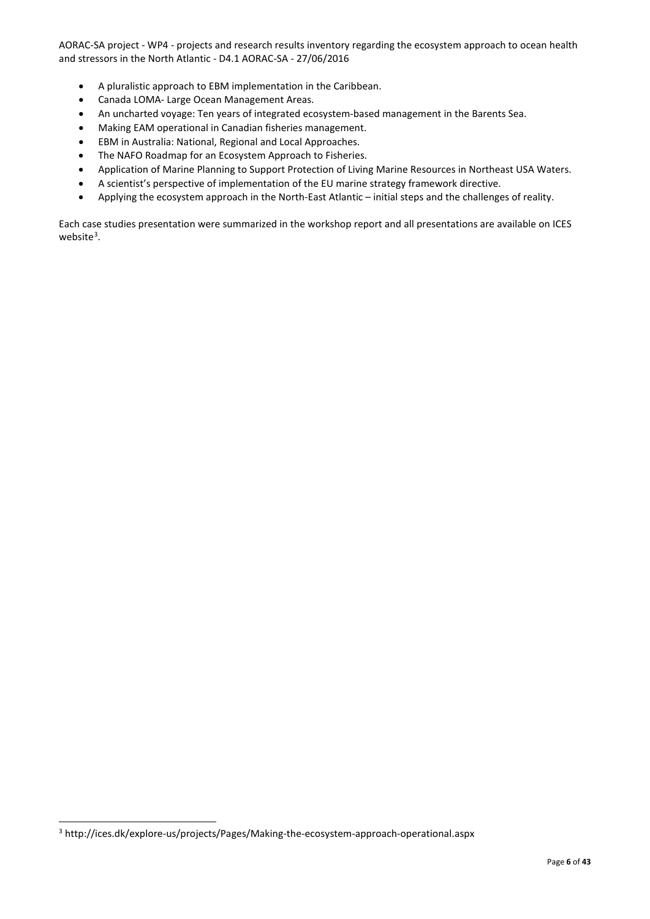- A pluralistic approach to EBM implementation in the Caribbean.
- Canada LOMA- Large Ocean Management Areas.
- An uncharted voyage: Ten years of integrated ecosystem-based management in the Barents Sea.
- Making EAM operational in Canadian fisheries management.
- EBM in Australia: National, Regional and Local Approaches.
- The NAFO Roadmap for an Ecosystem Approach to Fisheries.
- Application of Marine Planning to Support Protection of Living Marine Resources in Northeast USA Waters.
- A scientist's perspective of implementation of the EU marine strategy framework directive.
- Applying the ecosystem approach in the North-East Atlantic – initial steps and the challenges of reality.

Each case studies presentation were summarized in the workshop report and all presentations are available on ICES website[3].

[3] http://ices.dk/explore-us/projects/Pages/Making-the-ecosystem-approach-operational.aspx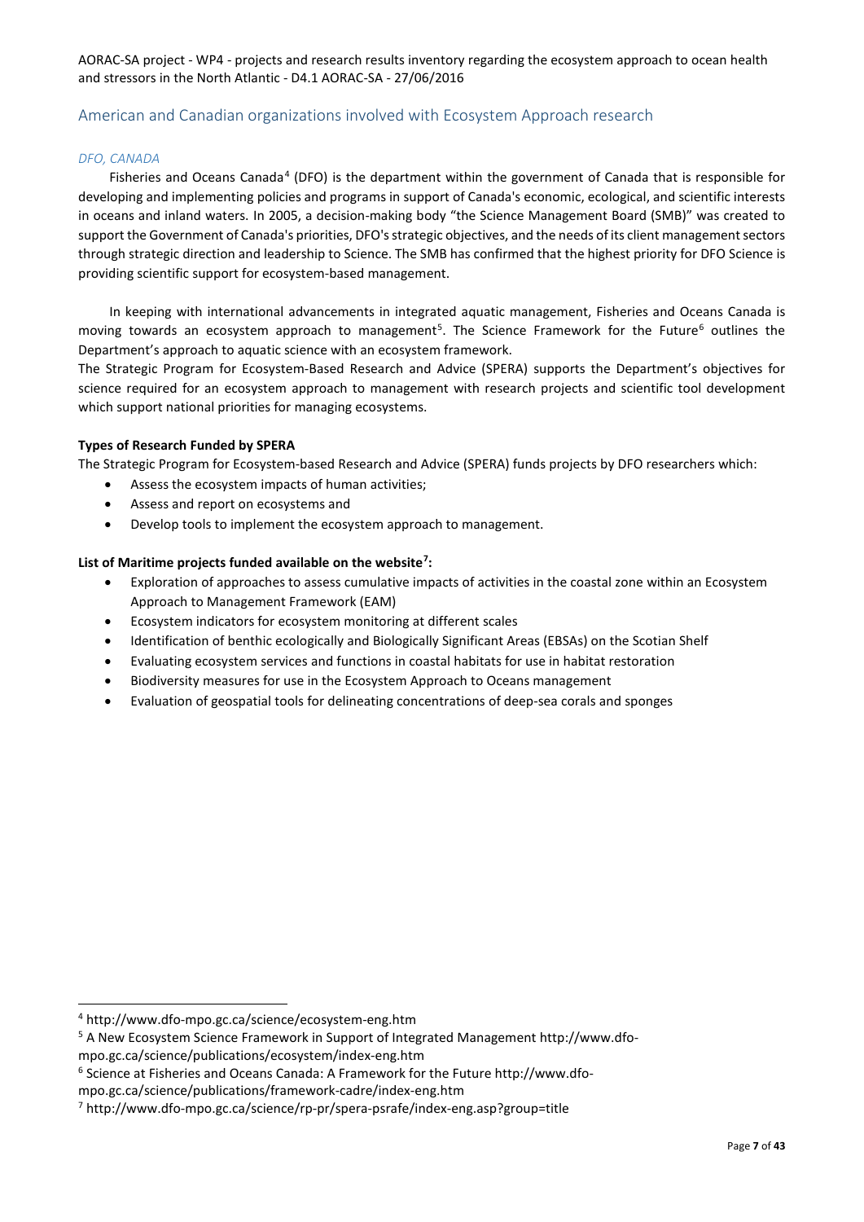## American and Canadian organizations involved with Ecosystem Approach research

### *DFO, CANADA*

Fisheries and Oceans Canada[4] (DFO) is the department within the government of Canada that is responsible for developing and implementing policies and programs in support of Canada's economic, ecological, and scientific interests in oceans and inland waters. In 2005, a decision-making body "the Science Management Board (SMB)" was created to support the Government of Canada's priorities, DFO's strategic objectives, and the needs of its client management sectors through strategic direction and leadership to Science. The SMB has confirmed that the highest priority for DFO Science is providing scientific support for ecosystem-based management.

In keeping with international advancements in integrated aquatic management, Fisheries and Oceans Canada is moving towards an ecosystem approach to management[5]. The Science Framework for the Future[6] outlines the Department's approach to aquatic science with an ecosystem framework.
The Strategic Program for Ecosystem-Based Research and Advice (SPERA) supports the Department's objectives for science required for an ecosystem approach to management with research projects and scientific tool development which support national priorities for managing ecosystems.

**Types of Research Funded by SPERA**

The Strategic Program for Ecosystem-based Research and Advice (SPERA) funds projects by DFO researchers which:

- Assess the ecosystem impacts of human activities;
- Assess and report on ecosystems and
- Develop tools to implement the ecosystem approach to management.

**List of Maritime projects funded available on the website[7]:**

- Exploration of approaches to assess cumulative impacts of activities in the coastal zone within an Ecosystem Approach to Management Framework (EAM)
- Ecosystem indicators for ecosystem monitoring at different scales
- Identification of benthic ecologically and Biologically Significant Areas (EBSAs) on the Scotian Shelf
- Evaluating ecosystem services and functions in coastal habitats for use in habitat restoration
- Biodiversity measures for use in the Ecosystem Approach to Oceans management
- Evaluation of geospatial tools for delineating concentrations of deep-sea corals and sponges

---

[4] http://www.dfo-mpo.gc.ca/science/ecosystem-eng.htm

[5] A New Ecosystem Science Framework in Support of Integrated Management http://www.dfo-mpo.gc.ca/science/publications/ecosystem/index-eng.htm

[6] Science at Fisheries and Oceans Canada: A Framework for the Future http://www.dfo-mpo.gc.ca/science/publications/framework-cadre/index-eng.htm

[7] http://www.dfo-mpo.gc.ca/science/rp-pr/spera-psrafe/index-eng.asp?group=title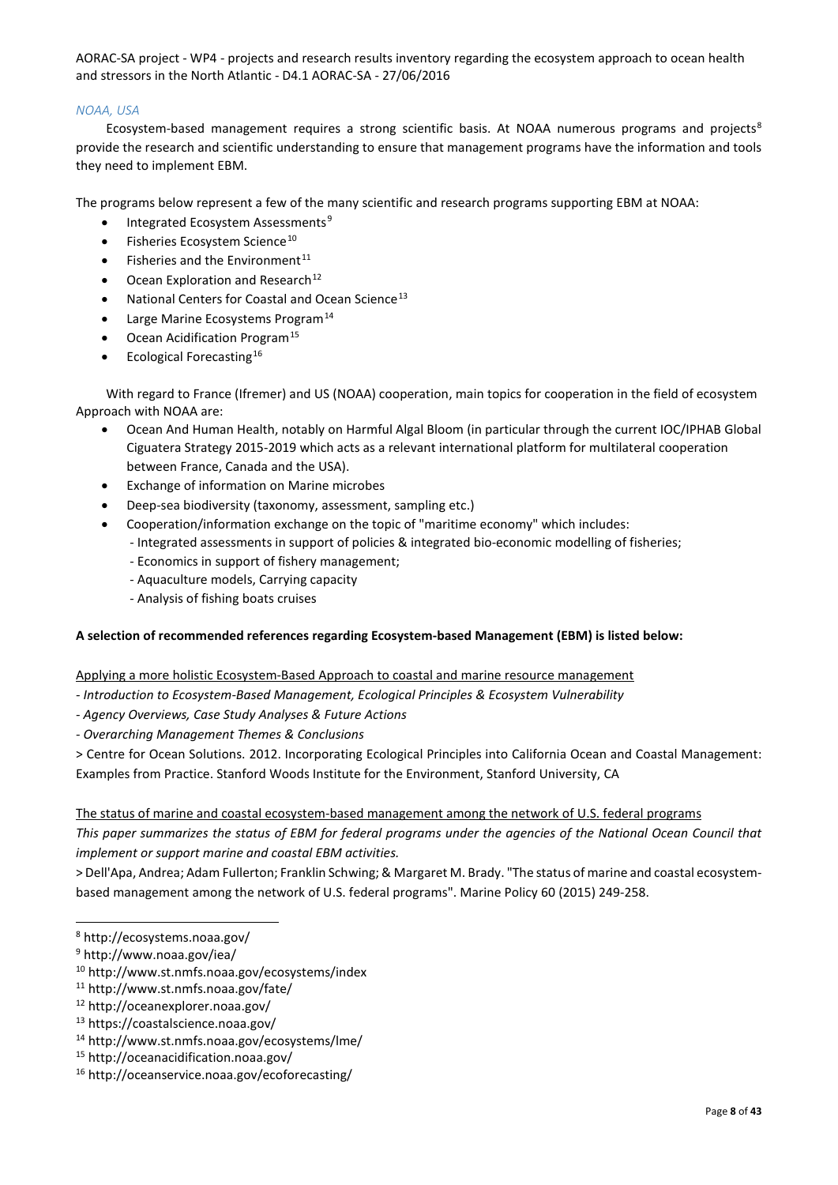*NOAA, USA*

Ecosystem-based management requires a strong scientific basis. At NOAA numerous programs and projects[8] provide the research and scientific understanding to ensure that management programs have the information and tools they need to implement EBM.

The programs below represent a few of the many scientific and research programs supporting EBM at NOAA:

- Integrated Ecosystem Assessments[9]
- Fisheries Ecosystem Science[10]
- Fisheries and the Environment[11]
- Ocean Exploration and Research[12]
- National Centers for Coastal and Ocean Science[13]
- Large Marine Ecosystems Program[14]
- Ocean Acidification Program[15]
- Ecological Forecasting[16]

With regard to France (Ifremer) and US (NOAA) cooperation, main topics for cooperation in the field of ecosystem Approach with NOAA are:

- Ocean And Human Health, notably on Harmful Algal Bloom (in particular through the current IOC/IPHAB Global Ciguatera Strategy 2015-2019 which acts as a relevant international platform for multilateral cooperation between France, Canada and the USA).
- Exchange of information on Marine microbes
- Deep-sea biodiversity (taxonomy, assessment, sampling etc.)
- Cooperation/information exchange on the topic of "maritime economy" which includes:
  - Integrated assessments in support of policies & integrated bio-economic modelling of fisheries;
  - Economics in support of fishery management;
  - Aquaculture models, Carrying capacity
  - Analysis of fishing boats cruises

**A selection of recommended references regarding Ecosystem-based Management (EBM) is listed below:**

Applying a more holistic Ecosystem-Based Approach to coastal and marine resource management

- *Introduction to Ecosystem-Based Management, Ecological Principles & Ecosystem Vulnerability*
- *Agency Overviews, Case Study Analyses & Future Actions*
- *Overarching Management Themes & Conclusions*

> Centre for Ocean Solutions. 2012. Incorporating Ecological Principles into California Ocean and Coastal Management: Examples from Practice. Stanford Woods Institute for the Environment, Stanford University, CA

The status of marine and coastal ecosystem-based management among the network of U.S. federal programs

*This paper summarizes the status of EBM for federal programs under the agencies of the National Ocean Council that implement or support marine and coastal EBM activities.*

> Dell'Apa, Andrea; Adam Fullerton; Franklin Schwing; & Margaret M. Brady. "The status of marine and coastal ecosystem-based management among the network of U.S. federal programs". Marine Policy 60 (2015) 249-258.

---

[8] http://ecosystems.noaa.gov/

[9] http://www.noaa.gov/iea/

[10] http://www.st.nmfs.noaa.gov/ecosystems/index

[11] http://www.st.nmfs.noaa.gov/fate/

[12] http://oceanexplorer.noaa.gov/

[13] https://coastalscience.noaa.gov/

[14] http://www.st.nmfs.noaa.gov/ecosystems/lme/

[15] http://oceanacidification.noaa.gov/

[16] http://oceanservice.noaa.gov/ecoforecasting/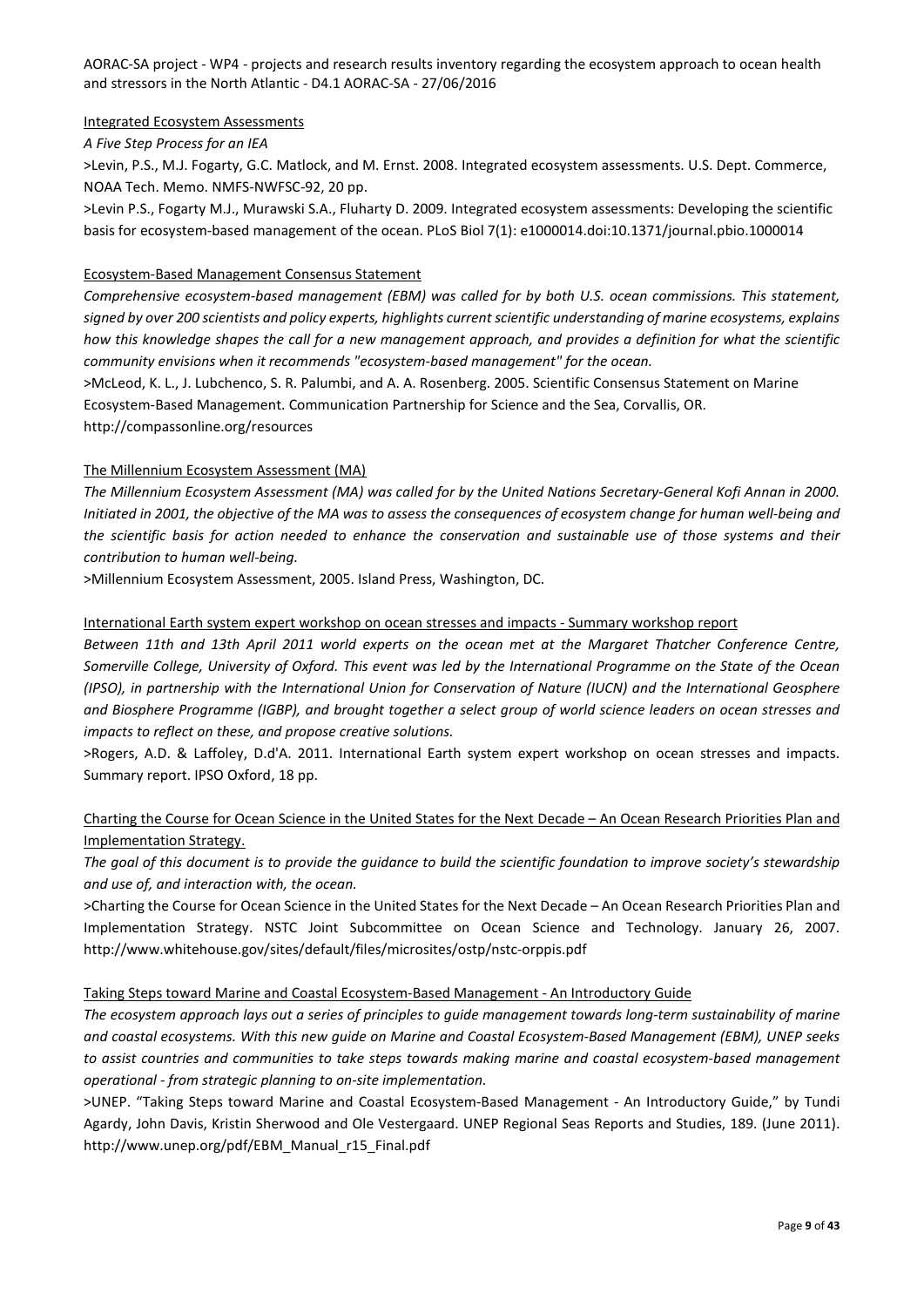#### Integrated Ecosystem Assessments

*A Five Step Process for an IEA*

>Levin, P.S., M.J. Fogarty, G.C. Matlock, and M. Ernst. 2008. Integrated ecosystem assessments. U.S. Dept. Commerce, NOAA Tech. Memo. NMFS-NWFSC-92, 20 pp.

>Levin P.S., Fogarty M.J., Murawski S.A., Fluharty D. 2009. Integrated ecosystem assessments: Developing the scientific basis for ecosystem-based management of the ocean. PLoS Biol 7(1): e1000014.doi:10.1371/journal.pbio.1000014

#### Ecosystem-Based Management Consensus Statement

*Comprehensive ecosystem-based management (EBM) was called for by both U.S. ocean commissions. This statement, signed by over 200 scientists and policy experts, highlights current scientific understanding of marine ecosystems, explains how this knowledge shapes the call for a new management approach, and provides a definition for what the scientific community envisions when it recommends "ecosystem-based management" for the ocean.*

>McLeod, K. L., J. Lubchenco, S. R. Palumbi, and A. A. Rosenberg. 2005. Scientific Consensus Statement on Marine Ecosystem-Based Management. Communication Partnership for Science and the Sea, Corvallis, OR. http://compassonline.org/resources

#### The Millennium Ecosystem Assessment (MA)

*The Millennium Ecosystem Assessment (MA) was called for by the United Nations Secretary-General Kofi Annan in 2000. Initiated in 2001, the objective of the MA was to assess the consequences of ecosystem change for human well-being and the scientific basis for action needed to enhance the conservation and sustainable use of those systems and their contribution to human well-being.*

>Millennium Ecosystem Assessment, 2005. Island Press, Washington, DC.

#### International Earth system expert workshop on ocean stresses and impacts - Summary workshop report

*Between 11th and 13th April 2011 world experts on the ocean met at the Margaret Thatcher Conference Centre, Somerville College, University of Oxford. This event was led by the International Programme on the State of the Ocean (IPSO), in partnership with the International Union for Conservation of Nature (IUCN) and the International Geosphere and Biosphere Programme (IGBP), and brought together a select group of world science leaders on ocean stresses and impacts to reflect on these, and propose creative solutions.*

>Rogers, A.D. & Laffoley, D.d'A. 2011. International Earth system expert workshop on ocean stresses and impacts. Summary report. IPSO Oxford, 18 pp.

#### Charting the Course for Ocean Science in the United States for the Next Decade – An Ocean Research Priorities Plan and Implementation Strategy.

*The goal of this document is to provide the guidance to build the scientific foundation to improve society's stewardship and use of, and interaction with, the ocean.*

>Charting the Course for Ocean Science in the United States for the Next Decade – An Ocean Research Priorities Plan and Implementation Strategy. NSTC Joint Subcommittee on Ocean Science and Technology. January 26, 2007. http://www.whitehouse.gov/sites/default/files/microsites/ostp/nstc-orppis.pdf

#### Taking Steps toward Marine and Coastal Ecosystem-Based Management - An Introductory Guide

*The ecosystem approach lays out a series of principles to guide management towards long-term sustainability of marine and coastal ecosystems. With this new guide on Marine and Coastal Ecosystem-Based Management (EBM), UNEP seeks to assist countries and communities to take steps towards making marine and coastal ecosystem-based management operational - from strategic planning to on-site implementation.*

>UNEP. "Taking Steps toward Marine and Coastal Ecosystem-Based Management - An Introductory Guide," by Tundi Agardy, John Davis, Kristin Sherwood and Ole Vestergaard. UNEP Regional Seas Reports and Studies, 189. (June 2011). http://www.unep.org/pdf/EBM_Manual_r15_Final.pdf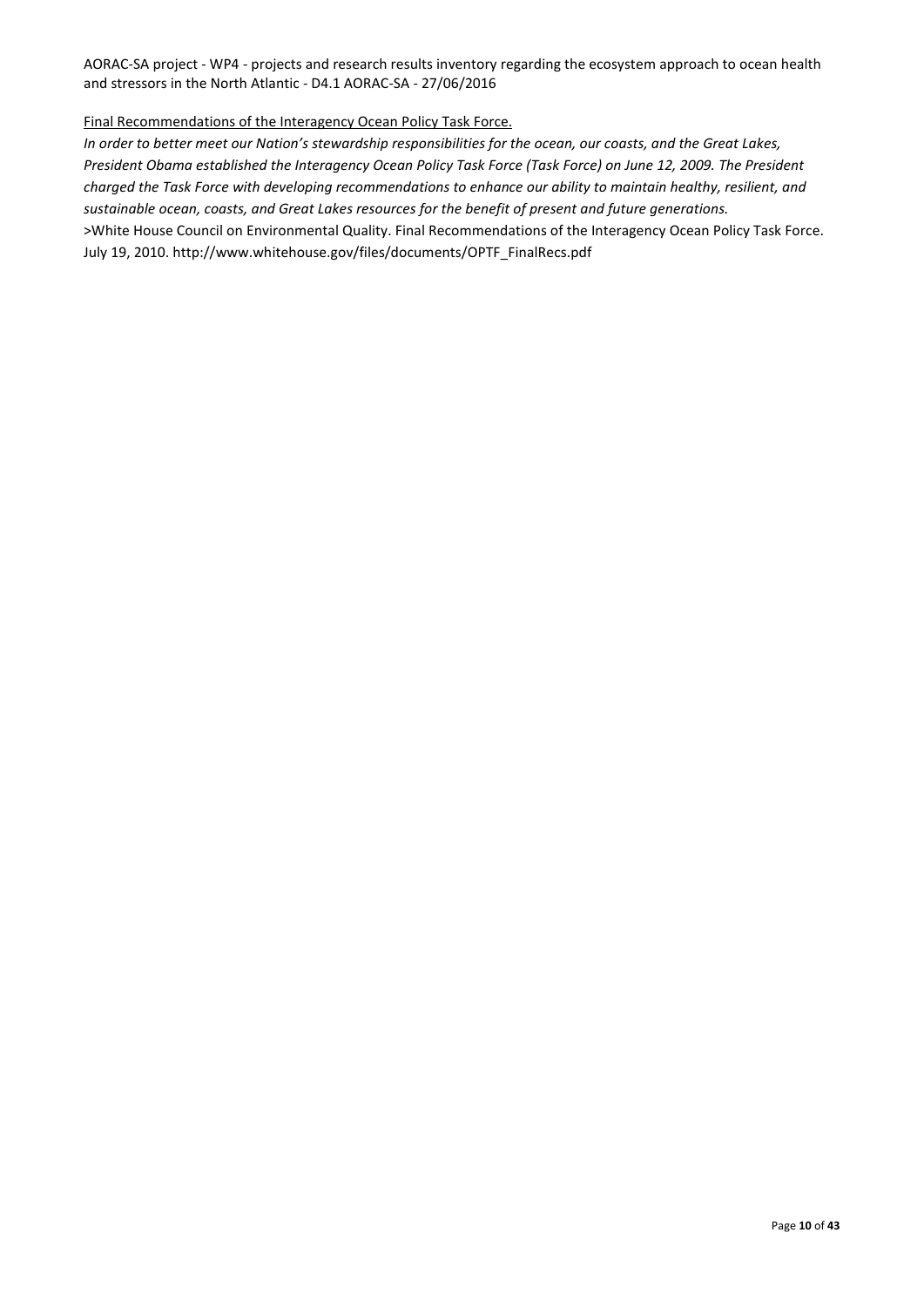Final Recommendations of the Interagency Ocean Policy Task Force.

*In order to better meet our Nation's stewardship responsibilities for the ocean, our coasts, and the Great Lakes, President Obama established the Interagency Ocean Policy Task Force (Task Force) on June 12, 2009. The President charged the Task Force with developing recommendations to enhance our ability to maintain healthy, resilient, and sustainable ocean, coasts, and Great Lakes resources for the benefit of present and future generations.*

>White House Council on Environmental Quality. Final Recommendations of the Interagency Ocean Policy Task Force. July 19, 2010. http://www.whitehouse.gov/files/documents/OPTF_FinalRecs.pdf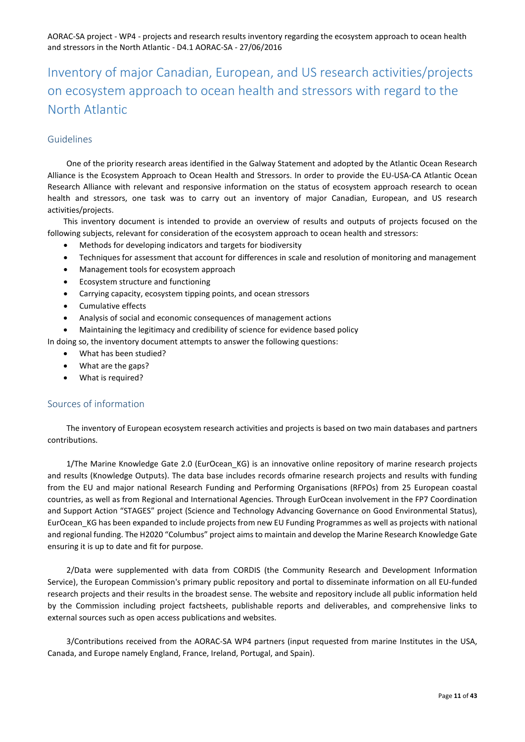# Inventory of major Canadian, European, and US research activities/projects on ecosystem approach to ocean health and stressors with regard to the North Atlantic

## Guidelines

One of the priority research areas identified in the Galway Statement and adopted by the Atlantic Ocean Research Alliance is the Ecosystem Approach to Ocean Health and Stressors. In order to provide the EU-USA-CA Atlantic Ocean Research Alliance with relevant and responsive information on the status of ecosystem approach research to ocean health and stressors, one task was to carry out an inventory of major Canadian, European, and US research activities/projects.

This inventory document is intended to provide an overview of results and outputs of projects focused on the following subjects, relevant for consideration of the ecosystem approach to ocean health and stressors:

- Methods for developing indicators and targets for biodiversity
- Techniques for assessment that account for differences in scale and resolution of monitoring and management
- Management tools for ecosystem approach
- Ecosystem structure and functioning
- Carrying capacity, ecosystem tipping points, and ocean stressors
- Cumulative effects
- Analysis of social and economic consequences of management actions
- Maintaining the legitimacy and credibility of science for evidence based policy

In doing so, the inventory document attempts to answer the following questions:

- What has been studied?
- What are the gaps?
- What is required?

## Sources of information

The inventory of European ecosystem research activities and projects is based on two main databases and partners contributions.

1/The Marine Knowledge Gate 2.0 (EurOcean_KG) is an innovative online repository of marine research projects and results (Knowledge Outputs). The data base includes records ofmarine research projects and results with funding from the EU and major national Research Funding and Performing Organisations (RFPOs) from 25 European coastal countries, as well as from Regional and International Agencies. Through EurOcean involvement in the FP7 Coordination and Support Action "STAGES" project (Science and Technology Advancing Governance on Good Environmental Status), EurOcean_KG has been expanded to include projects from new EU Funding Programmes as well as projects with national and regional funding. The H2020 "Columbus" project aims to maintain and develop the Marine Research Knowledge Gate ensuring it is up to date and fit for purpose.

2/Data were supplemented with data from CORDIS (the Community Research and Development Information Service), the European Commission's primary public repository and portal to disseminate information on all EU-funded research projects and their results in the broadest sense. The website and repository include all public information held by the Commission including project factsheets, publishable reports and deliverables, and comprehensive links to external sources such as open access publications and websites.

3/Contributions received from the AORAC-SA WP4 partners (input requested from marine Institutes in the USA, Canada, and Europe namely England, France, Ireland, Portugal, and Spain).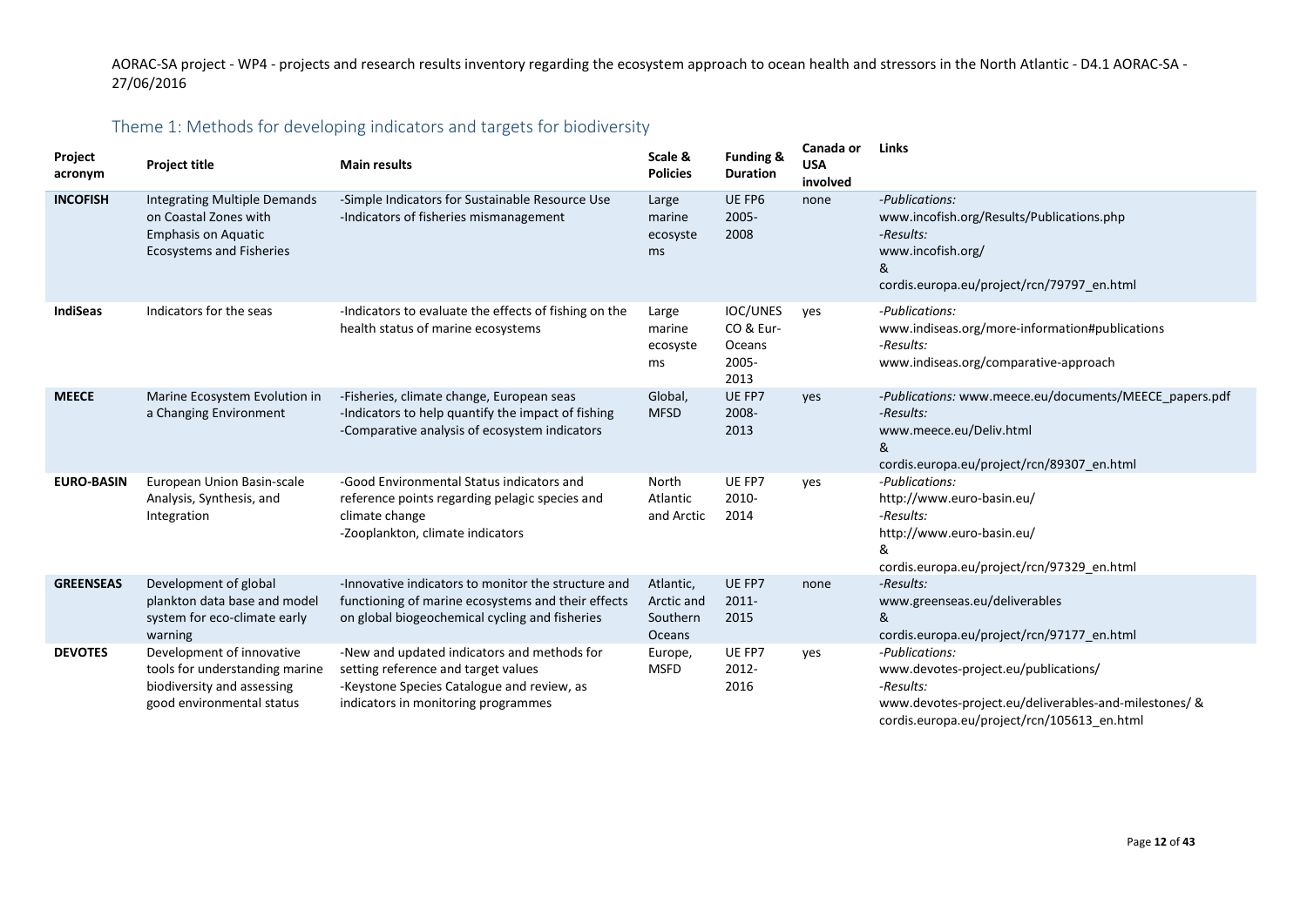AORAC-SA project - WP4 - projects and research results inventory regarding the ecosystem approach to ocean health and stressors in the North Atlantic - D4.1 AORAC-SA - 27/06/2016

## Theme 1: Methods for developing indicators and targets for biodiversity

| Project acronym | Project title | Main results | Scale & Policies | Funding & Duration | Canada or USA involved | Links |
|---|---|---|---|---|---|---|
| **INCOFISH** | Integrating Multiple Demands on Coastal Zones with Emphasis on Aquatic Ecosystems and Fisheries | -Simple Indicators for Sustainable Resource Use<br>-Indicators of fisheries mismanagement | Large marine ecosystems | UE FP6 2005-2008 | none | *-Publications:*<br>www.incofish.org/Results/Publications.php<br>*-Results:*<br>www.incofish.org/<br>&<br>cordis.europa.eu/project/rcn/79797_en.html |
| **IndiSeas** | Indicators for the seas | -Indicators to evaluate the effects of fishing on the health status of marine ecosystems | Large marine ecosystems | IOC/UNESCO & Eur-Oceans 2005-2013 | yes | *-Publications:*<br>www.indiseas.org/more-information#publications<br>*-Results:*<br>www.indiseas.org/comparative-approach |
| **MEECE** | Marine Ecosystem Evolution in a Changing Environment | -Fisheries, climate change, European seas<br>-Indicators to help quantify the impact of fishing<br>-Comparative analysis of ecosystem indicators | Global, MFSD | UE FP7 2008-2013 | yes | *-Publications:* www.meece.eu/documents/MEECE_papers.pdf<br>*-Results:*<br>www.meece.eu/Deliv.html<br>&<br>cordis.europa.eu/project/rcn/89307_en.html |
| **EURO-BASIN** | European Union Basin-scale Analysis, Synthesis, and Integration | -Good Environmental Status indicators and reference points regarding pelagic species and climate change<br>-Zooplankton, climate indicators | North Atlantic and Arctic | UE FP7 2010-2014 | yes | *-Publications:*<br>http://www.euro-basin.eu/<br>*-Results:*<br>http://www.euro-basin.eu/<br>&<br>cordis.europa.eu/project/rcn/97329_en.html |
| **GREENSEAS** | Development of global plankton data base and model system for eco-climate early warning | -Innovative indicators to monitor the structure and functioning of marine ecosystems and their effects on global biogeochemical cycling and fisheries | Atlantic, Arctic and Southern Oceans | UE FP7 2011-2015 | none | *-Results:*<br>www.greenseas.eu/deliverables<br>&<br>cordis.europa.eu/project/rcn/97177_en.html |
| **DEVOTES** | Development of innovative tools for understanding marine biodiversity and assessing good environmental status | -New and updated indicators and methods for setting reference and target values<br>-Keystone Species Catalogue and review, as indicators in monitoring programmes | Europe, MSFD | UE FP7 2012-2016 | yes | *-Publications:*<br>www.devotes-project.eu/publications/<br>*-Results:*<br>www.devotes-project.eu/deliverables-and-milestones/ &<br>cordis.europa.eu/project/rcn/105613_en.html |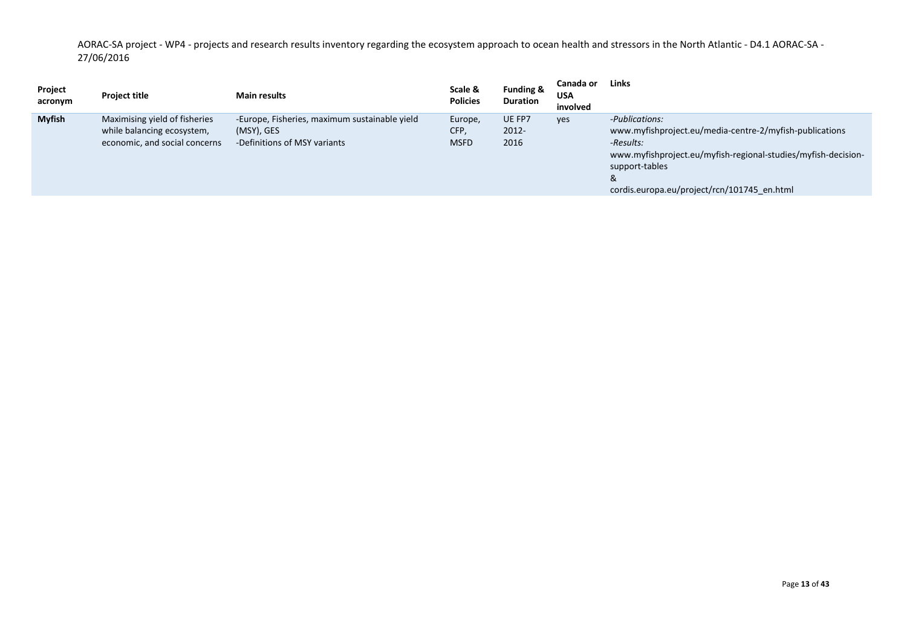| Project acronym | Project title | Main results | Scale & Policies | Funding & Duration | Canada or USA involved | Links |
|---|---|---|---|---|---|---|
| **Myfish** | Maximising yield of fisheries while balancing ecosystem, economic, and social concerns | -Europe, Fisheries, maximum sustainable yield (MSY), GES<br>-Definitions of MSY variants | Europe, CFP, MSFD | UE FP7 2012-2016 | yes | *-Publications:*<br>www.myfishproject.eu/media-centre-2/myfish-publications<br>*-Results:*<br>www.myfishproject.eu/myfish-regional-studies/myfish-decision-support-tables<br>&<br>cordis.europa.eu/project/rcn/101745_en.html |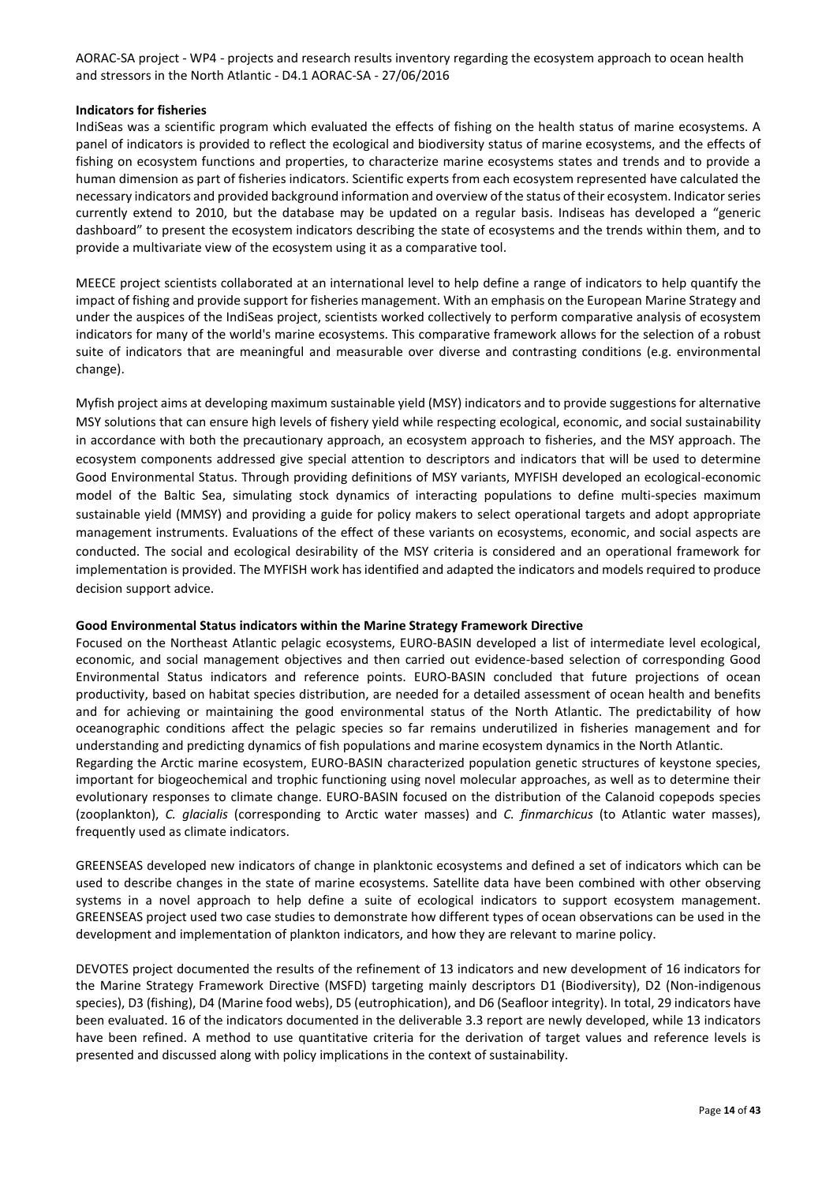**Indicators for fisheries**

IndiSeas was a scientific program which evaluated the effects of fishing on the health status of marine ecosystems. A panel of indicators is provided to reflect the ecological and biodiversity status of marine ecosystems, and the effects of fishing on ecosystem functions and properties, to characterize marine ecosystems states and trends and to provide a human dimension as part of fisheries indicators. Scientific experts from each ecosystem represented have calculated the necessary indicators and provided background information and overview of the status of their ecosystem. Indicator series currently extend to 2010, but the database may be updated on a regular basis. Indiseas has developed a "generic dashboard" to present the ecosystem indicators describing the state of ecosystems and the trends within them, and to provide a multivariate view of the ecosystem using it as a comparative tool.

MEECE project scientists collaborated at an international level to help define a range of indicators to help quantify the impact of fishing and provide support for fisheries management. With an emphasis on the European Marine Strategy and under the auspices of the IndiSeas project, scientists worked collectively to perform comparative analysis of ecosystem indicators for many of the world's marine ecosystems. This comparative framework allows for the selection of a robust suite of indicators that are meaningful and measurable over diverse and contrasting conditions (e.g. environmental change).

Myfish project aims at developing maximum sustainable yield (MSY) indicators and to provide suggestions for alternative MSY solutions that can ensure high levels of fishery yield while respecting ecological, economic, and social sustainability in accordance with both the precautionary approach, an ecosystem approach to fisheries, and the MSY approach. The ecosystem components addressed give special attention to descriptors and indicators that will be used to determine Good Environmental Status. Through providing definitions of MSY variants, MYFISH developed an ecological-economic model of the Baltic Sea, simulating stock dynamics of interacting populations to define multi-species maximum sustainable yield (MMSY) and providing a guide for policy makers to select operational targets and adopt appropriate management instruments. Evaluations of the effect of these variants on ecosystems, economic, and social aspects are conducted. The social and ecological desirability of the MSY criteria is considered and an operational framework for implementation is provided. The MYFISH work has identified and adapted the indicators and models required to produce decision support advice.

**Good Environmental Status indicators within the Marine Strategy Framework Directive**

Focused on the Northeast Atlantic pelagic ecosystems, EURO-BASIN developed a list of intermediate level ecological, economic, and social management objectives and then carried out evidence-based selection of corresponding Good Environmental Status indicators and reference points. EURO-BASIN concluded that future projections of ocean productivity, based on habitat species distribution, are needed for a detailed assessment of ocean health and benefits and for achieving or maintaining the good environmental status of the North Atlantic. The predictability of how oceanographic conditions affect the pelagic species so far remains underutilized in fisheries management and for understanding and predicting dynamics of fish populations and marine ecosystem dynamics in the North Atlantic.

Regarding the Arctic marine ecosystem, EURO-BASIN characterized population genetic structures of keystone species, important for biogeochemical and trophic functioning using novel molecular approaches, as well as to determine their evolutionary responses to climate change. EURO-BASIN focused on the distribution of the Calanoid copepods species (zooplankton), *C. glacialis* (corresponding to Arctic water masses) and *C. finmarchicus* (to Atlantic water masses), frequently used as climate indicators.

GREENSEAS developed new indicators of change in planktonic ecosystems and defined a set of indicators which can be used to describe changes in the state of marine ecosystems. Satellite data have been combined with other observing systems in a novel approach to help define a suite of ecological indicators to support ecosystem management. GREENSEAS project used two case studies to demonstrate how different types of ocean observations can be used in the development and implementation of plankton indicators, and how they are relevant to marine policy.

DEVOTES project documented the results of the refinement of 13 indicators and new development of 16 indicators for the Marine Strategy Framework Directive (MSFD) targeting mainly descriptors D1 (Biodiversity), D2 (Non-indigenous species), D3 (fishing), D4 (Marine food webs), D5 (eutrophication), and D6 (Seafloor integrity). In total, 29 indicators have been evaluated. 16 of the indicators documented in the deliverable 3.3 report are newly developed, while 13 indicators have been refined. A method to use quantitative criteria for the derivation of target values and reference levels is presented and discussed along with policy implications in the context of sustainability.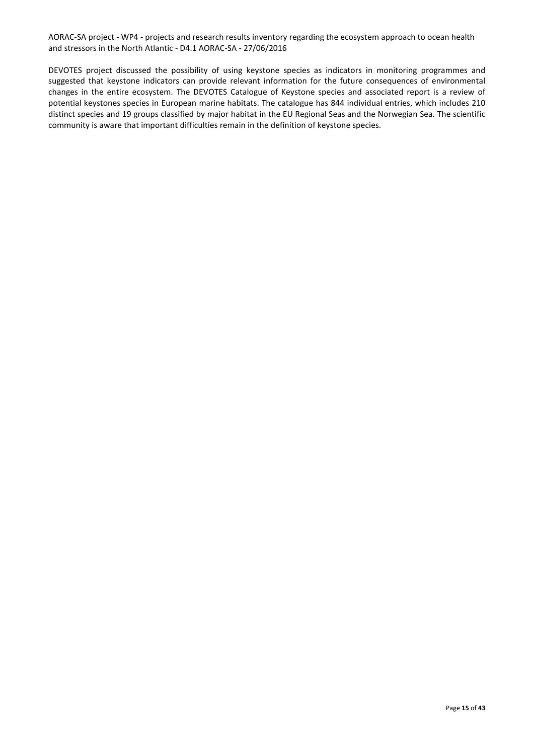DEVOTES project discussed the possibility of using keystone species as indicators in monitoring programmes and suggested that keystone indicators can provide relevant information for the future consequences of environmental changes in the entire ecosystem. The DEVOTES Catalogue of Keystone species and associated report is a review of potential keystones species in European marine habitats. The catalogue has 844 individual entries, which includes 210 distinct species and 19 groups classified by major habitat in the EU Regional Seas and the Norwegian Sea. The scientific community is aware that important difficulties remain in the definition of keystone species.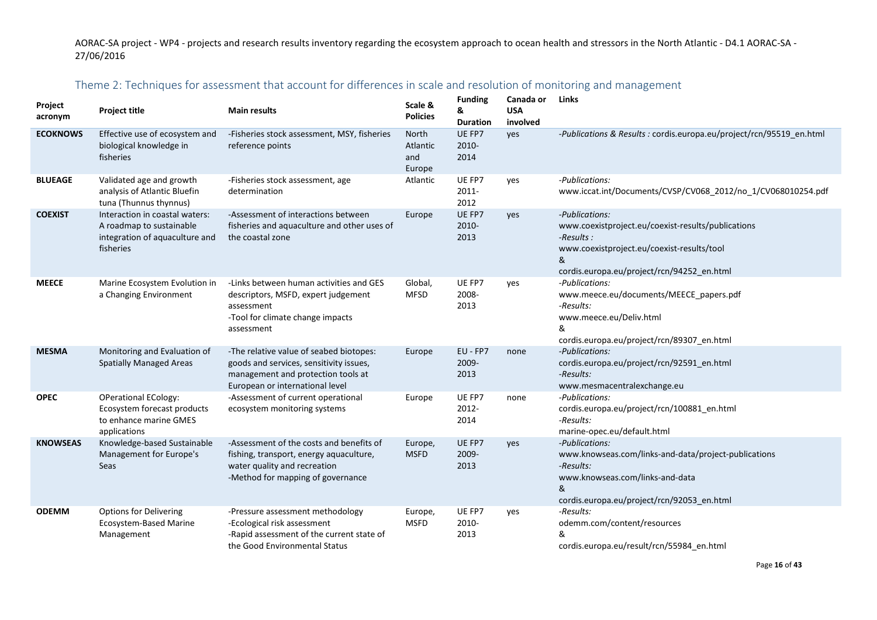## Theme 2: Techniques for assessment that account for differences in scale and resolution of monitoring and management

| Project acronym | Project title | Main results | Scale & Policies | Funding & Duration | Canada or USA involved | Links |
|---|---|---|---|---|---|---|
| **ECOKNOWS** | Effective use of ecosystem and biological knowledge in fisheries | -Fisheries stock assessment, MSY, fisheries reference points | North Atlantic and Europe | UE FP7 2010-2014 | yes | -*Publications & Results :* cordis.europa.eu/project/rcn/95519_en.html |
| **BLUEAGE** | Validated age and growth analysis of Atlantic Bluefin tuna (Thunnus thynnus) | -Fisheries stock assessment, age determination | Atlantic | UE FP7 2011-2012 | yes | -*Publications:* www.iccat.int/Documents/CVSP/CV068_2012/no_1/CV068010254.pdf |
| **COEXIST** | Interaction in coastal waters: A roadmap to sustainable integration of aquaculture and fisheries | -Assessment of interactions between fisheries and aquaculture and other uses of the coastal zone | Europe | UE FP7 2010-2013 | yes | -*Publications:* www.coexistproject.eu/coexist-results/publications -*Results :* www.coexistproject.eu/coexist-results/tool & cordis.europa.eu/project/rcn/94252_en.html |
| **MEECE** | Marine Ecosystem Evolution in a Changing Environment | -Links between human activities and GES descriptors, MSFD, expert judgement assessment -Tool for climate change impacts assessment | Global, MFSD | UE FP7 2008-2013 | yes | -*Publications:* www.meece.eu/documents/MEECE_papers.pdf -*Results:* www.meece.eu/Deliv.html & cordis.europa.eu/project/rcn/89307_en.html |
| **MESMA** | Monitoring and Evaluation of Spatially Managed Areas | -The relative value of seabed biotopes: goods and services, sensitivity issues, management and protection tools at European or international level | Europe | EU - FP7 2009-2013 | none | -*Publications:* cordis.europa.eu/project/rcn/92591_en.html -*Results:* www.mesmacentralexchange.eu |
| **OPEC** | OPerational ECology: Ecosystem forecast products to enhance marine GMES applications | -Assessment of current operational ecosystem monitoring systems | Europe | UE FP7 2012-2014 | none | -*Publications:* cordis.europa.eu/project/rcn/100881_en.html -*Results:* marine-opec.eu/default.html |
| **KNOWSEAS** | Knowledge-based Sustainable Management for Europe's Seas | -Assessment of the costs and benefits of fishing, transport, energy aquaculture, water quality and recreation -Method for mapping of governance | Europe, MSFD | UE FP7 2009-2013 | yes | -*Publications:* www.knowseas.com/links-and-data/project-publications -*Results:* www.knowseas.com/links-and-data & cordis.europa.eu/project/rcn/92053_en.html |
| **ODEMM** | Options for Delivering Ecosystem-Based Marine Management | -Pressure assessment methodology -Ecological risk assessment -Rapid assessment of the current state of the Good Environmental Status | Europe, MSFD | UE FP7 2010-2013 | yes | -*Results:* odemm.com/content/resources & cordis.europa.eu/result/rcn/55984_en.html |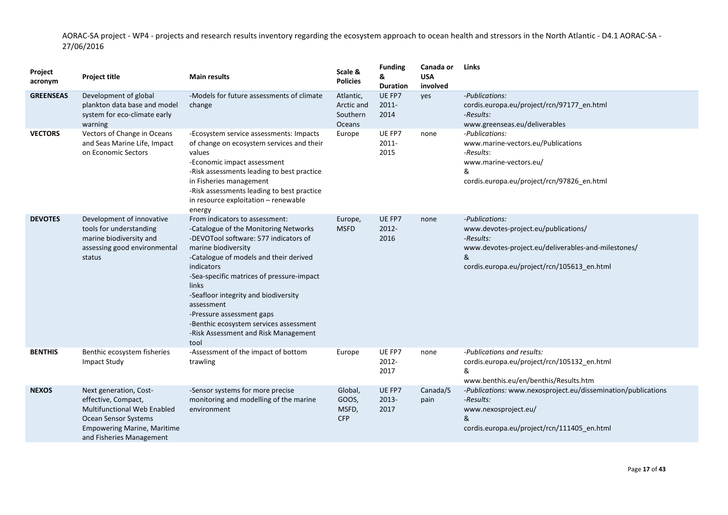AORAC-SA project - WP4 - projects and research results inventory regarding the ecosystem approach to ocean health and stressors in the North Atlantic - D4.1 AORAC-SA - 27/06/2016

| Project acronym | Project title | Main results | Scale & Policies | Funding & Duration | Canada or USA involved | Links |
|---|---|---|---|---|---|---|
| **GREENSEAS** | Development of global plankton data base and model system for eco-climate early warning | -Models for future assessments of climate change | Atlantic, Arctic and Southern Oceans | UE FP7 2011-2014 | yes | *-Publications:* cordis.europa.eu/project/rcn/97177_en.html *-Results:* www.greenseas.eu/deliverables |
| **VECTORS** | Vectors of Change in Oceans and Seas Marine Life, Impact on Economic Sectors | -Ecosystem service assessments: Impacts of change on ecosystem services and their values<br>-Economic impact assessment<br>-Risk assessments leading to best practice in Fisheries management<br>-Risk assessments leading to best practice in resource exploitation – renewable energy | Europe | UE FP7 2011-2015 | none | *-Publications:* www.marine-vectors.eu/Publications *-Results*: www.marine-vectors.eu/ & cordis.europa.eu/project/rcn/97826_en.html |
| **DEVOTES** | Development of innovative tools for understanding marine biodiversity and assessing good environmental status | From indicators to assessment:<br>-Catalogue of the Monitoring Networks<br>-DEVOTool software: 577 indicators of marine biodiversity<br>-Catalogue of models and their derived indicators<br>-Sea-specific matrices of pressure-impact links<br>-Seafloor integrity and biodiversity assessment<br>-Pressure assessment gaps<br>-Benthic ecosystem services assessment<br>-Risk Assessment and Risk Management tool | Europe, MSFD | UE FP7 2012-2016 | none | *-Publications:* www.devotes-project.eu/publications/ *-Results:* www.devotes-project.eu/deliverables-and-milestones/ & cordis.europa.eu/project/rcn/105613_en.html |
| **BENTHIS** | Benthic ecosystem fisheries Impact Study | -Assessment of the impact of bottom trawling | Europe | UE FP7 2012-2017 | none | *-Publications and results:* cordis.europa.eu/project/rcn/105132_en.html & www.benthis.eu/en/benthis/Results.htm |
| **NEXOS** | Next generation, Cost-effective, Compact, Multifunctional Web Enabled Ocean Sensor Systems Empowering Marine, Maritime and Fisheries Management | -Sensor systems for more precise monitoring and modelling of the marine environment | Global, GOOS, MSFD, CFP | UE FP7 2013-2017 | Canada/Spain | *-Publications:* www.nexosproject.eu/dissemination/publications *-Results:* www.nexosproject.eu/ & cordis.europa.eu/project/rcn/111405_en.html |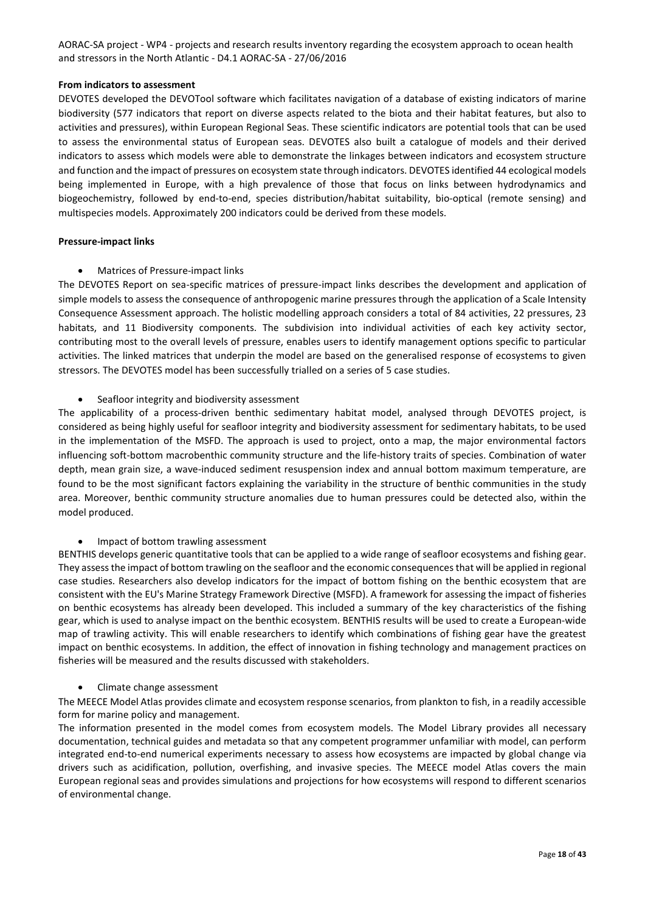**From indicators to assessment**

DEVOTES developed the DEVOTool software which facilitates navigation of a database of existing indicators of marine biodiversity (577 indicators that report on diverse aspects related to the biota and their habitat features, but also to activities and pressures), within European Regional Seas. These scientific indicators are potential tools that can be used to assess the environmental status of European seas. DEVOTES also built a catalogue of models and their derived indicators to assess which models were able to demonstrate the linkages between indicators and ecosystem structure and function and the impact of pressures on ecosystem state through indicators. DEVOTES identified 44 ecological models being implemented in Europe, with a high prevalence of those that focus on links between hydrodynamics and biogeochemistry, followed by end-to-end, species distribution/habitat suitability, bio-optical (remote sensing) and multispecies models. Approximately 200 indicators could be derived from these models.

**Pressure-impact links**

- Matrices of Pressure-impact links

The DEVOTES Report on sea-specific matrices of pressure-impact links describes the development and application of simple models to assess the consequence of anthropogenic marine pressures through the application of a Scale Intensity Consequence Assessment approach. The holistic modelling approach considers a total of 84 activities, 22 pressures, 23 habitats, and 11 Biodiversity components. The subdivision into individual activities of each key activity sector, contributing most to the overall levels of pressure, enables users to identify management options specific to particular activities. The linked matrices that underpin the model are based on the generalised response of ecosystems to given stressors. The DEVOTES model has been successfully trialled on a series of 5 case studies.

- Seafloor integrity and biodiversity assessment

The applicability of a process-driven benthic sedimentary habitat model, analysed through DEVOTES project, is considered as being highly useful for seafloor integrity and biodiversity assessment for sedimentary habitats, to be used in the implementation of the MSFD. The approach is used to project, onto a map, the major environmental factors influencing soft-bottom macrobenthic community structure and the life-history traits of species. Combination of water depth, mean grain size, a wave-induced sediment resuspension index and annual bottom maximum temperature, are found to be the most significant factors explaining the variability in the structure of benthic communities in the study area. Moreover, benthic community structure anomalies due to human pressures could be detected also, within the model produced.

- Impact of bottom trawling assessment

BENTHIS develops generic quantitative tools that can be applied to a wide range of seafloor ecosystems and fishing gear. They assess the impact of bottom trawling on the seafloor and the economic consequences that will be applied in regional case studies. Researchers also develop indicators for the impact of bottom fishing on the benthic ecosystem that are consistent with the EU's Marine Strategy Framework Directive (MSFD). A framework for assessing the impact of fisheries on benthic ecosystems has already been developed. This included a summary of the key characteristics of the fishing gear, which is used to analyse impact on the benthic ecosystem. BENTHIS results will be used to create a European-wide map of trawling activity. This will enable researchers to identify which combinations of fishing gear have the greatest impact on benthic ecosystems. In addition, the effect of innovation in fishing technology and management practices on fisheries will be measured and the results discussed with stakeholders.

- Climate change assessment

The MEECE Model Atlas provides climate and ecosystem response scenarios, from plankton to fish, in a readily accessible form for marine policy and management.

The information presented in the model comes from ecosystem models. The Model Library provides all necessary documentation, technical guides and metadata so that any competent programmer unfamiliar with model, can perform integrated end-to-end numerical experiments necessary to assess how ecosystems are impacted by global change via drivers such as acidification, pollution, overfishing, and invasive species. The MEECE model Atlas covers the main European regional seas and provides simulations and projections for how ecosystems will respond to different scenarios of environmental change.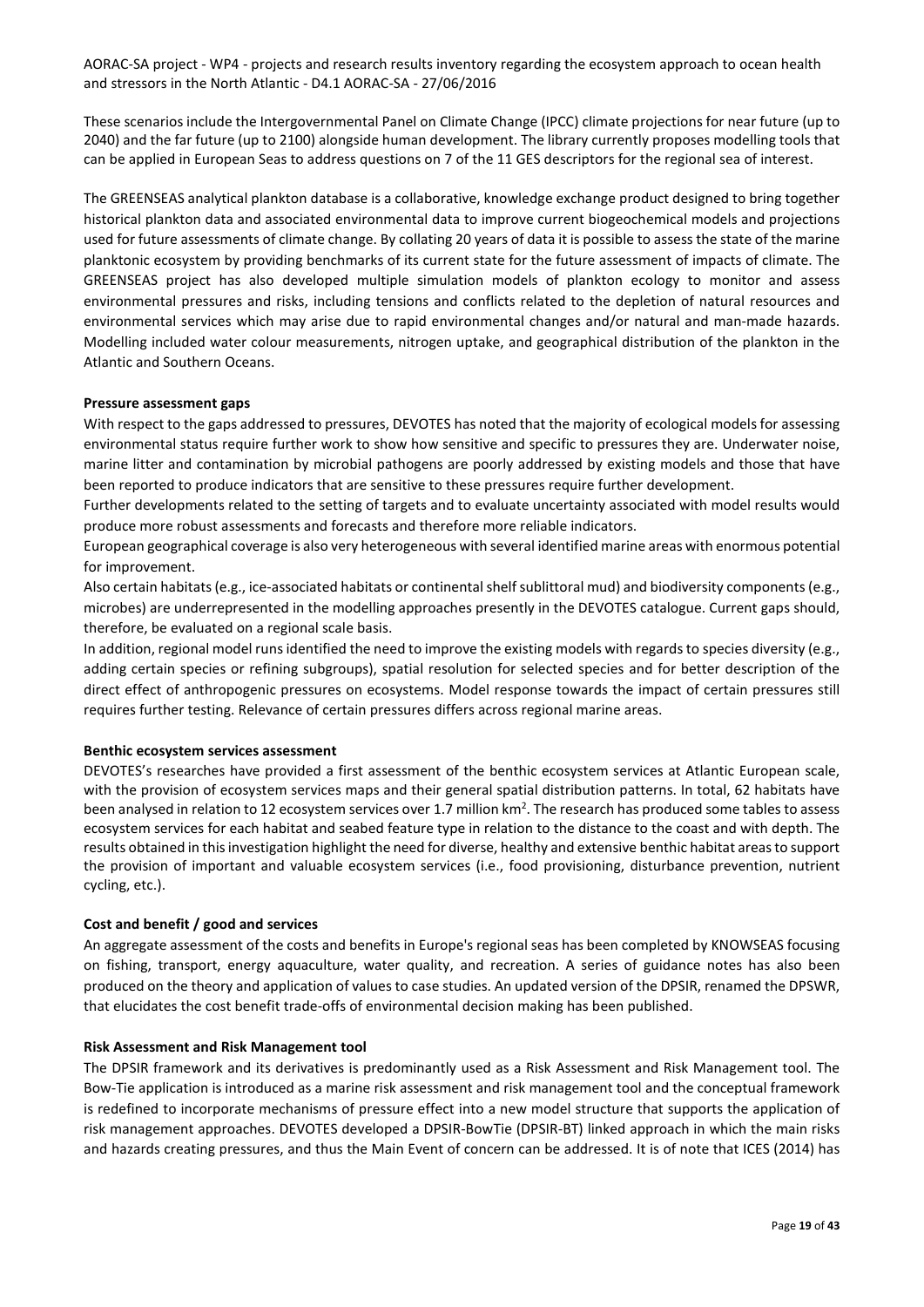These scenarios include the Intergovernmental Panel on Climate Change (IPCC) climate projections for near future (up to 2040) and the far future (up to 2100) alongside human development. The library currently proposes modelling tools that can be applied in European Seas to address questions on 7 of the 11 GES descriptors for the regional sea of interest.

The GREENSEAS analytical plankton database is a collaborative, knowledge exchange product designed to bring together historical plankton data and associated environmental data to improve current biogeochemical models and projections used for future assessments of climate change. By collating 20 years of data it is possible to assess the state of the marine planktonic ecosystem by providing benchmarks of its current state for the future assessment of impacts of climate. The GREENSEAS project has also developed multiple simulation models of plankton ecology to monitor and assess environmental pressures and risks, including tensions and conflicts related to the depletion of natural resources and environmental services which may arise due to rapid environmental changes and/or natural and man-made hazards. Modelling included water colour measurements, nitrogen uptake, and geographical distribution of the plankton in the Atlantic and Southern Oceans.

**Pressure assessment gaps**

With respect to the gaps addressed to pressures, DEVOTES has noted that the majority of ecological models for assessing environmental status require further work to show how sensitive and specific to pressures they are. Underwater noise, marine litter and contamination by microbial pathogens are poorly addressed by existing models and those that have been reported to produce indicators that are sensitive to these pressures require further development.

Further developments related to the setting of targets and to evaluate uncertainty associated with model results would produce more robust assessments and forecasts and therefore more reliable indicators.

European geographical coverage is also very heterogeneous with several identified marine areas with enormous potential for improvement.

Also certain habitats (e.g., ice-associated habitats or continental shelf sublittoral mud) and biodiversity components (e.g., microbes) are underrepresented in the modelling approaches presently in the DEVOTES catalogue. Current gaps should, therefore, be evaluated on a regional scale basis.

In addition, regional model runs identified the need to improve the existing models with regards to species diversity (e.g., adding certain species or refining subgroups), spatial resolution for selected species and for better description of the direct effect of anthropogenic pressures on ecosystems. Model response towards the impact of certain pressures still requires further testing. Relevance of certain pressures differs across regional marine areas.

**Benthic ecosystem services assessment**

DEVOTES's researches have provided a first assessment of the benthic ecosystem services at Atlantic European scale, with the provision of ecosystem services maps and their general spatial distribution patterns. In total, 62 habitats have been analysed in relation to 12 ecosystem services over 1.7 million km$^2$. The research has produced some tables to assess ecosystem services for each habitat and seabed feature type in relation to the distance to the coast and with depth. The results obtained in this investigation highlight the need for diverse, healthy and extensive benthic habitat areas to support the provision of important and valuable ecosystem services (i.e., food provisioning, disturbance prevention, nutrient cycling, etc.).

**Cost and benefit / good and services**

An aggregate assessment of the costs and benefits in Europe's regional seas has been completed by KNOWSEAS focusing on fishing, transport, energy aquaculture, water quality, and recreation. A series of guidance notes has also been produced on the theory and application of values to case studies. An updated version of the DPSIR, renamed the DPSWR, that elucidates the cost benefit trade-offs of environmental decision making has been published.

**Risk Assessment and Risk Management tool**

The DPSIR framework and its derivatives is predominantly used as a Risk Assessment and Risk Management tool. The Bow-Tie application is introduced as a marine risk assessment and risk management tool and the conceptual framework is redefined to incorporate mechanisms of pressure effect into a new model structure that supports the application of risk management approaches. DEVOTES developed a DPSIR-BowTie (DPSIR-BT) linked approach in which the main risks and hazards creating pressures, and thus the Main Event of concern can be addressed. It is of note that ICES (2014) has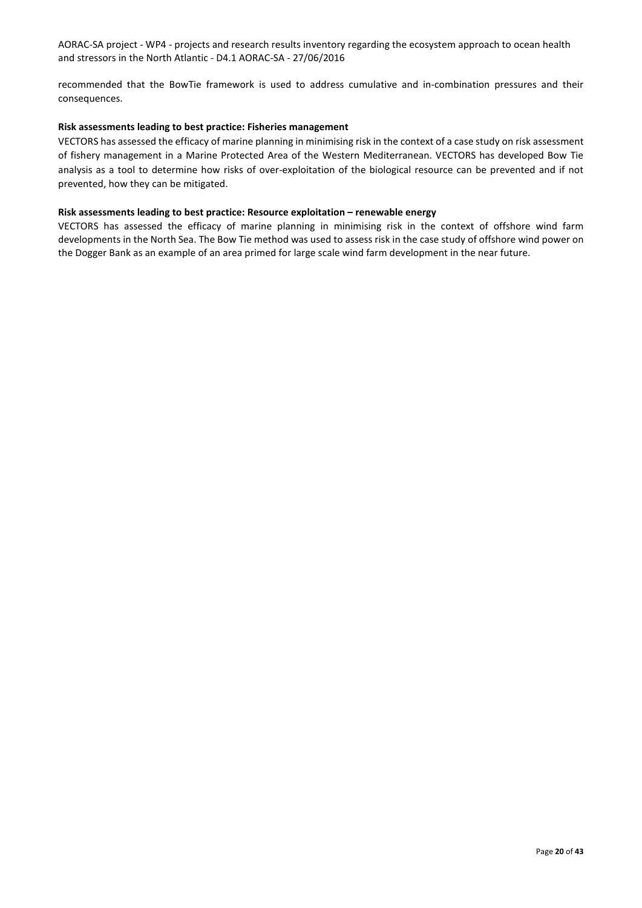recommended that the BowTie framework is used to address cumulative and in-combination pressures and their consequences.

**Risk assessments leading to best practice: Fisheries management**

VECTORS has assessed the efficacy of marine planning in minimising risk in the context of a case study on risk assessment of fishery management in a Marine Protected Area of the Western Mediterranean. VECTORS has developed Bow Tie analysis as a tool to determine how risks of over-exploitation of the biological resource can be prevented and if not prevented, how they can be mitigated.

**Risk assessments leading to best practice: Resource exploitation – renewable energy**

VECTORS has assessed the efficacy of marine planning in minimising risk in the context of offshore wind farm developments in the North Sea. The Bow Tie method was used to assess risk in the case study of offshore wind power on the Dogger Bank as an example of an area primed for large scale wind farm development in the near future.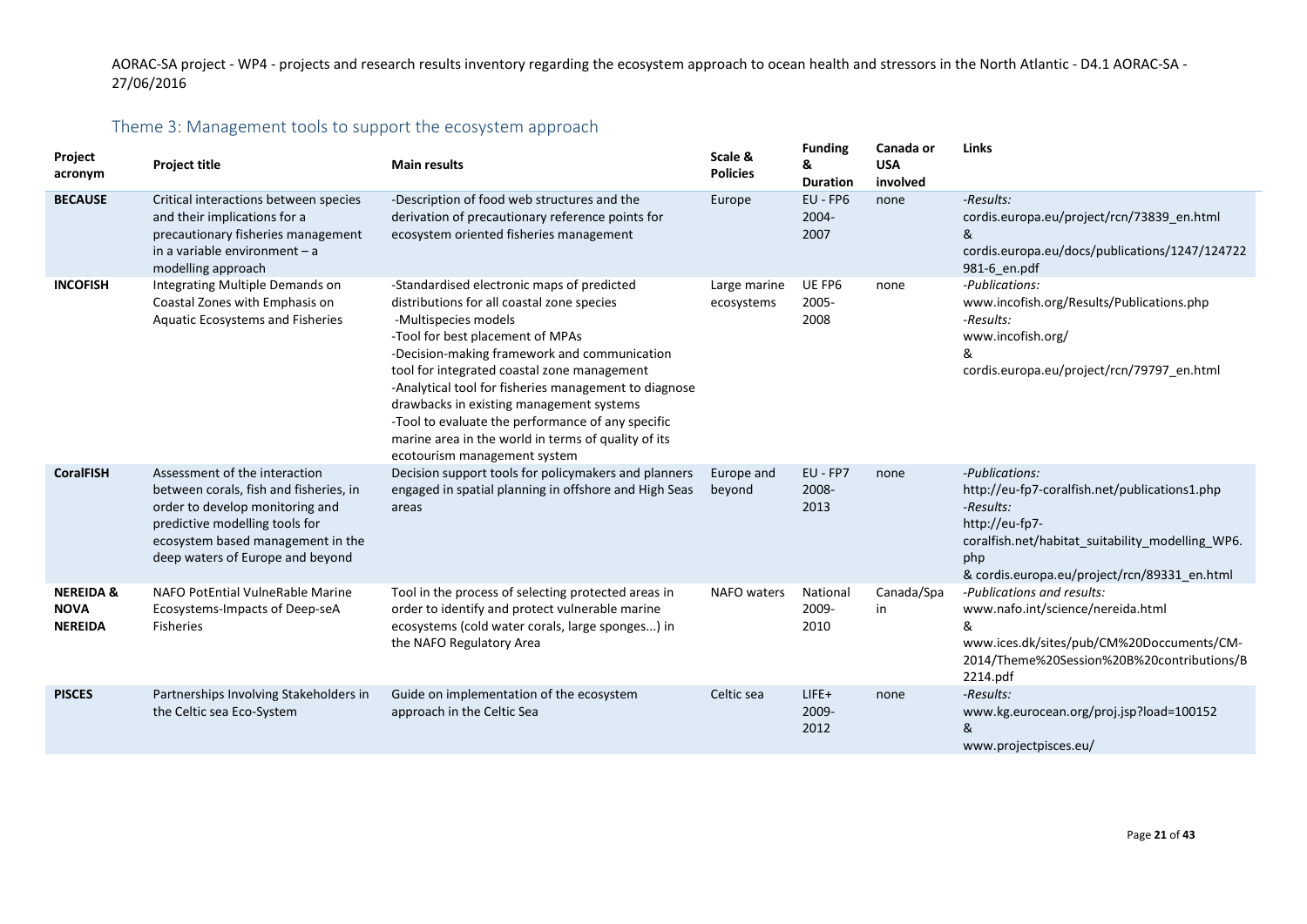AORAC-SA project - WP4 - projects and research results inventory regarding the ecosystem approach to ocean health and stressors in the North Atlantic - D4.1 AORAC-SA - 27/06/2016

## Theme 3: Management tools to support the ecosystem approach

| Project acronym | Project title | Main results | Scale & Policies | Funding & Duration | Canada or USA involved | Links |
|---|---|---|---|---|---|---|
| **BECAUSE** | Critical interactions between species and their implications for a precautionary fisheries management in a variable environment – a modelling approach | -Description of food web structures and the derivation of precautionary reference points for ecosystem oriented fisheries management | Europe | EU - FP6 2004-2007 | none | *-Results:* cordis.europa.eu/project/rcn/73839_en.html & cordis.europa.eu/docs/publications/1247/124722981-6_en.pdf |
| **INCOFISH** | Integrating Multiple Demands on Coastal Zones with Emphasis on Aquatic Ecosystems and Fisheries | -Standardised electronic maps of predicted distributions for all coastal zone species<br>-Multispecies models<br>-Tool for best placement of MPAs<br>-Decision-making framework and communication tool for integrated coastal zone management<br>-Analytical tool for fisheries management to diagnose drawbacks in existing management systems<br>-Tool to evaluate the performance of any specific marine area in the world in terms of quality of its ecotourism management system | Large marine ecosystems | UE FP6 2005-2008 | none | *-Publications:* www.incofish.org/Results/Publications.php *-Results:* www.incofish.org/ & cordis.europa.eu/project/rcn/79797_en.html |
| **CoralFISH** | Assessment of the interaction between corals, fish and fisheries, in order to develop monitoring and predictive modelling tools for ecosystem based management in the deep waters of Europe and beyond | Decision support tools for policymakers and planners engaged in spatial planning in offshore and High Seas areas | Europe and beyond | EU - FP7 2008-2013 | none | *-Publications:* http://eu-fp7-coralfish.net/publications1.php *-Results:* http://eu-fp7-coralfish.net/habitat_suitability_modelling_WP6.php & cordis.europa.eu/project/rcn/89331_en.html |
| **NEREIDA & NOVA NEREIDA** | NAFO PotEntial VulneRable Marine Ecosystems-Impacts of Deep-seA Fisheries | Tool in the process of selecting protected areas in order to identify and protect vulnerable marine ecosystems (cold water corals, large sponges...) in the NAFO Regulatory Area | NAFO waters | National 2009-2010 | Canada/Spain | *-Publications and results:* www.nafo.int/science/nereida.html & www.ices.dk/sites/pub/CM%20Doccuments/CM-2014/Theme%20Session%20B%20contributions/B2214.pdf |
| **PISCES** | Partnerships Involving Stakeholders in the Celtic sea Eco-System | Guide on implementation of the ecosystem approach in the Celtic Sea | Celtic sea | LIFE+ 2009-2012 | none | *-Results:* www.kg.eurocean.org/proj.jsp?load=100152 & www.projectpisces.eu/ |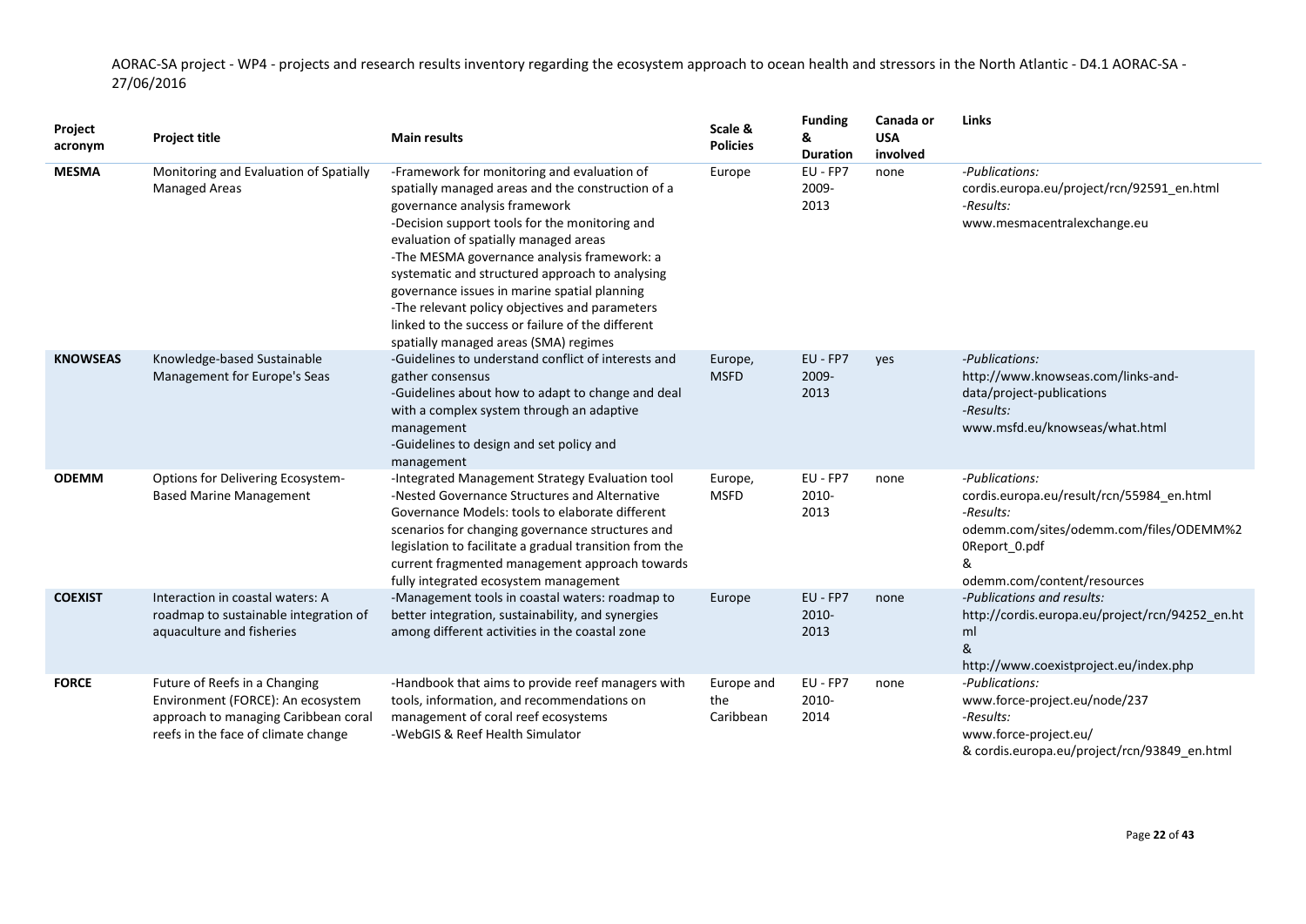AORAC-SA project - WP4 - projects and research results inventory regarding the ecosystem approach to ocean health and stressors in the North Atlantic - D4.1 AORAC-SA - 27/06/2016

| Project acronym | Project title | Main results | Scale & Policies | Funding & Duration | Canada or USA involved | Links |
|---|---|---|---|---|---|---|
| **MESMA** | Monitoring and Evaluation of Spatially Managed Areas | -Framework for monitoring and evaluation of spatially managed areas and the construction of a governance analysis framework<br>-Decision support tools for the monitoring and evaluation of spatially managed areas<br>-The MESMA governance analysis framework: a systematic and structured approach to analysing governance issues in marine spatial planning<br>-The relevant policy objectives and parameters linked to the success or failure of the different spatially managed areas (SMA) regimes | Europe | EU - FP7 2009-2013 | none | *-Publications:*<br>cordis.europa.eu/project/rcn/92591_en.html<br>*-Results:*<br>www.mesmacentralexchange.eu |
| **KNOWSEAS** | Knowledge-based Sustainable Management for Europe's Seas | -Guidelines to understand conflict of interests and gather consensus<br>-Guidelines about how to adapt to change and deal with a complex system through an adaptive management<br>-Guidelines to design and set policy and management | Europe, MSFD | EU - FP7 2009-2013 | yes | *-Publications:*<br>http://www.knowseas.com/links-and-data/project-publications<br>*-Results:*<br>www.msfd.eu/knowseas/what.html |
| **ODEMM** | Options for Delivering Ecosystem-Based Marine Management | -Integrated Management Strategy Evaluation tool<br>-Nested Governance Structures and Alternative Governance Models: tools to elaborate different scenarios for changing governance structures and legislation to facilitate a gradual transition from the current fragmented management approach towards fully integrated ecosystem management | Europe, MSFD | EU - FP7 2010-2013 | none | *-Publications:*<br>cordis.europa.eu/result/rcn/55984_en.html<br>*-Results:*<br>odemm.com/sites/odemm.com/files/ODEMM%20Report_0.pdf<br>&<br>odemm.com/content/resources |
| **COEXIST** | Interaction in coastal waters: A roadmap to sustainable integration of aquaculture and fisheries | -Management tools in coastal waters: roadmap to better integration, sustainability, and synergies among different activities in the coastal zone | Europe | EU - FP7 2010-2013 | none | *-Publications and results:*<br>http://cordis.europa.eu/project/rcn/94252_en.html<br>&<br>http://www.coexistproject.eu/index.php |
| **FORCE** | Future of Reefs in a Changing Environment (FORCE): An ecosystem approach to managing Caribbean coral reefs in the face of climate change | -Handbook that aims to provide reef managers with tools, information, and recommendations on management of coral reef ecosystems<br>-WebGIS & Reef Health Simulator | Europe and the Caribbean | EU - FP7 2010-2014 | none | *-Publications:*<br>www.force-project.eu/node/237<br>*-Results:*<br>www.force-project.eu/<br>& cordis.europa.eu/project/rcn/93849_en.html |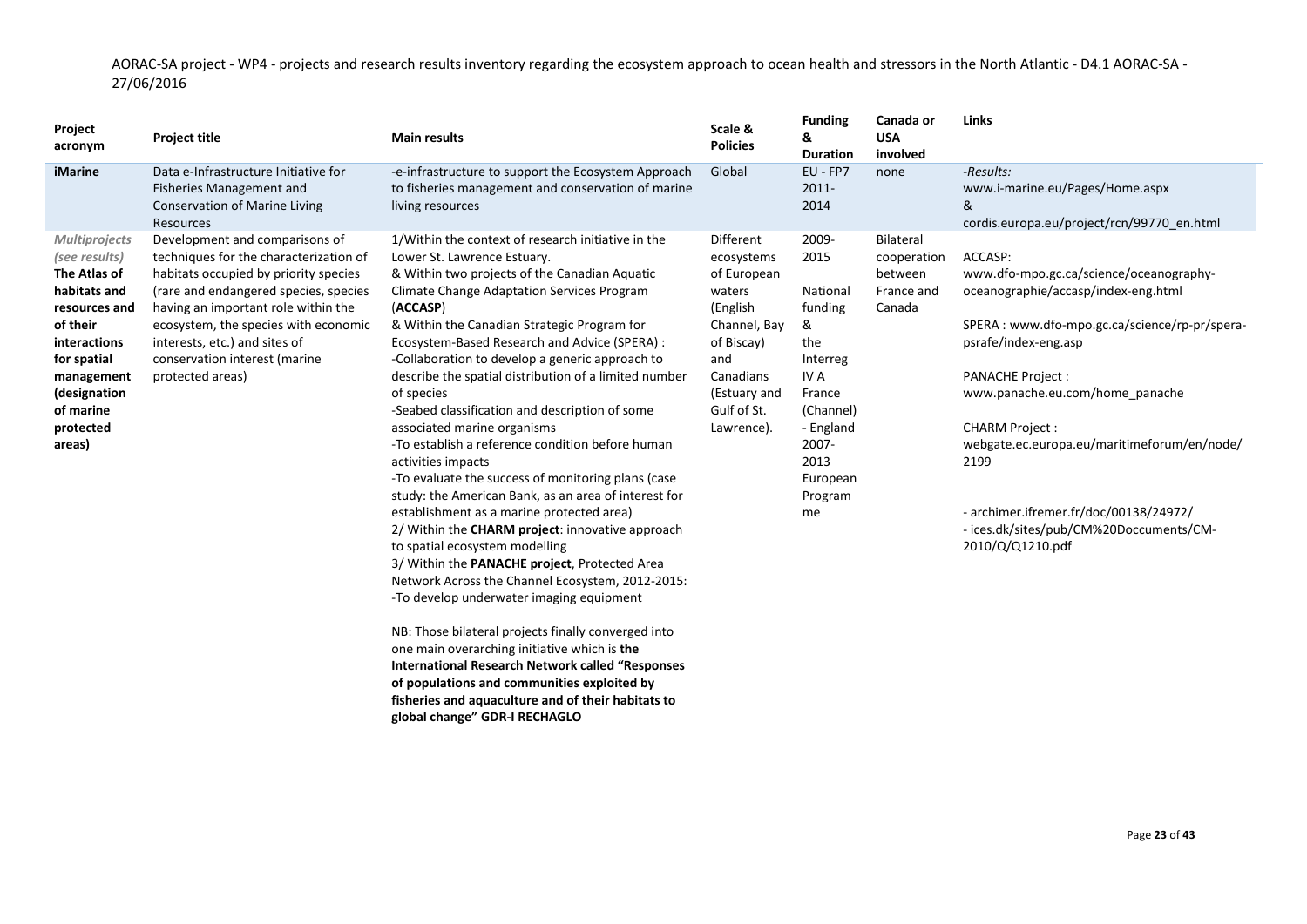AORAC-SA project - WP4 - projects and research results inventory regarding the ecosystem approach to ocean health and stressors in the North Atlantic - D4.1 AORAC-SA - 27/06/2016

| Project acronym | Project title | Main results | Scale & Policies | Funding & Duration | Canada or USA involved | Links |
|---|---|---|---|---|---|---|
| **iMarine** | Data e-Infrastructure Initiative for Fisheries Management and Conservation of Marine Living Resources | -e-infrastructure to support the Ecosystem Approach to fisheries management and conservation of marine living resources | Global | EU - FP7 2011-2014 | none | *-Results:* www.i-marine.eu/Pages/Home.aspx & cordis.europa.eu/project/rcn/99770_en.html |
| *Multiprojects (see results)* **The Atlas of habitats and resources and of their interactions for spatial management (designation of marine protected areas)** | Development and comparisons of techniques for the characterization of habitats occupied by priority species (rare and endangered species, species having an important role within the ecosystem, the species with economic interests, etc.) and sites of conservation interest (marine protected areas) | 1/Within the context of research initiative in the Lower St. Lawrence Estuary.<br>& Within two projects of the Canadian Aquatic Climate Change Adaptation Services Program (**ACCASP**)<br>& Within the Canadian Strategic Program for Ecosystem-Based Research and Advice (SPERA) :<br>-Collaboration to develop a generic approach to describe the spatial distribution of a limited number of species<br>-Seabed classification and description of some associated marine organisms<br>-To establish a reference condition before human activities impacts<br>-To evaluate the success of monitoring plans (case study: the American Bank, as an area of interest for establishment as a marine protected area)<br>2/ Within the **CHARM project**: innovative approach to spatial ecosystem modelling<br>3/ Within the **PANACHE project**, Protected Area Network Across the Channel Ecosystem, 2012-2015:<br>-To develop underwater imaging equipment<br><br>NB: Those bilateral projects finally converged into one main overarching initiative which is **the International Research Network called "Responses of populations and communities exploited by fisheries and aquaculture and of their habitats to global change" GDR-I RECHAGLO** | Different ecosystems of European waters (English Channel, Bay of Biscay) and Canadians (Estuary and Gulf of St. Lawrence). | 2009-2015<br><br>National funding & the Interreg IV A France (Channel) - England 2007-2013 European Programme | Bilateral cooperation between France and Canada | ACCASP: www.dfo-mpo.gc.ca/science/oceanography-oceanographie/accasp/index-eng.html<br><br>SPERA : www.dfo-mpo.gc.ca/science/rp-pr/spera-psrafe/index-eng.asp<br><br>PANACHE Project : www.panache.eu.com/home_panache<br><br>CHARM Project : webgate.ec.europa.eu/maritimeforum/en/node/2199<br><br>- archimer.ifremer.fr/doc/00138/24972/<br>- ices.dk/sites/pub/CM%20Doccuments/CM-2010/Q/Q1210.pdf |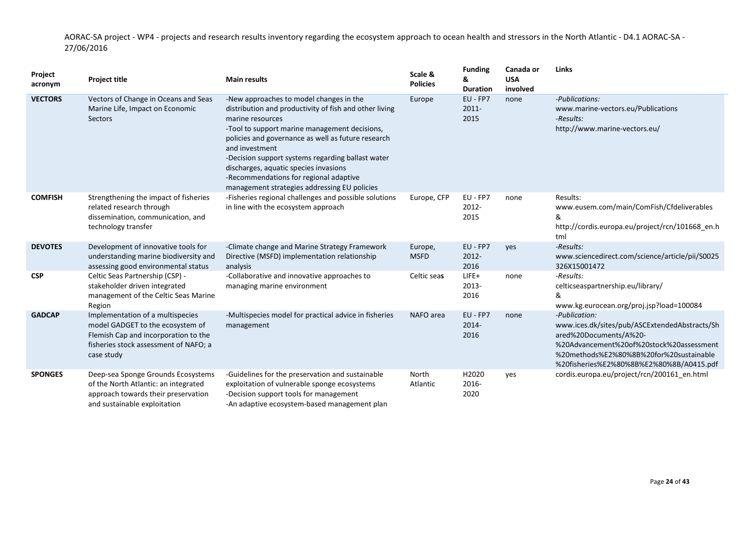AORAC-SA project - WP4 - projects and research results inventory regarding the ecosystem approach to ocean health and stressors in the North Atlantic - D4.1 AORAC-SA - 27/06/2016

| Project acronym | Project title | Main results | Scale & Policies | Funding & Duration | Canada or USA involved | Links |
|---|---|---|---|---|---|---|
| **VECTORS** | Vectors of Change in Oceans and Seas Marine Life, Impact on Economic Sectors | -New approaches to model changes in the distribution and productivity of fish and other living marine resources<br>-Tool to support marine management decisions, policies and governance as well as future research and investment<br>-Decision support systems regarding ballast water discharges, aquatic species invasions<br>-Recommendations for regional adaptive management strategies addressing EU policies | Europe | EU - FP7 2011-2015 | none | *-Publications:*<br>www.marine-vectors.eu/Publications<br>*-Results:*<br>http://www.marine-vectors.eu/ |
| **COMFISH** | Strengthening the impact of fisheries related research through dissemination, communication, and technology transfer | -Fisheries regional challenges and possible solutions in line with the ecosystem approach | Europe, CFP | EU - FP7 2012-2015 | none | Results:<br>www.eusem.com/main/ComFish/Cfdeliverables<br>&<br>http://cordis.europa.eu/project/rcn/101668_en.html |
| **DEVOTES** | Development of innovative tools for understanding marine biodiversity and assessing good environmental status | -Climate change and Marine Strategy Framework Directive (MSFD) implementation relationship analysis | Europe, MSFD | EU - FP7 2012-2016 | yes | *-Results:*<br>www.sciencedirect.com/science/article/pii/S0025326X15001472 |
| **CSP** | Celtic Seas Partnership (CSP) - stakeholder driven integrated management of the Celtic Seas Marine Region | -Collaborative and innovative approaches to managing marine environment | Celtic seas | LIFE+ 2013-2016 | none | *-Results:*<br>celticseaspartnership.eu/library/<br>&<br>www.kg.eurocean.org/proj.jsp?load=100084 |
| **GADCAP** | Implementation of a multispecies model GADGET to the ecosystem of Flemish Cap and incorporation to the fisheries stock assessment of NAFO; a case study | -Multispecies model for practical advice in fisheries management | NAFO area | EU - FP7 2014-2016 | none | *-Publication:*<br>www.ices.dk/sites/pub/ASCExtendedAbstracts/Shared%20Documents/A%20-%20Advancement%20of%20stock%20assessment%20methods%E2%80%8B%20for%20sustainable%20fisheries%E2%80%8B%E2%80%8B/A0415.pdf |
| **SPONGES** | Deep-sea Sponge Grounds Ecosystems of the North Atlantic: an integrated approach towards their preservation and sustainable exploitation | -Guidelines for the preservation and sustainable exploitation of vulnerable sponge ecosystems<br>-Decision support tools for management<br>-An adaptive ecosystem-based management plan | North Atlantic | H2020 2016-2020 | yes | cordis.europa.eu/project/rcn/200161_en.html |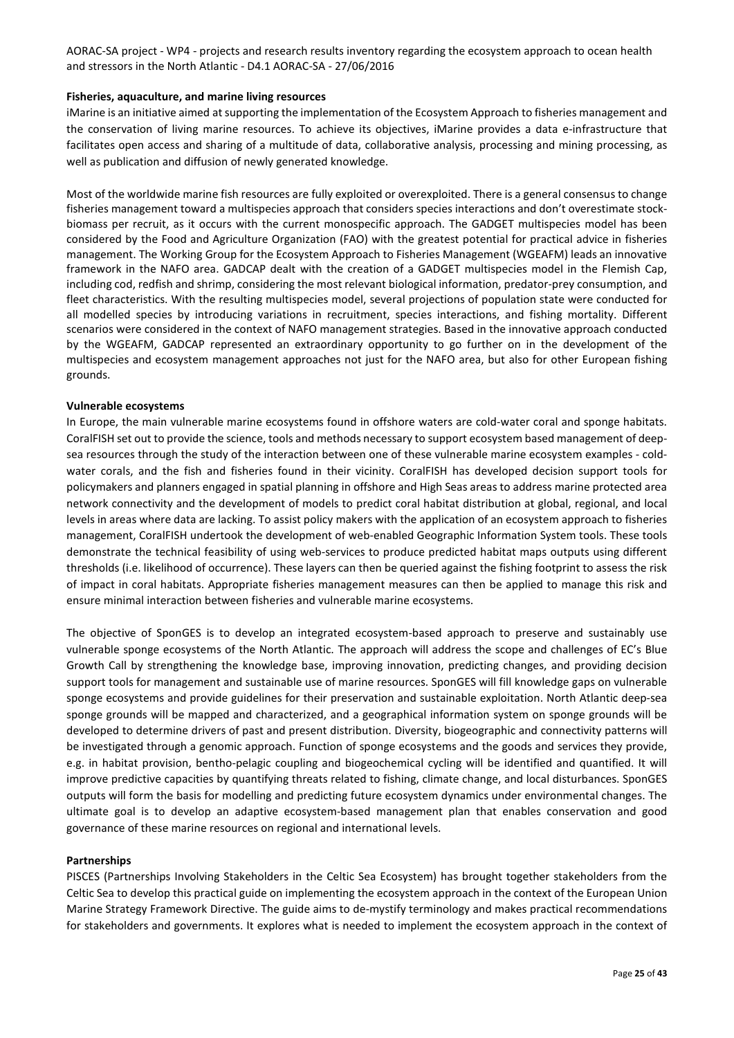**Fisheries, aquaculture, and marine living resources**

iMarine is an initiative aimed at supporting the implementation of the Ecosystem Approach to fisheries management and the conservation of living marine resources. To achieve its objectives, iMarine provides a data e-infrastructure that facilitates open access and sharing of a multitude of data, collaborative analysis, processing and mining processing, as well as publication and diffusion of newly generated knowledge.

Most of the worldwide marine fish resources are fully exploited or overexploited. There is a general consensus to change fisheries management toward a multispecies approach that considers species interactions and don't overestimate stock-biomass per recruit, as it occurs with the current monospecific approach. The GADGET multispecies model has been considered by the Food and Agriculture Organization (FAO) with the greatest potential for practical advice in fisheries management. The Working Group for the Ecosystem Approach to Fisheries Management (WGEAFM) leads an innovative framework in the NAFO area. GADCAP dealt with the creation of a GADGET multispecies model in the Flemish Cap, including cod, redfish and shrimp, considering the most relevant biological information, predator-prey consumption, and fleet characteristics. With the resulting multispecies model, several projections of population state were conducted for all modelled species by introducing variations in recruitment, species interactions, and fishing mortality. Different scenarios were considered in the context of NAFO management strategies. Based in the innovative approach conducted by the WGEAFM, GADCAP represented an extraordinary opportunity to go further on in the development of the multispecies and ecosystem management approaches not just for the NAFO area, but also for other European fishing grounds.

**Vulnerable ecosystems**

In Europe, the main vulnerable marine ecosystems found in offshore waters are cold-water coral and sponge habitats. CoralFISH set out to provide the science, tools and methods necessary to support ecosystem based management of deep-sea resources through the study of the interaction between one of these vulnerable marine ecosystem examples - cold-water corals, and the fish and fisheries found in their vicinity. CoralFISH has developed decision support tools for policymakers and planners engaged in spatial planning in offshore and High Seas areas to address marine protected area network connectivity and the development of models to predict coral habitat distribution at global, regional, and local levels in areas where data are lacking. To assist policy makers with the application of an ecosystem approach to fisheries management, CoralFISH undertook the development of web-enabled Geographic Information System tools. These tools demonstrate the technical feasibility of using web-services to produce predicted habitat maps outputs using different thresholds (i.e. likelihood of occurrence). These layers can then be queried against the fishing footprint to assess the risk of impact in coral habitats. Appropriate fisheries management measures can then be applied to manage this risk and ensure minimal interaction between fisheries and vulnerable marine ecosystems.

The objective of SponGES is to develop an integrated ecosystem-based approach to preserve and sustainably use vulnerable sponge ecosystems of the North Atlantic. The approach will address the scope and challenges of EC's Blue Growth Call by strengthening the knowledge base, improving innovation, predicting changes, and providing decision support tools for management and sustainable use of marine resources. SponGES will fill knowledge gaps on vulnerable sponge ecosystems and provide guidelines for their preservation and sustainable exploitation. North Atlantic deep-sea sponge grounds will be mapped and characterized, and a geographical information system on sponge grounds will be developed to determine drivers of past and present distribution. Diversity, biogeographic and connectivity patterns will be investigated through a genomic approach. Function of sponge ecosystems and the goods and services they provide, e.g. in habitat provision, bentho-pelagic coupling and biogeochemical cycling will be identified and quantified. It will improve predictive capacities by quantifying threats related to fishing, climate change, and local disturbances. SponGES outputs will form the basis for modelling and predicting future ecosystem dynamics under environmental changes. The ultimate goal is to develop an adaptive ecosystem-based management plan that enables conservation and good governance of these marine resources on regional and international levels.

**Partnerships**

PISCES (Partnerships Involving Stakeholders in the Celtic Sea Ecosystem) has brought together stakeholders from the Celtic Sea to develop this practical guide on implementing the ecosystem approach in the context of the European Union Marine Strategy Framework Directive. The guide aims to de-mystify terminology and makes practical recommendations for stakeholders and governments. It explores what is needed to implement the ecosystem approach in the context of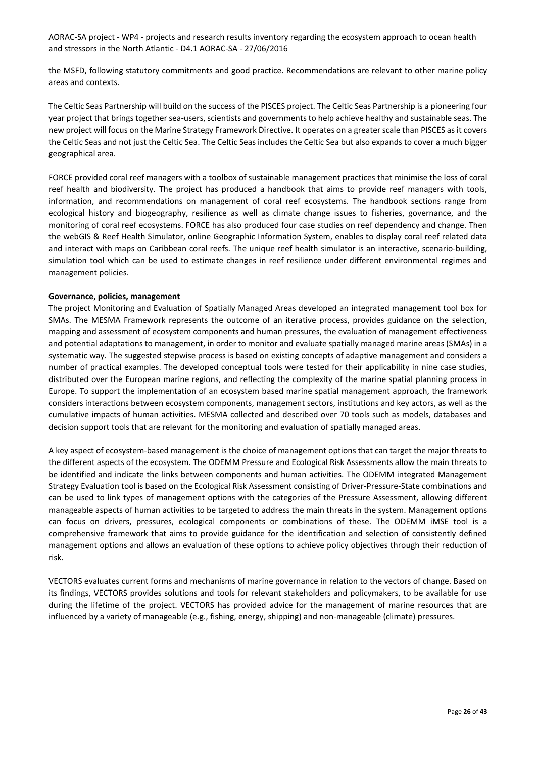the MSFD, following statutory commitments and good practice. Recommendations are relevant to other marine policy areas and contexts.

The Celtic Seas Partnership will build on the success of the PISCES project. The Celtic Seas Partnership is a pioneering four year project that brings together sea-users, scientists and governments to help achieve healthy and sustainable seas. The new project will focus on the Marine Strategy Framework Directive. It operates on a greater scale than PISCES as it covers the Celtic Seas and not just the Celtic Sea. The Celtic Seas includes the Celtic Sea but also expands to cover a much bigger geographical area.

FORCE provided coral reef managers with a toolbox of sustainable management practices that minimise the loss of coral reef health and biodiversity. The project has produced a handbook that aims to provide reef managers with tools, information, and recommendations on management of coral reef ecosystems. The handbook sections range from ecological history and biogeography, resilience as well as climate change issues to fisheries, governance, and the monitoring of coral reef ecosystems. FORCE has also produced four case studies on reef dependency and change. Then the webGIS & Reef Health Simulator, online Geographic Information System, enables to display coral reef related data and interact with maps on Caribbean coral reefs. The unique reef health simulator is an interactive, scenario-building, simulation tool which can be used to estimate changes in reef resilience under different environmental regimes and management policies.

**Governance, policies, management**

The project Monitoring and Evaluation of Spatially Managed Areas developed an integrated management tool box for SMAs. The MESMA Framework represents the outcome of an iterative process, provides guidance on the selection, mapping and assessment of ecosystem components and human pressures, the evaluation of management effectiveness and potential adaptations to management, in order to monitor and evaluate spatially managed marine areas (SMAs) in a systematic way. The suggested stepwise process is based on existing concepts of adaptive management and considers a number of practical examples. The developed conceptual tools were tested for their applicability in nine case studies, distributed over the European marine regions, and reflecting the complexity of the marine spatial planning process in Europe. To support the implementation of an ecosystem based marine spatial management approach, the framework considers interactions between ecosystem components, management sectors, institutions and key actors, as well as the cumulative impacts of human activities. MESMA collected and described over 70 tools such as models, databases and decision support tools that are relevant for the monitoring and evaluation of spatially managed areas.

A key aspect of ecosystem-based management is the choice of management options that can target the major threats to the different aspects of the ecosystem. The ODEMM Pressure and Ecological Risk Assessments allow the main threats to be identified and indicate the links between components and human activities. The ODEMM integrated Management Strategy Evaluation tool is based on the Ecological Risk Assessment consisting of Driver-Pressure-State combinations and can be used to link types of management options with the categories of the Pressure Assessment, allowing different manageable aspects of human activities to be targeted to address the main threats in the system. Management options can focus on drivers, pressures, ecological components or combinations of these. The ODEMM iMSE tool is a comprehensive framework that aims to provide guidance for the identification and selection of consistently defined management options and allows an evaluation of these options to achieve policy objectives through their reduction of risk.

VECTORS evaluates current forms and mechanisms of marine governance in relation to the vectors of change. Based on its findings, VECTORS provides solutions and tools for relevant stakeholders and policymakers, to be available for use during the lifetime of the project. VECTORS has provided advice for the management of marine resources that are influenced by a variety of manageable (e.g., fishing, energy, shipping) and non-manageable (climate) pressures.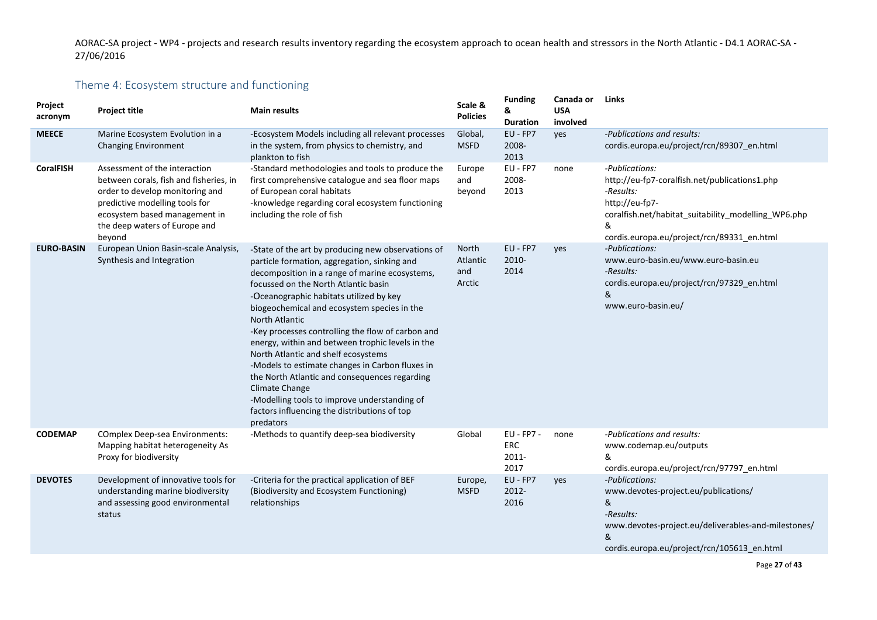## Theme 4: Ecosystem structure and functioning

| Project acronym | Project title | Main results | Scale & Policies | Funding & Duration | Canada or USA involved | Links |
|---|---|---|---|---|---|---|
| **MEECE** | Marine Ecosystem Evolution in a Changing Environment | -Ecosystem Models including all relevant processes in the system, from physics to chemistry, and plankton to fish | Global, MSFD | EU - FP7 2008-2013 | yes | *-Publications and results:* cordis.europa.eu/project/rcn/89307_en.html |
| **CoralFISH** | Assessment of the interaction between corals, fish and fisheries, in order to develop monitoring and predictive modelling tools for ecosystem based management in the deep waters of Europe and beyond | -Standard methodologies and tools to produce the first comprehensive catalogue and sea floor maps of European coral habitats<br>-knowledge regarding coral ecosystem functioning including the role of fish | Europe and beyond | EU - FP7 2008-2013 | none | *-Publications:* http://eu-fp7-coralfish.net/publications1.php<br>*-Results:* http://eu-fp7-coralfish.net/habitat_suitability_modelling_WP6.php<br>&<br>cordis.europa.eu/project/rcn/89331_en.html |
| **EURO-BASIN** | European Union Basin-scale Analysis, Synthesis and Integration | -State of the art by producing new observations of particle formation, aggregation, sinking and decomposition in a range of marine ecosystems, focussed on the North Atlantic basin<br>-Oceanographic habitats utilized by key biogeochemical and ecosystem species in the North Atlantic<br>-Key processes controlling the flow of carbon and energy, within and between trophic levels in the North Atlantic and shelf ecosystems<br>-Models to estimate changes in Carbon fluxes in the North Atlantic and consequences regarding Climate Change<br>-Modelling tools to improve understanding of factors influencing the distributions of top predators | North Atlantic and Arctic | EU - FP7 2010-2014 | yes | *-Publications:* www.euro-basin.eu/www.euro-basin.eu<br>*-Results:* cordis.europa.eu/project/rcn/97329_en.html<br>&<br>www.euro-basin.eu/ |
| **CODEMAP** | COmplex Deep-sea Environments: Mapping habitat heterogeneity As Proxy for biodiversity | -Methods to quantify deep-sea biodiversity | Global | EU - FP7 - ERC 2011-2017 | none | *-Publications and results:* www.codemap.eu/outputs<br>&<br>cordis.europa.eu/project/rcn/97797_en.html |
| **DEVOTES** | Development of innovative tools for understanding marine biodiversity and assessing good environmental status | -Criteria for the practical application of BEF (Biodiversity and Ecosystem Functioning) relationships | Europe, MSFD | EU - FP7 2012-2016 | yes | *-Publications:* www.devotes-project.eu/publications/<br>&<br>*-Results:* www.devotes-project.eu/deliverables-and-milestones/<br>&<br>cordis.europa.eu/project/rcn/105613_en.html |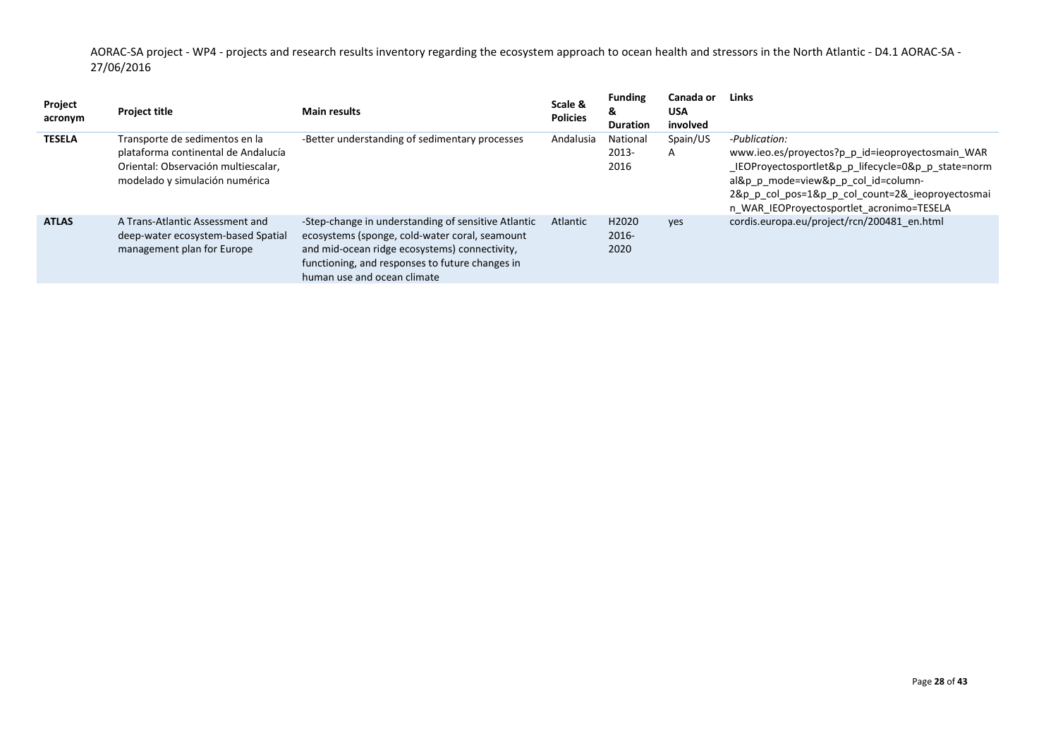AORAC-SA project - WP4 - projects and research results inventory regarding the ecosystem approach to ocean health and stressors in the North Atlantic - D4.1 AORAC-SA - 27/06/2016

| Project acronym | Project title | Main results | Scale & Policies | Funding & Duration | Canada or USA involved | Links |
|---|---|---|---|---|---|---|
| **TESELA** | Transporte de sedimentos en la plataforma continental de Andalucía Oriental: Observación multiescalar, modelado y simulación numérica | -Better understanding of sedimentary processes | Andalusia | National 2013-2016 | Spain/USA | *-Publication:* www.ieo.es/proyectos?p_p_id=ieoproyectosmain_WAR_IEOProyectosportlet&p_p_lifecycle=0&p_p_state=normal&p_p_mode=view&p_p_col_id=column-2&p_p_col_pos=1&p_p_col_count=2&_ieoproyectosmain_WAR_IEOProyectosportlet_acronimo=TESELA |
| **ATLAS** | A Trans-Atlantic Assessment and deep-water ecosystem-based Spatial management plan for Europe | -Step-change in understanding of sensitive Atlantic ecosystems (sponge, cold-water coral, seamount and mid-ocean ridge ecosystems) connectivity, functioning, and responses to future changes in human use and ocean climate | Atlantic | H2020 2016-2020 | yes | cordis.europa.eu/project/rcn/200481_en.html |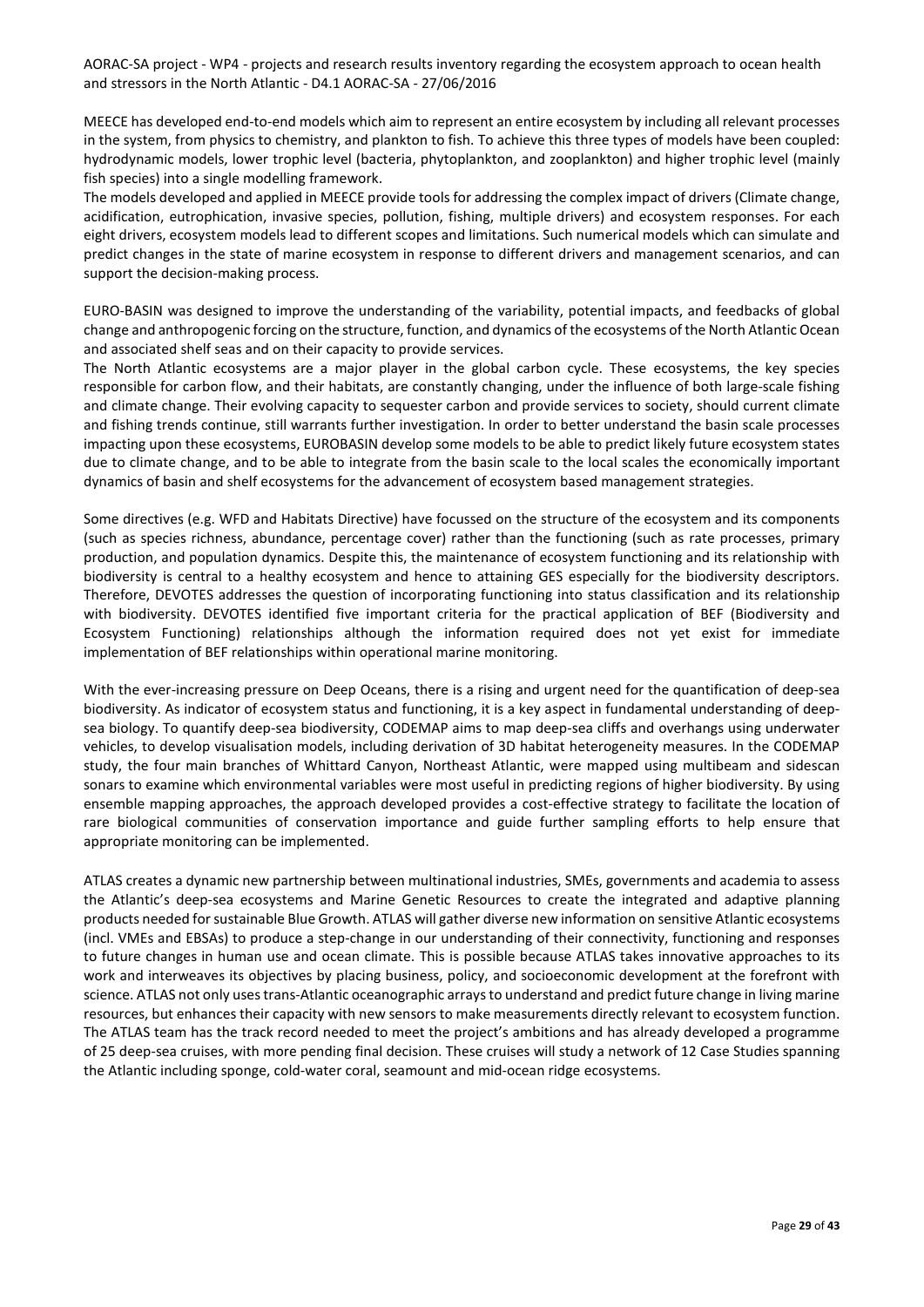MEECE has developed end-to-end models which aim to represent an entire ecosystem by including all relevant processes in the system, from physics to chemistry, and plankton to fish. To achieve this three types of models have been coupled: hydrodynamic models, lower trophic level (bacteria, phytoplankton, and zooplankton) and higher trophic level (mainly fish species) into a single modelling framework.

The models developed and applied in MEECE provide tools for addressing the complex impact of drivers (Climate change, acidification, eutrophication, invasive species, pollution, fishing, multiple drivers) and ecosystem responses. For each eight drivers, ecosystem models lead to different scopes and limitations. Such numerical models which can simulate and predict changes in the state of marine ecosystem in response to different drivers and management scenarios, and can support the decision-making process.

EURO-BASIN was designed to improve the understanding of the variability, potential impacts, and feedbacks of global change and anthropogenic forcing on the structure, function, and dynamics of the ecosystems of the North Atlantic Ocean and associated shelf seas and on their capacity to provide services.

The North Atlantic ecosystems are a major player in the global carbon cycle. These ecosystems, the key species responsible for carbon flow, and their habitats, are constantly changing, under the influence of both large-scale fishing and climate change. Their evolving capacity to sequester carbon and provide services to society, should current climate and fishing trends continue, still warrants further investigation. In order to better understand the basin scale processes impacting upon these ecosystems, EUROBASIN develop some models to be able to predict likely future ecosystem states due to climate change, and to be able to integrate from the basin scale to the local scales the economically important dynamics of basin and shelf ecosystems for the advancement of ecosystem based management strategies.

Some directives (e.g. WFD and Habitats Directive) have focussed on the structure of the ecosystem and its components (such as species richness, abundance, percentage cover) rather than the functioning (such as rate processes, primary production, and population dynamics. Despite this, the maintenance of ecosystem functioning and its relationship with biodiversity is central to a healthy ecosystem and hence to attaining GES especially for the biodiversity descriptors. Therefore, DEVOTES addresses the question of incorporating functioning into status classification and its relationship with biodiversity. DEVOTES identified five important criteria for the practical application of BEF (Biodiversity and Ecosystem Functioning) relationships although the information required does not yet exist for immediate implementation of BEF relationships within operational marine monitoring.

With the ever-increasing pressure on Deep Oceans, there is a rising and urgent need for the quantification of deep-sea biodiversity. As indicator of ecosystem status and functioning, it is a key aspect in fundamental understanding of deep-sea biology. To quantify deep-sea biodiversity, CODEMAP aims to map deep-sea cliffs and overhangs using underwater vehicles, to develop visualisation models, including derivation of 3D habitat heterogeneity measures. In the CODEMAP study, the four main branches of Whittard Canyon, Northeast Atlantic, were mapped using multibeam and sidescan sonars to examine which environmental variables were most useful in predicting regions of higher biodiversity. By using ensemble mapping approaches, the approach developed provides a cost-effective strategy to facilitate the location of rare biological communities of conservation importance and guide further sampling efforts to help ensure that appropriate monitoring can be implemented.

ATLAS creates a dynamic new partnership between multinational industries, SMEs, governments and academia to assess the Atlantic's deep-sea ecosystems and Marine Genetic Resources to create the integrated and adaptive planning products needed for sustainable Blue Growth. ATLAS will gather diverse new information on sensitive Atlantic ecosystems (incl. VMEs and EBSAs) to produce a step-change in our understanding of their connectivity, functioning and responses to future changes in human use and ocean climate. This is possible because ATLAS takes innovative approaches to its work and interweaves its objectives by placing business, policy, and socioeconomic development at the forefront with science. ATLAS not only uses trans-Atlantic oceanographic arrays to understand and predict future change in living marine resources, but enhances their capacity with new sensors to make measurements directly relevant to ecosystem function. The ATLAS team has the track record needed to meet the project's ambitions and has already developed a programme of 25 deep-sea cruises, with more pending final decision. These cruises will study a network of 12 Case Studies spanning the Atlantic including sponge, cold-water coral, seamount and mid-ocean ridge ecosystems.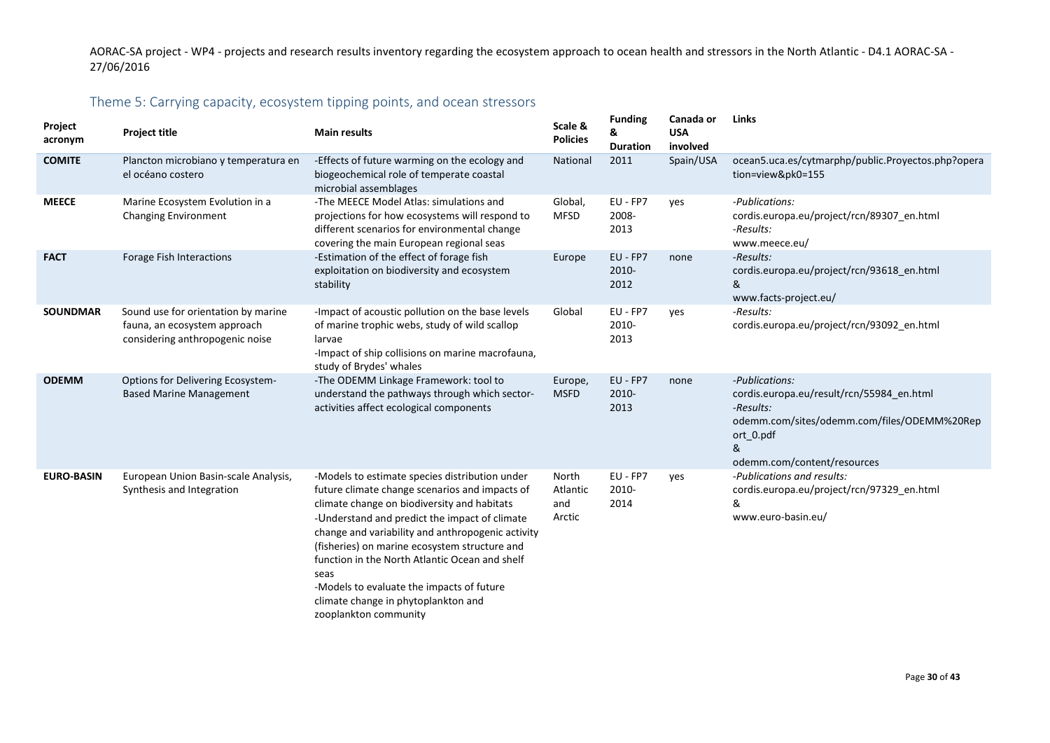## Theme 5: Carrying capacity, ecosystem tipping points, and ocean stressors

| Project acronym | Project title | Main results | Scale & Policies | Funding & Duration | Canada or USA involved | Links |
|---|---|---|---|---|---|---|
| **COMITE** | Plancton microbiano y temperatura en el océano costero | -Effects of future warming on the ecology and biogeochemical role of temperate coastal microbial assemblages | National | 2011 | Spain/USA | ocean5.uca.es/cytmarphp/public.Proyectos.php?operation=view&pk0=155 |
| **MEECE** | Marine Ecosystem Evolution in a Changing Environment | -The MEECE Model Atlas: simulations and projections for how ecosystems will respond to different scenarios for environmental change covering the main European regional seas | Global, MFSD | EU - FP7 2008-2013 | yes | *-Publications:* cordis.europa.eu/project/rcn/89307_en.html *-Results:* www.meece.eu/ |
| **FACT** | Forage Fish Interactions | -Estimation of the effect of forage fish exploitation on biodiversity and ecosystem stability | Europe | EU - FP7 2010-2012 | none | *-Results:* cordis.europa.eu/project/rcn/93618_en.html & www.facts-project.eu/ |
| **SOUNDMAR** | Sound use for orientation by marine fauna, an ecosystem approach considering anthropogenic noise | -Impact of acoustic pollution on the base levels of marine trophic webs, study of wild scallop larvae -Impact of ship collisions on marine macrofauna, study of Brydes' whales | Global | EU - FP7 2010-2013 | yes | *-Results:* cordis.europa.eu/project/rcn/93092_en.html |
| **ODEMM** | Options for Delivering Ecosystem-Based Marine Management | -The ODEMM Linkage Framework: tool to understand the pathways through which sector-activities affect ecological components | Europe, MSFD | EU - FP7 2010-2013 | none | *-Publications:* cordis.europa.eu/result/rcn/55984_en.html *-Results:* odemm.com/sites/odemm.com/files/ODEMM%20Report_0.pdf & odemm.com/content/resources |
| **EURO-BASIN** | European Union Basin-scale Analysis, Synthesis and Integration | -Models to estimate species distribution under future climate change scenarios and impacts of climate change on biodiversity and habitats -Understand and predict the impact of climate change and variability and anthropogenic activity (fisheries) on marine ecosystem structure and function in the North Atlantic Ocean and shelf seas -Models to evaluate the impacts of future climate change in phytoplankton and zooplankton community | North Atlantic and Arctic | EU - FP7 2010-2014 | yes | *-Publications and results:* cordis.europa.eu/project/rcn/97329_en.html & www.euro-basin.eu/ |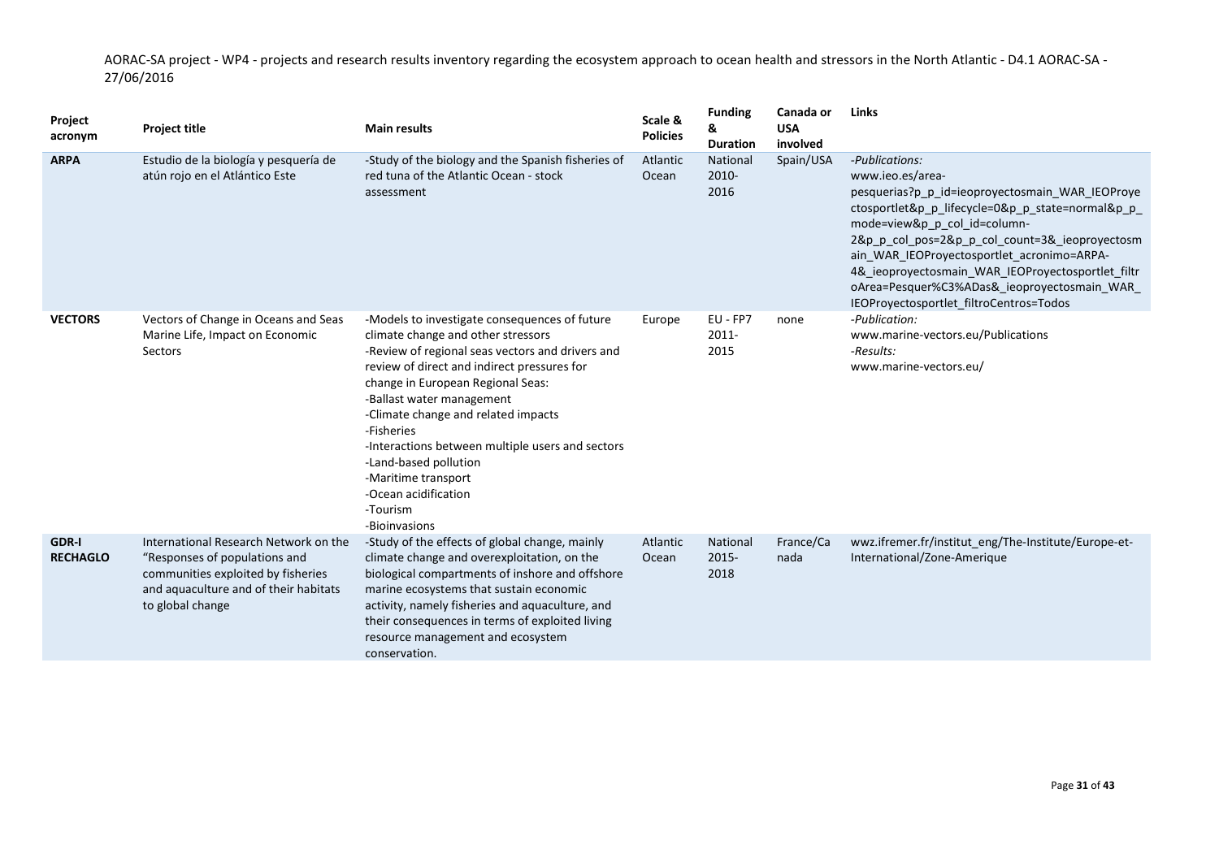AORAC-SA project - WP4 - projects and research results inventory regarding the ecosystem approach to ocean health and stressors in the North Atlantic - D4.1 AORAC-SA - 27/06/2016

| Project acronym | Project title | Main results | Scale & Policies | Funding & Duration | Canada or USA involved | Links |
|---|---|---|---|---|---|---|
| **ARPA** | Estudio de la biología y pesquería de atún rojo en el Atlántico Este | -Study of the biology and the Spanish fisheries of red tuna of the Atlantic Ocean - stock assessment | Atlantic Ocean | National 2010-2016 | Spain/USA | *-Publications:* www.ieo.es/area-pesquerias?p_p_id=ieoproyectosmain_WAR_IEOProyectosportlet&p_p_lifecycle=0&p_p_state=normal&p_p_mode=view&p_p_col_id=column-2&p_p_col_pos=2&p_p_col_count=3&_ieoproyectosmain_WAR_IEOProyectosportlet_acronimo=ARPA-4&_ieoproyectosmain_WAR_IEOProyectosportlet_filtroArea=Pesquer%C3%ADas&_ieoproyectosmain_WAR_IEOProyectosportlet_filtroCentros=Todos |
| **VECTORS** | Vectors of Change in Oceans and Seas Marine Life, Impact on Economic Sectors | -Models to investigate consequences of future climate change and other stressors<br>-Review of regional seas vectors and drivers and review of direct and indirect pressures for change in European Regional Seas:<br>-Ballast water management<br>-Climate change and related impacts<br>-Fisheries<br>-Interactions between multiple users and sectors<br>-Land-based pollution<br>-Maritime transport<br>-Ocean acidification<br>-Tourism<br>-Bioinvasions | Europe | EU - FP7 2011-2015 | none | *-Publication:* www.marine-vectors.eu/Publications<br>*-Results:* www.marine-vectors.eu/ |
| **GDR-I RECHAGLO** | International Research Network on the "Responses of populations and communities exploited by fisheries and aquaculture and of their habitats to global change | -Study of the effects of global change, mainly climate change and overexploitation, on the biological compartments of inshore and offshore marine ecosystems that sustain economic activity, namely fisheries and aquaculture, and their consequences in terms of exploited living resource management and ecosystem conservation. | Atlantic Ocean | National 2015-2018 | France/Canada | wwz.ifremer.fr/institut_eng/The-Institute/Europe-et-International/Zone-Amerique |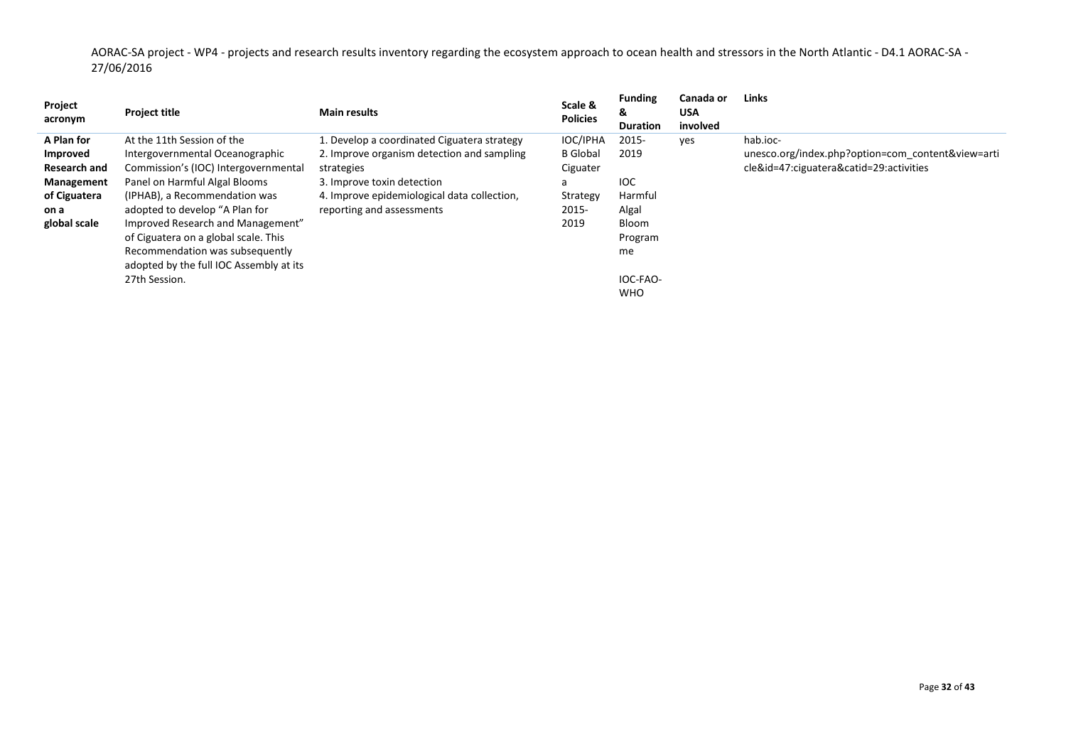AORAC-SA project - WP4 - projects and research results inventory regarding the ecosystem approach to ocean health and stressors in the North Atlantic - D4.1 AORAC-SA - 27/06/2016

| Project acronym | Project title | Main results | Scale & Policies | Funding & Duration | Canada or USA involved | Links |
|---|---|---|---|---|---|---|
| **A Plan for Improved Research and Management of Ciguatera on a global scale** | At the 11th Session of the Intergovernmental Oceanographic Commission's (IOC) Intergovernmental Panel on Harmful Algal Blooms (IPHAB), a Recommendation was adopted to develop "A Plan for Improved Research and Management" of Ciguatera on a global scale. This Recommendation was subsequently adopted by the full IOC Assembly at its 27th Session. | 1. Develop a coordinated Ciguatera strategy<br>2. Improve organism detection and sampling strategies<br>3. Improve toxin detection<br>4. Improve epidemiological data collection, reporting and assessments | IOC/IPHAB Global Ciguatera Strategy 2015-2019 | 2015-2019<br><br>IOC Harmful Algal Bloom Programme<br><br>IOC-FAO-WHO | yes | hab.ioc-unesco.org/index.php?option=com_content&view=article&id=47:ciguatera&catid=29:activities |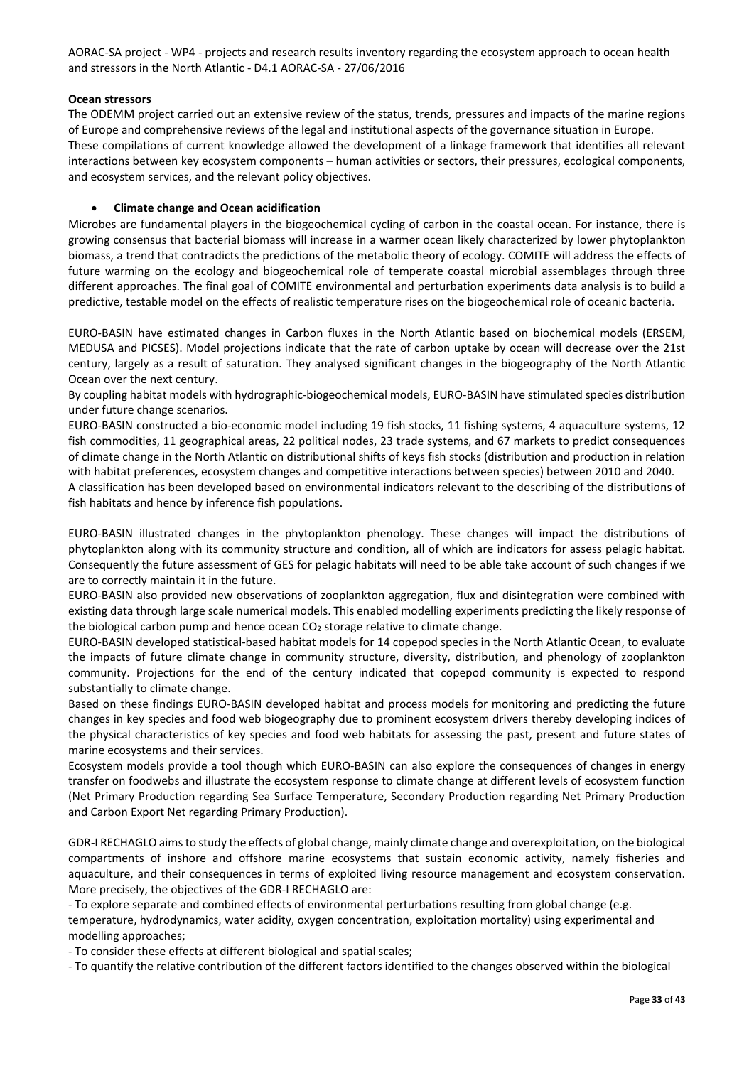**Ocean stressors**

The ODEMM project carried out an extensive review of the status, trends, pressures and impacts of the marine regions of Europe and comprehensive reviews of the legal and institutional aspects of the governance situation in Europe. These compilations of current knowledge allowed the development of a linkage framework that identifies all relevant interactions between key ecosystem components – human activities or sectors, their pressures, ecological components, and ecosystem services, and the relevant policy objectives.

- **Climate change and Ocean acidification**

Microbes are fundamental players in the biogeochemical cycling of carbon in the coastal ocean. For instance, there is growing consensus that bacterial biomass will increase in a warmer ocean likely characterized by lower phytoplankton biomass, a trend that contradicts the predictions of the metabolic theory of ecology. COMITE will address the effects of future warming on the ecology and biogeochemical role of temperate coastal microbial assemblages through three different approaches. The final goal of COMITE environmental and perturbation experiments data analysis is to build a predictive, testable model on the effects of realistic temperature rises on the biogeochemical role of oceanic bacteria.

EURO-BASIN have estimated changes in Carbon fluxes in the North Atlantic based on biochemical models (ERSEM, MEDUSA and PICSES). Model projections indicate that the rate of carbon uptake by ocean will decrease over the 21st century, largely as a result of saturation. They analysed significant changes in the biogeography of the North Atlantic Ocean over the next century.

By coupling habitat models with hydrographic-biogeochemical models, EURO-BASIN have stimulated species distribution under future change scenarios.

EURO-BASIN constructed a bio-economic model including 19 fish stocks, 11 fishing systems, 4 aquaculture systems, 12 fish commodities, 11 geographical areas, 22 political nodes, 23 trade systems, and 67 markets to predict consequences of climate change in the North Atlantic on distributional shifts of keys fish stocks (distribution and production in relation with habitat preferences, ecosystem changes and competitive interactions between species) between 2010 and 2040.

A classification has been developed based on environmental indicators relevant to the describing of the distributions of fish habitats and hence by inference fish populations.

EURO-BASIN illustrated changes in the phytoplankton phenology. These changes will impact the distributions of phytoplankton along with its community structure and condition, all of which are indicators for assess pelagic habitat. Consequently the future assessment of GES for pelagic habitats will need to be able take account of such changes if we are to correctly maintain it in the future.

EURO-BASIN also provided new observations of zooplankton aggregation, flux and disintegration were combined with existing data through large scale numerical models. This enabled modelling experiments predicting the likely response of the biological carbon pump and hence ocean $CO_2$ storage relative to climate change.

EURO-BASIN developed statistical-based habitat models for 14 copepod species in the North Atlantic Ocean, to evaluate the impacts of future climate change in community structure, diversity, distribution, and phenology of zooplankton community. Projections for the end of the century indicated that copepod community is expected to respond substantially to climate change.

Based on these findings EURO-BASIN developed habitat and process models for monitoring and predicting the future changes in key species and food web biogeography due to prominent ecosystem drivers thereby developing indices of the physical characteristics of key species and food web habitats for assessing the past, present and future states of marine ecosystems and their services.

Ecosystem models provide a tool though which EURO-BASIN can also explore the consequences of changes in energy transfer on foodwebs and illustrate the ecosystem response to climate change at different levels of ecosystem function (Net Primary Production regarding Sea Surface Temperature, Secondary Production regarding Net Primary Production and Carbon Export Net regarding Primary Production).

GDR-I RECHAGLO aims to study the effects of global change, mainly climate change and overexploitation, on the biological compartments of inshore and offshore marine ecosystems that sustain economic activity, namely fisheries and aquaculture, and their consequences in terms of exploited living resource management and ecosystem conservation. More precisely, the objectives of the GDR-I RECHAGLO are:

- To explore separate and combined effects of environmental perturbations resulting from global change (e.g. temperature, hydrodynamics, water acidity, oxygen concentration, exploitation mortality) using experimental and modelling approaches;
- To consider these effects at different biological and spatial scales;
- To quantify the relative contribution of the different factors identified to the changes observed within the biological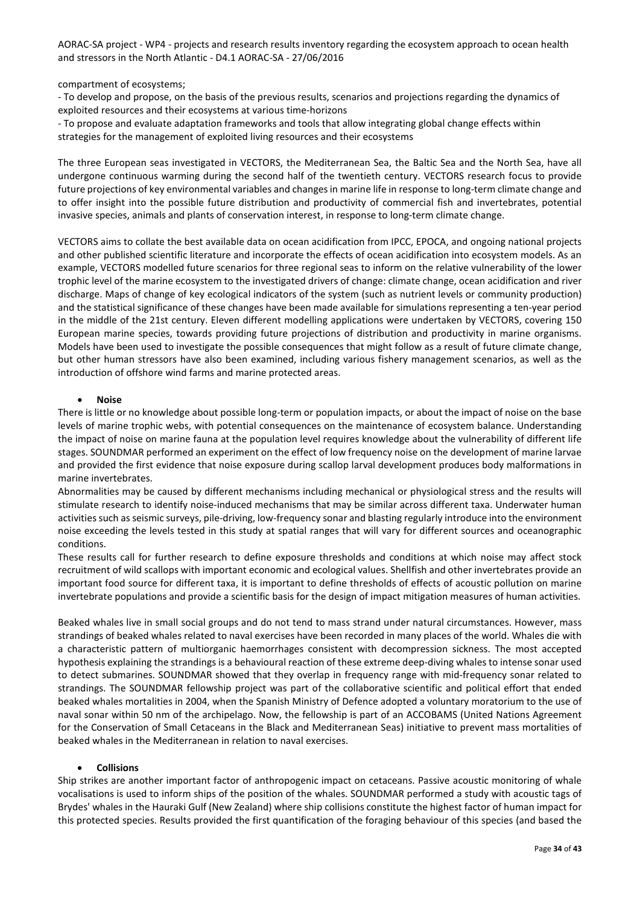compartment of ecosystems;

- To develop and propose, on the basis of the previous results, scenarios and projections regarding the dynamics of exploited resources and their ecosystems at various time-horizons
- To propose and evaluate adaptation frameworks and tools that allow integrating global change effects within strategies for the management of exploited living resources and their ecosystems

The three European seas investigated in VECTORS, the Mediterranean Sea, the Baltic Sea and the North Sea, have all undergone continuous warming during the second half of the twentieth century. VECTORS research focus to provide future projections of key environmental variables and changes in marine life in response to long-term climate change and to offer insight into the possible future distribution and productivity of commercial fish and invertebrates, potential invasive species, animals and plants of conservation interest, in response to long-term climate change.

VECTORS aims to collate the best available data on ocean acidification from IPCC, EPOCA, and ongoing national projects and other published scientific literature and incorporate the effects of ocean acidification into ecosystem models. As an example, VECTORS modelled future scenarios for three regional seas to inform on the relative vulnerability of the lower trophic level of the marine ecosystem to the investigated drivers of change: climate change, ocean acidification and river discharge. Maps of change of key ecological indicators of the system (such as nutrient levels or community production) and the statistical significance of these changes have been made available for simulations representing a ten-year period in the middle of the 21st century. Eleven different modelling applications were undertaken by VECTORS, covering 150 European marine species, towards providing future projections of distribution and productivity in marine organisms. Models have been used to investigate the possible consequences that might follow as a result of future climate change, but other human stressors have also been examined, including various fishery management scenarios, as well as the introduction of offshore wind farms and marine protected areas.

- **Noise**

There is little or no knowledge about possible long-term or population impacts, or about the impact of noise on the base levels of marine trophic webs, with potential consequences on the maintenance of ecosystem balance. Understanding the impact of noise on marine fauna at the population level requires knowledge about the vulnerability of different life stages. SOUNDMAR performed an experiment on the effect of low frequency noise on the development of marine larvae and provided the first evidence that noise exposure during scallop larval development produces body malformations in marine invertebrates.

Abnormalities may be caused by different mechanisms including mechanical or physiological stress and the results will stimulate research to identify noise-induced mechanisms that may be similar across different taxa. Underwater human activities such as seismic surveys, pile-driving, low-frequency sonar and blasting regularly introduce into the environment noise exceeding the levels tested in this study at spatial ranges that will vary for different sources and oceanographic conditions.

These results call for further research to define exposure thresholds and conditions at which noise may affect stock recruitment of wild scallops with important economic and ecological values. Shellfish and other invertebrates provide an important food source for different taxa, it is important to define thresholds of effects of acoustic pollution on marine invertebrate populations and provide a scientific basis for the design of impact mitigation measures of human activities.

Beaked whales live in small social groups and do not tend to mass strand under natural circumstances. However, mass strandings of beaked whales related to naval exercises have been recorded in many places of the world. Whales die with a characteristic pattern of multiorganic haemorrhages consistent with decompression sickness. The most accepted hypothesis explaining the strandings is a behavioural reaction of these extreme deep-diving whales to intense sonar used to detect submarines. SOUNDMAR showed that they overlap in frequency range with mid-frequency sonar related to strandings. The SOUNDMAR fellowship project was part of the collaborative scientific and political effort that ended beaked whales mortalities in 2004, when the Spanish Ministry of Defence adopted a voluntary moratorium to the use of naval sonar within 50 nm of the archipelago. Now, the fellowship is part of an ACCOBAMS (United Nations Agreement for the Conservation of Small Cetaceans in the Black and Mediterranean Seas) initiative to prevent mass mortalities of beaked whales in the Mediterranean in relation to naval exercises.

- **Collisions**

Ship strikes are another important factor of anthropogenic impact on cetaceans. Passive acoustic monitoring of whale vocalisations is used to inform ships of the position of the whales. SOUNDMAR performed a study with acoustic tags of Brydes' whales in the Hauraki Gulf (New Zealand) where ship collisions constitute the highest factor of human impact for this protected species. Results provided the first quantification of the foraging behaviour of this species (and based the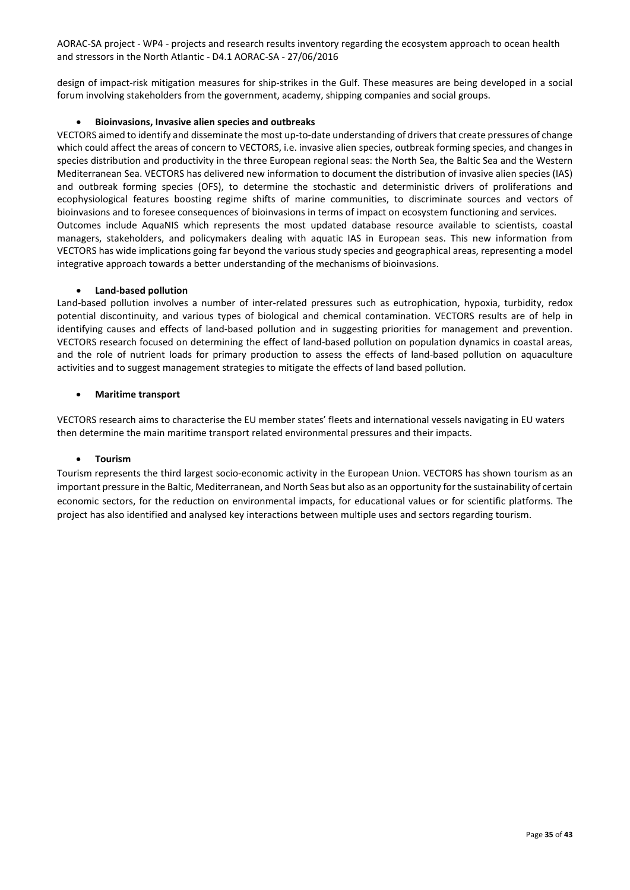design of impact-risk mitigation measures for ship-strikes in the Gulf. These measures are being developed in a social forum involving stakeholders from the government, academy, shipping companies and social groups.

- **Bioinvasions, Invasive alien species and outbreaks**

VECTORS aimed to identify and disseminate the most up-to-date understanding of drivers that create pressures of change which could affect the areas of concern to VECTORS, i.e. invasive alien species, outbreak forming species, and changes in species distribution and productivity in the three European regional seas: the North Sea, the Baltic Sea and the Western Mediterranean Sea. VECTORS has delivered new information to document the distribution of invasive alien species (IAS) and outbreak forming species (OFS), to determine the stochastic and deterministic drivers of proliferations and ecophysiological features boosting regime shifts of marine communities, to discriminate sources and vectors of bioinvasions and to foresee consequences of bioinvasions in terms of impact on ecosystem functioning and services.
Outcomes include AquaNIS which represents the most updated database resource available to scientists, coastal managers, stakeholders, and policymakers dealing with aquatic IAS in European seas. This new information from VECTORS has wide implications going far beyond the various study species and geographical areas, representing a model integrative approach towards a better understanding of the mechanisms of bioinvasions.

- **Land-based pollution**

Land-based pollution involves a number of inter-related pressures such as eutrophication, hypoxia, turbidity, redox potential discontinuity, and various types of biological and chemical contamination. VECTORS results are of help in identifying causes and effects of land-based pollution and in suggesting priorities for management and prevention. VECTORS research focused on determining the effect of land-based pollution on population dynamics in coastal areas, and the role of nutrient loads for primary production to assess the effects of land-based pollution on aquaculture activities and to suggest management strategies to mitigate the effects of land based pollution.

- **Maritime transport**

VECTORS research aims to characterise the EU member states' fleets and international vessels navigating in EU waters then determine the main maritime transport related environmental pressures and their impacts.

- **Tourism**

Tourism represents the third largest socio-economic activity in the European Union. VECTORS has shown tourism as an important pressure in the Baltic, Mediterranean, and North Seas but also as an opportunity for the sustainability of certain economic sectors, for the reduction on environmental impacts, for educational values or for scientific platforms. The project has also identified and analysed key interactions between multiple uses and sectors regarding tourism.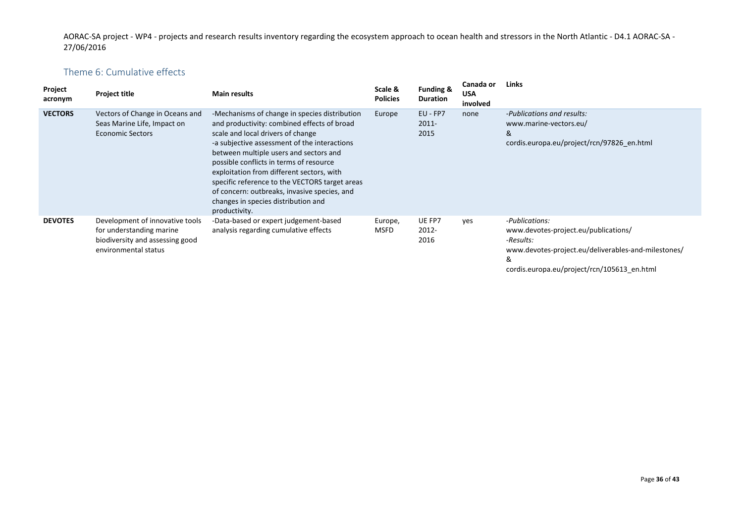## Theme 6: Cumulative effects

| Project acronym | Project title | Main results | Scale & Policies | Funding & Duration | Canada or USA involved | Links |
|---|---|---|---|---|---|---|
| **VECTORS** | Vectors of Change in Oceans and Seas Marine Life, Impact on Economic Sectors | -Mechanisms of change in species distribution and productivity: combined effects of broad scale and local drivers of change<br>-a subjective assessment of the interactions between multiple users and sectors and possible conflicts in terms of resource exploitation from different sectors, with specific reference to the VECTORS target areas of concern: outbreaks, invasive species, and changes in species distribution and productivity. | Europe | EU - FP7 2011-2015 | none | *-Publications and results:*<br>www.marine-vectors.eu/<br>&<br>cordis.europa.eu/project/rcn/97826_en.html |
| **DEVOTES** | Development of innovative tools for understanding marine biodiversity and assessing good environmental status | -Data-based or expert judgement-based analysis regarding cumulative effects | Europe, MSFD | UE FP7 2012-2016 | yes | *-Publications:*<br>www.devotes-project.eu/publications/<br>*-Results:*<br>www.devotes-project.eu/deliverables-and-milestones/<br>&<br>cordis.europa.eu/project/rcn/105613_en.html |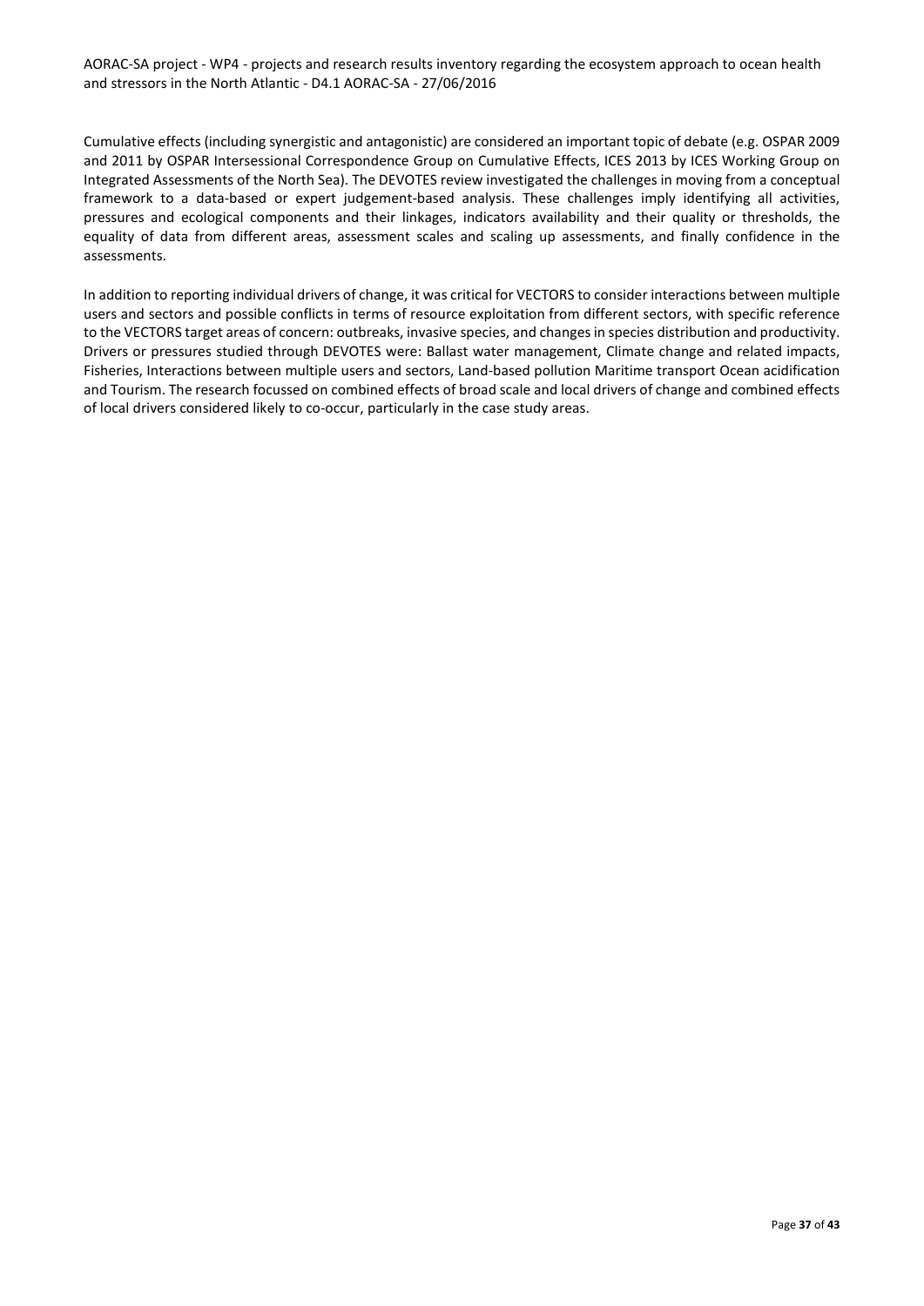Cumulative effects (including synergistic and antagonistic) are considered an important topic of debate (e.g. OSPAR 2009 and 2011 by OSPAR Intersessional Correspondence Group on Cumulative Effects, ICES 2013 by ICES Working Group on Integrated Assessments of the North Sea). The DEVOTES review investigated the challenges in moving from a conceptual framework to a data-based or expert judgement-based analysis. These challenges imply identifying all activities, pressures and ecological components and their linkages, indicators availability and their quality or thresholds, the equality of data from different areas, assessment scales and scaling up assessments, and finally confidence in the assessments.

In addition to reporting individual drivers of change, it was critical for VECTORS to consider interactions between multiple users and sectors and possible conflicts in terms of resource exploitation from different sectors, with specific reference to the VECTORS target areas of concern: outbreaks, invasive species, and changes in species distribution and productivity. Drivers or pressures studied through DEVOTES were: Ballast water management, Climate change and related impacts, Fisheries, Interactions between multiple users and sectors, Land-based pollution Maritime transport Ocean acidification and Tourism. The research focussed on combined effects of broad scale and local drivers of change and combined effects of local drivers considered likely to co-occur, particularly in the case study areas.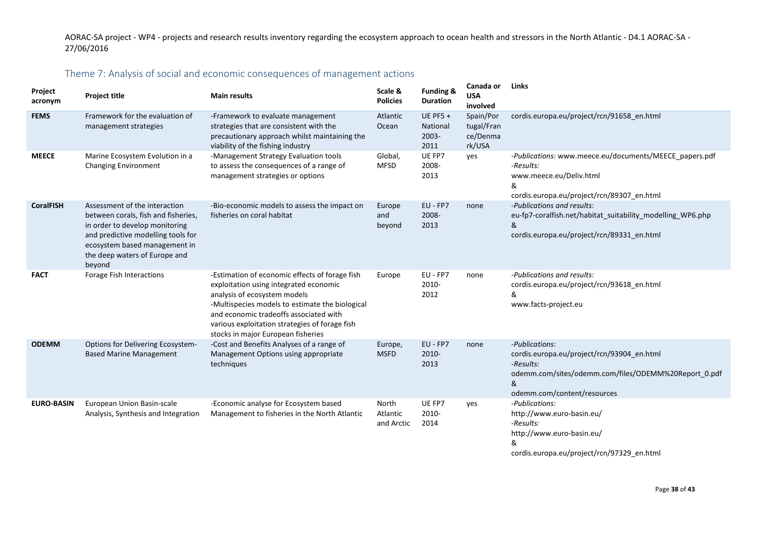## Theme 7: Analysis of social and economic consequences of management actions

| Project acronym | Project title | Main results | Scale & Policies | Funding & Duration | Canada or USA involved | Links |
|---|---|---|---|---|---|---|
| **FEMS** | Framework for the evaluation of management strategies | -Framework to evaluate management strategies that are consistent with the precautionary approach whilst maintaining the viability of the fishing industry | Atlantic Ocean | UE PF5 + National 2003-2011 | Spain/Portugal/France/Denmark/USA | cordis.europa.eu/project/rcn/91658_en.html |
| **MEECE** | Marine Ecosystem Evolution in a Changing Environment | -Management Strategy Evaluation tools to assess the consequences of a range of management strategies or options | Global, MFSD | UE FP7 2008-2013 | yes | *-Publications:* www.meece.eu/documents/MEECE_papers.pdf *-Results:* www.meece.eu/Deliv.html & cordis.europa.eu/project/rcn/89307_en.html |
| **CoralFISH** | Assessment of the interaction between corals, fish and fisheries, in order to develop monitoring and predictive modelling tools for ecosystem based management in the deep waters of Europe and beyond | -Bio-economic models to assess the impact on fisheries on coral habitat | Europe and beyond | EU - FP7 2008-2013 | none | *-Publications and results:* eu-fp7-coralfish.net/habitat_suitability_modelling_WP6.php & cordis.europa.eu/project/rcn/89331_en.html |
| **FACT** | Forage Fish Interactions | -Estimation of economic effects of forage fish exploitation using integrated economic analysis of ecosystem models -Multispecies models to estimate the biological and economic tradeoffs associated with various exploitation strategies of forage fish stocks in major European fisheries | Europe | EU - FP7 2010-2012 | none | *-Publications and results:* cordis.europa.eu/project/rcn/93618_en.html & www.facts-project.eu |
| **ODEMM** | Options for Delivering Ecosystem-Based Marine Management | -Cost and Benefits Analyses of a range of Management Options using appropriate techniques | Europe, MSFD | EU - FP7 2010-2013 | none | *-Publications:* cordis.europa.eu/project/rcn/93904_en.html *-Results:* odemm.com/sites/odemm.com/files/ODEMM%20Report_0.pdf & odemm.com/content/resources |
| **EURO-BASIN** | European Union Basin-scale Analysis, Synthesis and Integration | -Economic analyse for Ecosystem based Management to fisheries in the North Atlantic | North Atlantic and Arctic | UE FP7 2010-2014 | yes | *-Publications:* http://www.euro-basin.eu/ *-Results:* http://www.euro-basin.eu/ & cordis.europa.eu/project/rcn/97329_en.html |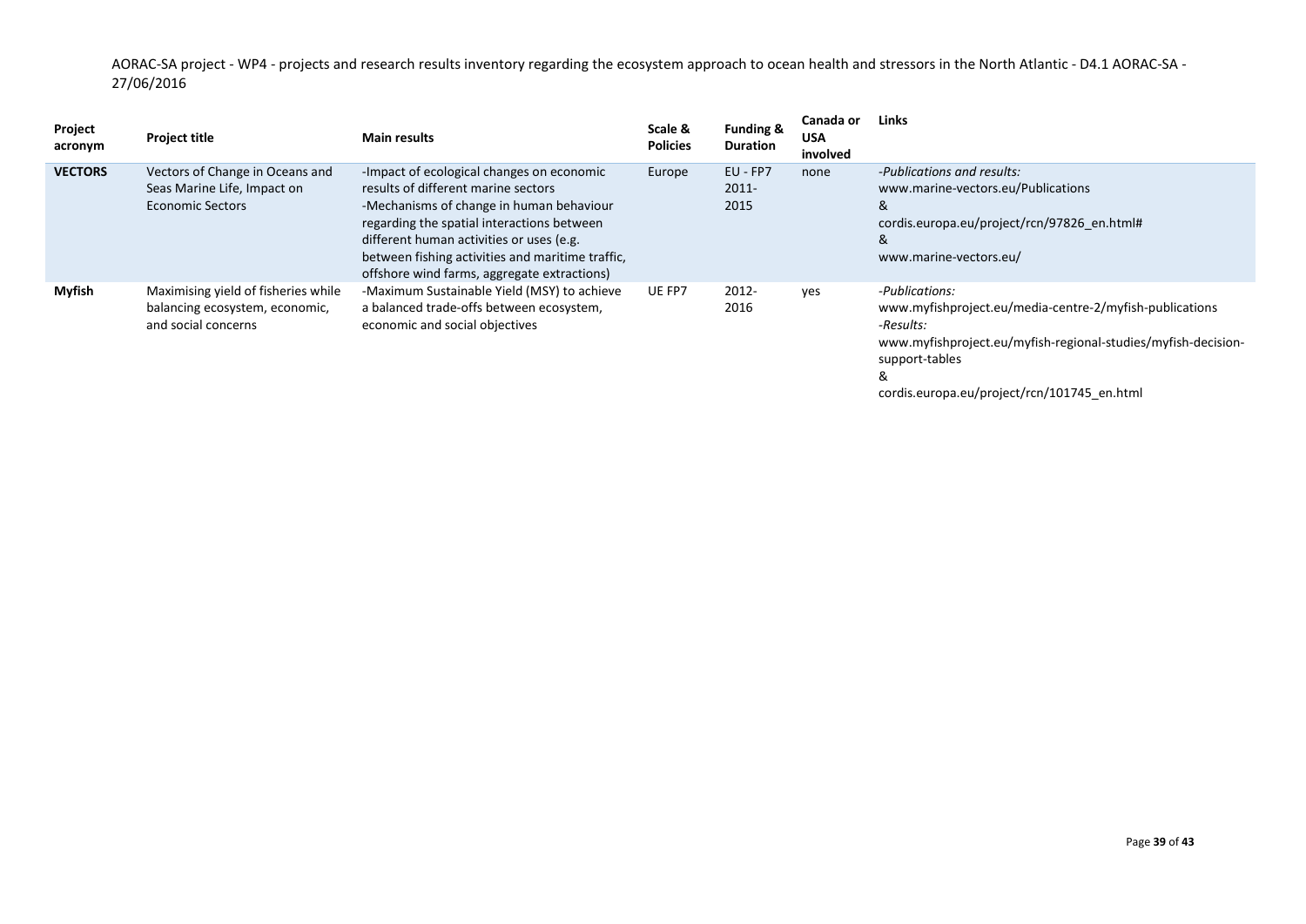| Project acronym | Project title | Main results | Scale & Policies | Funding & Duration | Canada or USA involved | Links |
|---|---|---|---|---|---|---|
| **VECTORS** | Vectors of Change in Oceans and Seas Marine Life, Impact on Economic Sectors | -Impact of ecological changes on economic results of different marine sectors<br>-Mechanisms of change in human behaviour regarding the spatial interactions between different human activities or uses (e.g. between fishing activities and maritime traffic, offshore wind farms, aggregate extractions) | Europe | EU - FP7<br>2011-2015 | none | *-Publications and results:*<br>www.marine-vectors.eu/Publications<br>&<br>cordis.europa.eu/project/rcn/97826_en.html#<br>&<br>www.marine-vectors.eu/ |
| **Myfish** | Maximising yield of fisheries while balancing ecosystem, economic, and social concerns | -Maximum Sustainable Yield (MSY) to achieve a balanced trade-offs between ecosystem, economic and social objectives | UE FP7 | 2012-2016 | yes | *-Publications:*<br>www.myfishproject.eu/media-centre-2/myfish-publications<br>*-Results:*<br>www.myfishproject.eu/myfish-regional-studies/myfish-decision-support-tables<br>&<br>cordis.europa.eu/project/rcn/101745_en.html |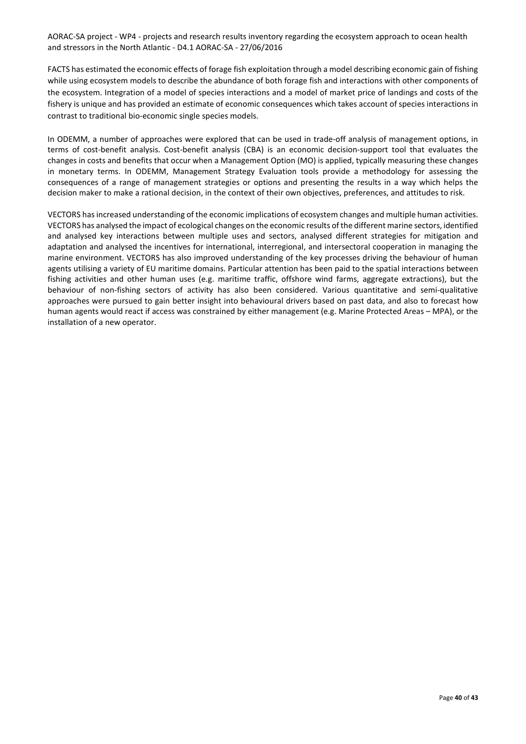FACTS has estimated the economic effects of forage fish exploitation through a model describing economic gain of fishing while using ecosystem models to describe the abundance of both forage fish and interactions with other components of the ecosystem. Integration of a model of species interactions and a model of market price of landings and costs of the fishery is unique and has provided an estimate of economic consequences which takes account of species interactions in contrast to traditional bio-economic single species models.

In ODEMM, a number of approaches were explored that can be used in trade-off analysis of management options, in terms of cost-benefit analysis. Cost-benefit analysis (CBA) is an economic decision-support tool that evaluates the changes in costs and benefits that occur when a Management Option (MO) is applied, typically measuring these changes in monetary terms. In ODEMM, Management Strategy Evaluation tools provide a methodology for assessing the consequences of a range of management strategies or options and presenting the results in a way which helps the decision maker to make a rational decision, in the context of their own objectives, preferences, and attitudes to risk.

VECTORS has increased understanding of the economic implications of ecosystem changes and multiple human activities. VECTORS has analysed the impact of ecological changes on the economic results of the different marine sectors, identified and analysed key interactions between multiple uses and sectors, analysed different strategies for mitigation and adaptation and analysed the incentives for international, interregional, and intersectoral cooperation in managing the marine environment. VECTORS has also improved understanding of the key processes driving the behaviour of human agents utilising a variety of EU maritime domains. Particular attention has been paid to the spatial interactions between fishing activities and other human uses (e.g. maritime traffic, offshore wind farms, aggregate extractions), but the behaviour of non-fishing sectors of activity has also been considered. Various quantitative and semi-qualitative approaches were pursued to gain better insight into behavioural drivers based on past data, and also to forecast how human agents would react if access was constrained by either management (e.g. Marine Protected Areas – MPA), or the installation of a new operator.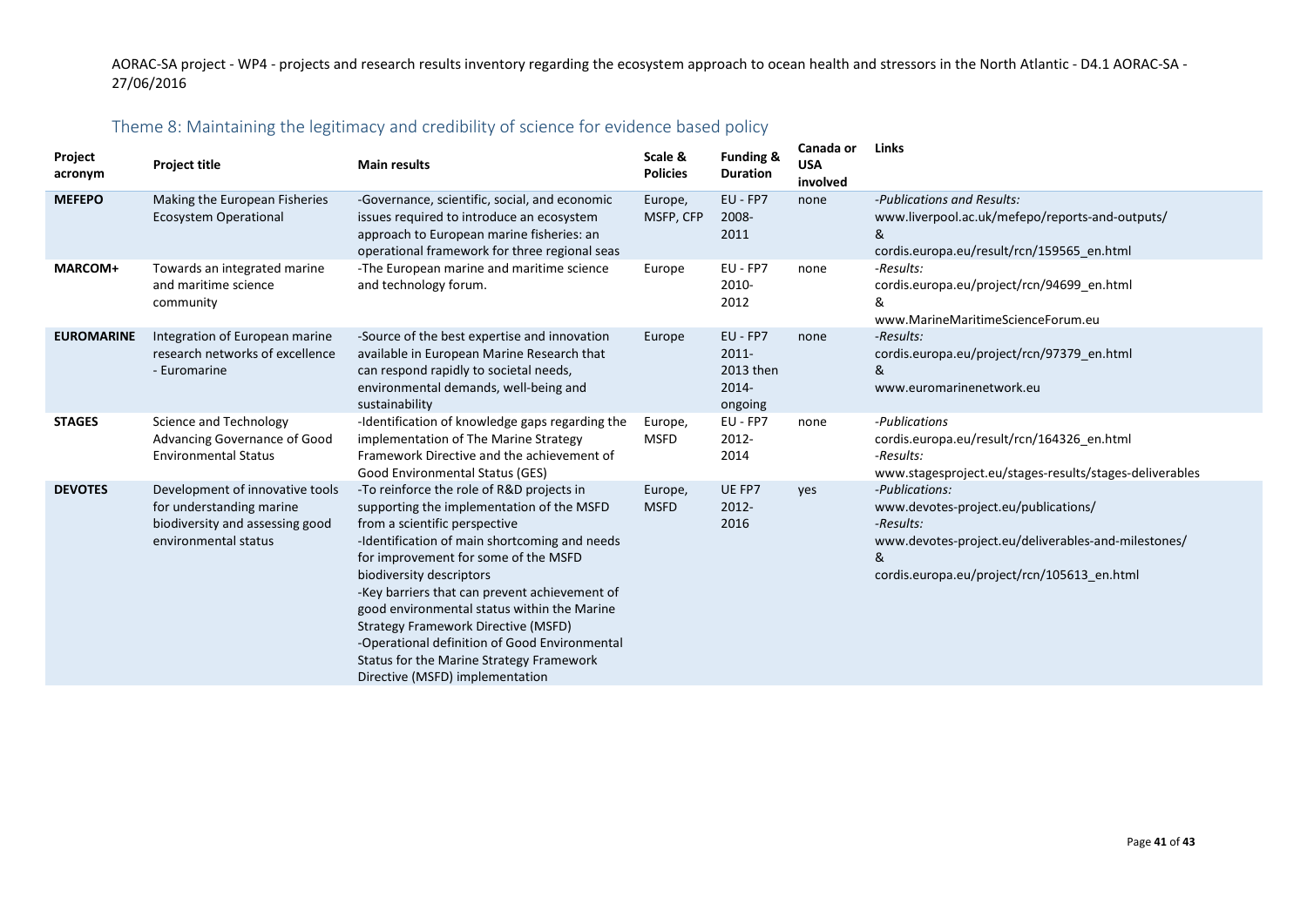## Theme 8: Maintaining the legitimacy and credibility of science for evidence based policy

| Project acronym | Project title | Main results | Scale & Policies | Funding & Duration | Canada or USA involved | Links |
|---|---|---|---|---|---|---|
| **MEFEPO** | Making the European Fisheries Ecosystem Operational | -Governance, scientific, social, and economic issues required to introduce an ecosystem approach to European marine fisheries: an operational framework for three regional seas | Europe, MSFP, CFP | EU - FP7 2008-2011 | none | *-Publications and Results:* www.liverpool.ac.uk/mefepo/reports-and-outputs/ & cordis.europa.eu/result/rcn/159565_en.html |
| **MARCOM+** | Towards an integrated marine and maritime science community | -The European marine and maritime science and technology forum. | Europe | EU - FP7 2010-2012 | none | *-Results:* cordis.europa.eu/project/rcn/94699_en.html & www.MarineMaritimeScienceForum.eu |
| **EUROMARINE** | Integration of European marine research networks of excellence - Euromarine | -Source of the best expertise and innovation available in European Marine Research that can respond rapidly to societal needs, environmental demands, well-being and sustainability | Europe | EU - FP7 2011-2013 then 2014-ongoing | none | *-Results:* cordis.europa.eu/project/rcn/97379_en.html & www.euromarinenetwork.eu |
| **STAGES** | Science and Technology Advancing Governance of Good Environmental Status | -Identification of knowledge gaps regarding the implementation of The Marine Strategy Framework Directive and the achievement of Good Environmental Status (GES) | Europe, MSFD | EU - FP7 2012-2014 | none | *-Publications* cordis.europa.eu/result/rcn/164326_en.html *-Results:* www.stagesproject.eu/stages-results/stages-deliverables |
| **DEVOTES** | Development of innovative tools for understanding marine biodiversity and assessing good environmental status | -To reinforce the role of R&D projects in supporting the implementation of the MSFD from a scientific perspective<br>-Identification of main shortcoming and needs for improvement for some of the MSFD biodiversity descriptors<br>-Key barriers that can prevent achievement of good environmental status within the Marine Strategy Framework Directive (MSFD)<br>-Operational definition of Good Environmental Status for the Marine Strategy Framework Directive (MSFD) implementation | Europe, MSFD | UE FP7 2012-2016 | yes | *-Publications:* www.devotes-project.eu/publications/ *-Results:* www.devotes-project.eu/deliverables-and-milestones/ & cordis.europa.eu/project/rcn/105613_en.html |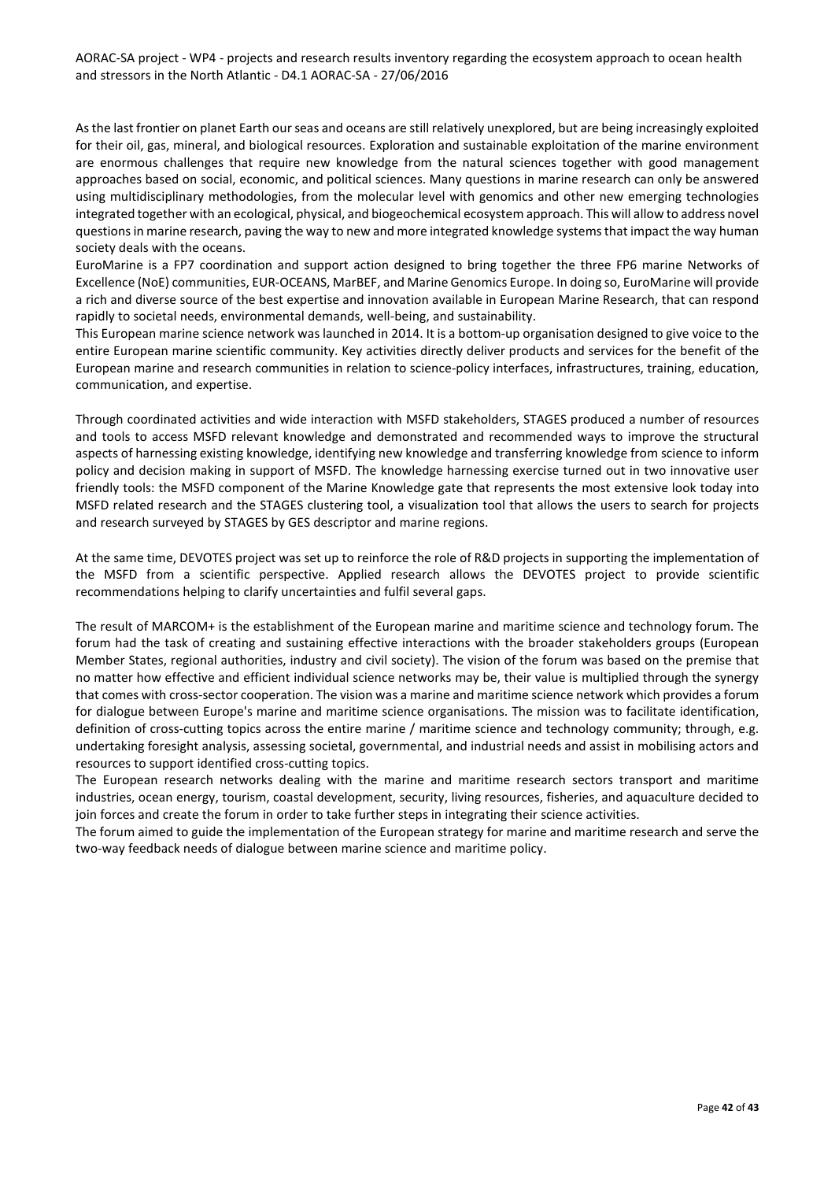As the last frontier on planet Earth our seas and oceans are still relatively unexplored, but are being increasingly exploited for their oil, gas, mineral, and biological resources. Exploration and sustainable exploitation of the marine environment are enormous challenges that require new knowledge from the natural sciences together with good management approaches based on social, economic, and political sciences. Many questions in marine research can only be answered using multidisciplinary methodologies, from the molecular level with genomics and other new emerging technologies integrated together with an ecological, physical, and biogeochemical ecosystem approach. This will allow to address novel questions in marine research, paving the way to new and more integrated knowledge systems that impact the way human society deals with the oceans.

EuroMarine is a FP7 coordination and support action designed to bring together the three FP6 marine Networks of Excellence (NoE) communities, EUR-OCEANS, MarBEF, and Marine Genomics Europe. In doing so, EuroMarine will provide a rich and diverse source of the best expertise and innovation available in European Marine Research, that can respond rapidly to societal needs, environmental demands, well-being, and sustainability.

This European marine science network was launched in 2014. It is a bottom-up organisation designed to give voice to the entire European marine scientific community. Key activities directly deliver products and services for the benefit of the European marine and research communities in relation to science-policy interfaces, infrastructures, training, education, communication, and expertise.

Through coordinated activities and wide interaction with MSFD stakeholders, STAGES produced a number of resources and tools to access MSFD relevant knowledge and demonstrated and recommended ways to improve the structural aspects of harnessing existing knowledge, identifying new knowledge and transferring knowledge from science to inform policy and decision making in support of MSFD. The knowledge harnessing exercise turned out in two innovative user friendly tools: the MSFD component of the Marine Knowledge gate that represents the most extensive look today into MSFD related research and the STAGES clustering tool, a visualization tool that allows the users to search for projects and research surveyed by STAGES by GES descriptor and marine regions.

At the same time, DEVOTES project was set up to reinforce the role of R&D projects in supporting the implementation of the MSFD from a scientific perspective. Applied research allows the DEVOTES project to provide scientific recommendations helping to clarify uncertainties and fulfil several gaps.

The result of MARCOM+ is the establishment of the European marine and maritime science and technology forum. The forum had the task of creating and sustaining effective interactions with the broader stakeholders groups (European Member States, regional authorities, industry and civil society). The vision of the forum was based on the premise that no matter how effective and efficient individual science networks may be, their value is multiplied through the synergy that comes with cross-sector cooperation. The vision was a marine and maritime science network which provides a forum for dialogue between Europe's marine and maritime science organisations. The mission was to facilitate identification, definition of cross-cutting topics across the entire marine / maritime science and technology community; through, e.g. undertaking foresight analysis, assessing societal, governmental, and industrial needs and assist in mobilising actors and resources to support identified cross-cutting topics.

The European research networks dealing with the marine and maritime research sectors transport and maritime industries, ocean energy, tourism, coastal development, security, living resources, fisheries, and aquaculture decided to join forces and create the forum in order to take further steps in integrating their science activities.

The forum aimed to guide the implementation of the European strategy for marine and maritime research and serve the two-way feedback needs of dialogue between marine science and maritime policy.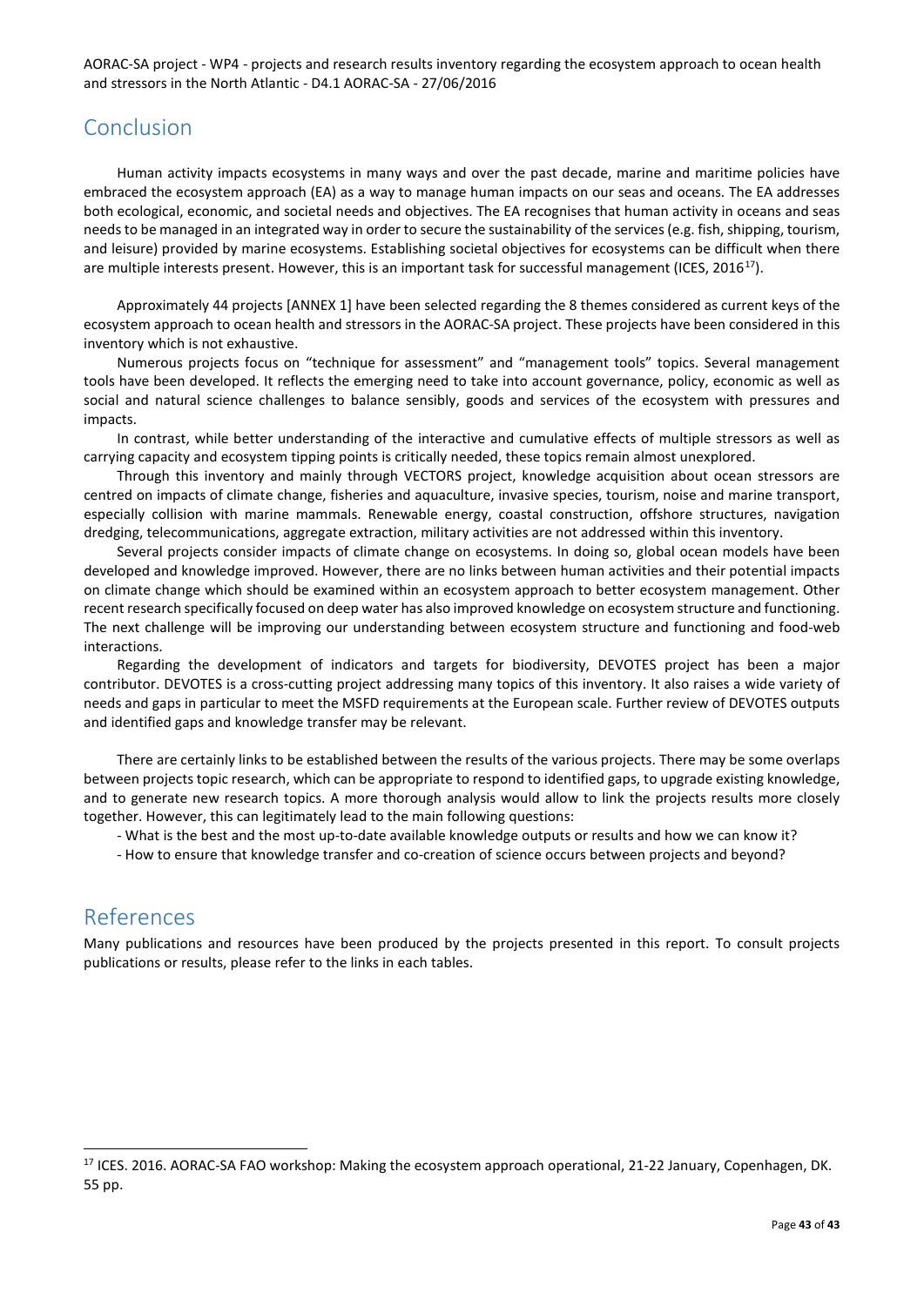## Conclusion

Human activity impacts ecosystems in many ways and over the past decade, marine and maritime policies have embraced the ecosystem approach (EA) as a way to manage human impacts on our seas and oceans. The EA addresses both ecological, economic, and societal needs and objectives. The EA recognises that human activity in oceans and seas needs to be managed in an integrated way in order to secure the sustainability of the services (e.g. fish, shipping, tourism, and leisure) provided by marine ecosystems. Establishing societal objectives for ecosystems can be difficult when there are multiple interests present. However, this is an important task for successful management (ICES, 2016[17]).

Approximately 44 projects [ANNEX 1] have been selected regarding the 8 themes considered as current keys of the ecosystem approach to ocean health and stressors in the AORAC-SA project. These projects have been considered in this inventory which is not exhaustive.

Numerous projects focus on "technique for assessment" and "management tools" topics. Several management tools have been developed. It reflects the emerging need to take into account governance, policy, economic as well as social and natural science challenges to balance sensibly, goods and services of the ecosystem with pressures and impacts.

In contrast, while better understanding of the interactive and cumulative effects of multiple stressors as well as carrying capacity and ecosystem tipping points is critically needed, these topics remain almost unexplored.

Through this inventory and mainly through VECTORS project, knowledge acquisition about ocean stressors are centred on impacts of climate change, fisheries and aquaculture, invasive species, tourism, noise and marine transport, especially collision with marine mammals. Renewable energy, coastal construction, offshore structures, navigation dredging, telecommunications, aggregate extraction, military activities are not addressed within this inventory.

Several projects consider impacts of climate change on ecosystems. In doing so, global ocean models have been developed and knowledge improved. However, there are no links between human activities and their potential impacts on climate change which should be examined within an ecosystem approach to better ecosystem management. Other recent research specifically focused on deep water has also improved knowledge on ecosystem structure and functioning. The next challenge will be improving our understanding between ecosystem structure and functioning and food-web interactions.

Regarding the development of indicators and targets for biodiversity, DEVOTES project has been a major contributor. DEVOTES is a cross-cutting project addressing many topics of this inventory. It also raises a wide variety of needs and gaps in particular to meet the MSFD requirements at the European scale. Further review of DEVOTES outputs and identified gaps and knowledge transfer may be relevant.

There are certainly links to be established between the results of the various projects. There may be some overlaps between projects topic research, which can be appropriate to respond to identified gaps, to upgrade existing knowledge, and to generate new research topics. A more thorough analysis would allow to link the projects results more closely together. However, this can legitimately lead to the main following questions:

- What is the best and the most up-to-date available knowledge outputs or results and how we can know it?
- How to ensure that knowledge transfer and co-creation of science occurs between projects and beyond?

## References

Many publications and resources have been produced by the projects presented in this report. To consult projects publications or results, please refer to the links in each tables.

[17] ICES. 2016. AORAC-SA FAO workshop: Making the ecosystem approach operational, 21-22 January, Copenhagen, DK. 55 pp.